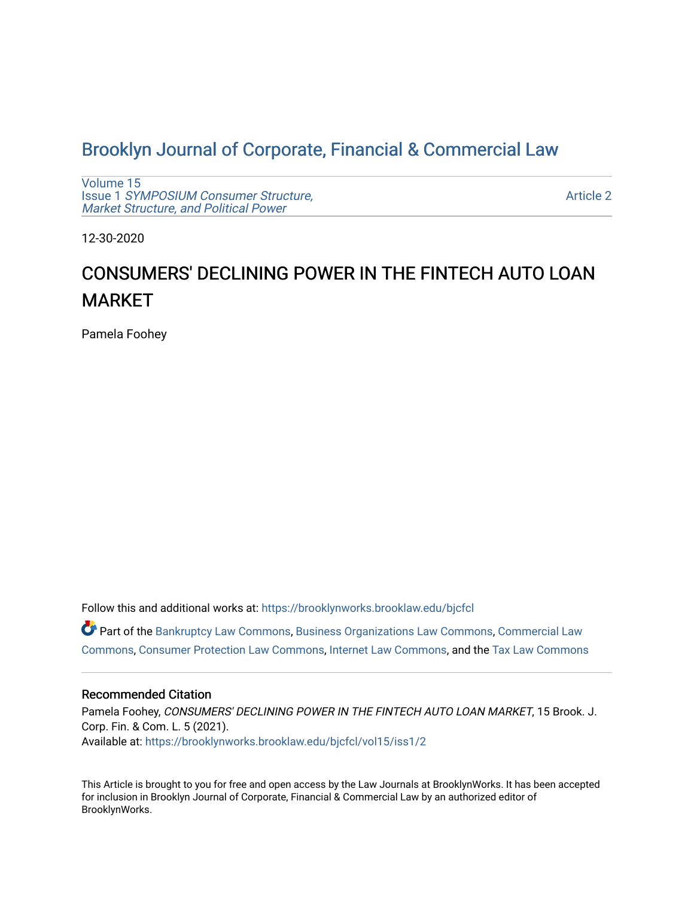# Brooklyn Journal of Corporate, Financial & Commercial Law

Volume 15
Issue 1 *SYMPOSIUM Consumer Structure, Market Structure, and Political Power*

Article 2

12-30-2020

# CONSUMERS' DECLINING POWER IN THE FINTECH AUTO LOAN MARKET

Pamela Foohey

Follow this and additional works at: https://brooklynworks.brooklaw.edu/bjcfcl

Part of the Bankruptcy Law Commons, Business Organizations Law Commons, Commercial Law Commons, Consumer Protection Law Commons, Internet Law Commons, and the Tax Law Commons

## Recommended Citation

Pamela Foohey, *CONSUMERS' DECLINING POWER IN THE FINTECH AUTO LOAN MARKET*, 15 Brook. J. Corp. Fin. & Com. L. 5 (2021).
Available at: https://brooklynworks.brooklaw.edu/bjcfcl/vol15/iss1/2

This Article is brought to you for free and open access by the Law Journals at BrooklynWorks. It has been accepted for inclusion in Brooklyn Journal of Corporate, Financial & Commercial Law by an authorized editor of BrooklynWorks.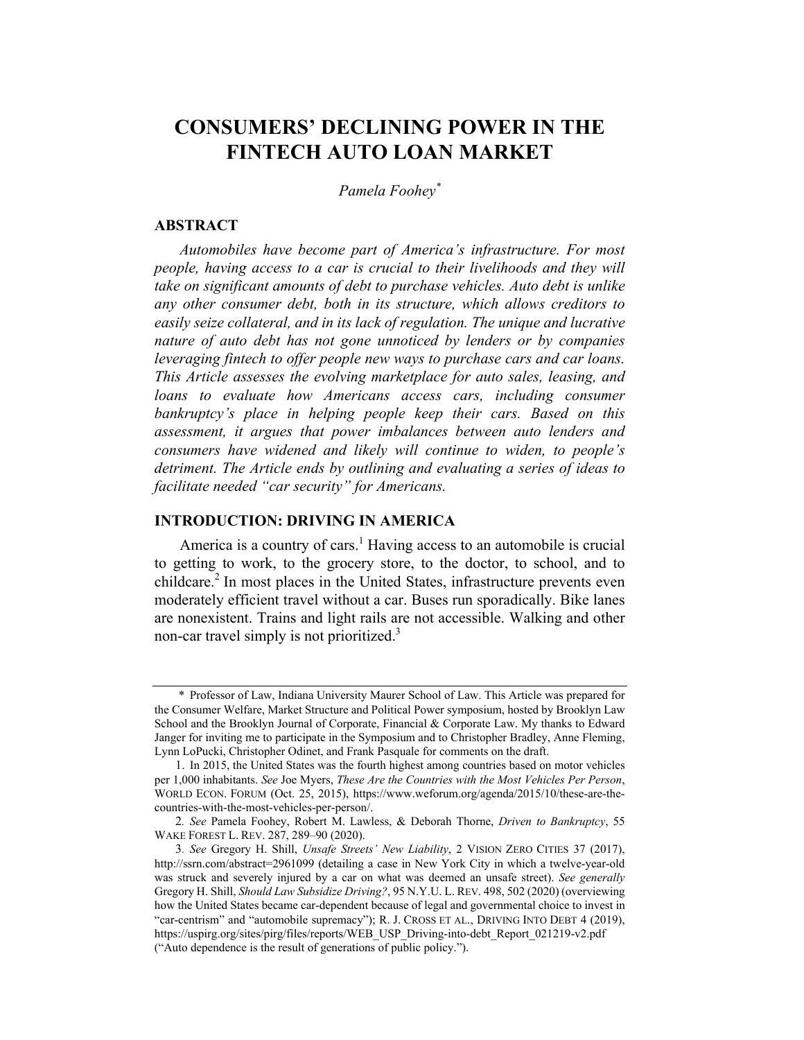# CONSUMERS' DECLINING POWER IN THE FINTECH AUTO LOAN MARKET

*Pamela Foohey*[*]

## ABSTRACT

*Automobiles have become part of America's infrastructure. For most people, having access to a car is crucial to their livelihoods and they will take on significant amounts of debt to purchase vehicles. Auto debt is unlike any other consumer debt, both in its structure, which allows creditors to easily seize collateral, and in its lack of regulation. The unique and lucrative nature of auto debt has not gone unnoticed by lenders or by companies leveraging fintech to offer people new ways to purchase cars and car loans. This Article assesses the evolving marketplace for auto sales, leasing, and loans to evaluate how Americans access cars, including consumer bankruptcy's place in helping people keep their cars. Based on this assessment, it argues that power imbalances between auto lenders and consumers have widened and likely will continue to widen, to people's detriment. The Article ends by outlining and evaluating a series of ideas to facilitate needed "car security" for Americans.*

## INTRODUCTION: DRIVING IN AMERICA

America is a country of cars.[1] Having access to an automobile is crucial to getting to work, to the grocery store, to the doctor, to school, and to childcare.[2] In most places in the United States, infrastructure prevents even moderately efficient travel without a car. Buses run sporadically. Bike lanes are nonexistent. Trains and light rails are not accessible. Walking and other non-car travel simply is not prioritized.[3]

---

\* Professor of Law, Indiana University Maurer School of Law. This Article was prepared for the Consumer Welfare, Market Structure and Political Power symposium, hosted by Brooklyn Law School and the Brooklyn Journal of Corporate, Financial & Corporate Law. My thanks to Edward Janger for inviting me to participate in the Symposium and to Christopher Bradley, Anne Fleming, Lynn LoPucki, Christopher Odinet, and Frank Pasquale for comments on the draft.

1. In 2015, the United States was the fourth highest among countries based on motor vehicles per 1,000 inhabitants. *See* Joe Myers, *These Are the Countries with the Most Vehicles Per Person*, WORLD ECON. FORUM (Oct. 25, 2015), https://www.weforum.org/agenda/2015/10/these-are-the-countries-with-the-most-vehicles-per-person/.

2. *See* Pamela Foohey, Robert M. Lawless, & Deborah Thorne, *Driven to Bankruptcy*, 55 WAKE FOREST L. REV. 287, 289–90 (2020).

3. *See* Gregory H. Shill, *Unsafe Streets' New Liability*, 2 VISION ZERO CITIES 37 (2017), http://ssrn.com/abstract=2961099 (detailing a case in New York City in which a twelve-year-old was struck and severely injured by a car on what was deemed an unsafe street). *See generally* Gregory H. Shill, *Should Law Subsidize Driving?*, 95 N.Y.U. L. REV. 498, 502 (2020) (overviewing how the United States became car-dependent because of legal and governmental choice to invest in "car-centrism" and "automobile supremacy"); R. J. CROSS ET AL., DRIVING INTO DEBT 4 (2019), https://uspirg.org/sites/pirg/files/reports/WEB_USP_Driving-into-debt_Report_021219-v2.pdf ("Auto dependence is the result of generations of public policy.").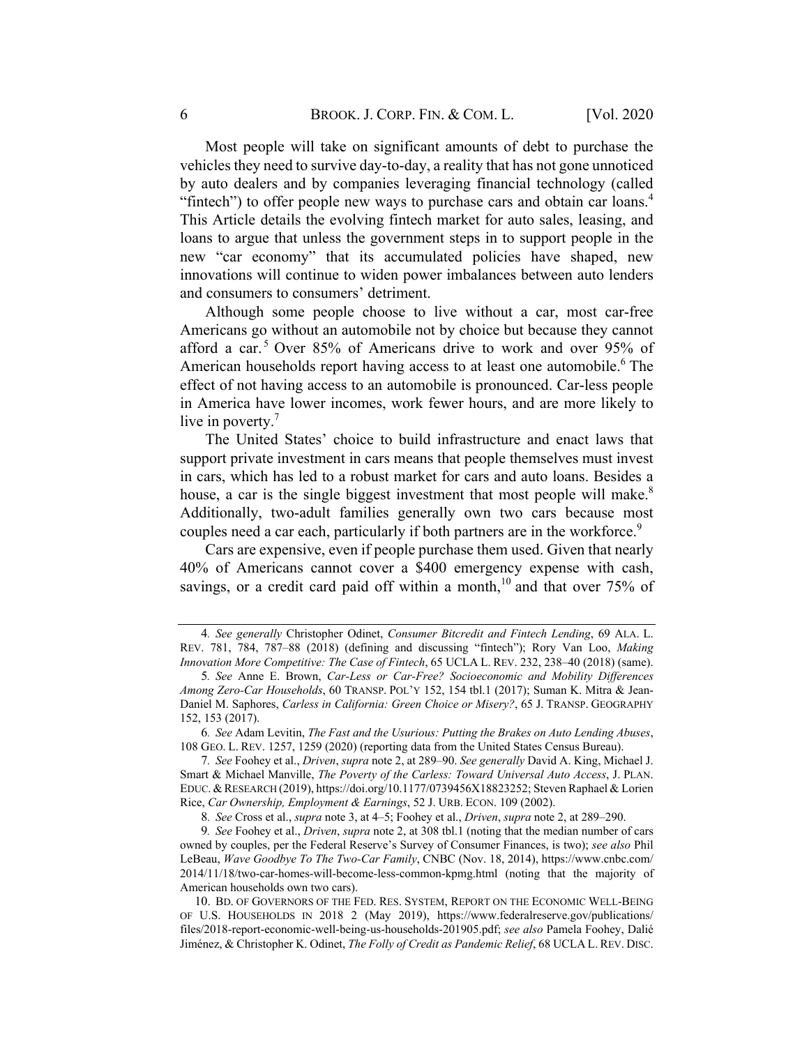Most people will take on significant amounts of debt to purchase the vehicles they need to survive day-to-day, a reality that has not gone unnoticed by auto dealers and by companies leveraging financial technology (called "fintech") to offer people new ways to purchase cars and obtain car loans.[4] This Article details the evolving fintech market for auto sales, leasing, and loans to argue that unless the government steps in to support people in the new "car economy" that its accumulated policies have shaped, new innovations will continue to widen power imbalances between auto lenders and consumers to consumers' detriment.

Although some people choose to live without a car, most car-free Americans go without an automobile not by choice but because they cannot afford a car.[5] Over 85% of Americans drive to work and over 95% of American households report having access to at least one automobile.[6] The effect of not having access to an automobile is pronounced. Car-less people in America have lower incomes, work fewer hours, and are more likely to live in poverty.[7]

The United States' choice to build infrastructure and enact laws that support private investment in cars means that people themselves must invest in cars, which has led to a robust market for cars and auto loans. Besides a house, a car is the single biggest investment that most people will make.[8] Additionally, two-adult families generally own two cars because most couples need a car each, particularly if both partners are in the workforce.[9]

Cars are expensive, even if people purchase them used. Given that nearly 40% of Americans cannot cover a $400 emergency expense with cash, savings, or a credit card paid off within a month,[10] and that over 75% of

---

4. *See generally* Christopher Odinet, *Consumer Bitcredit and Fintech Lending*, 69 ALA. L. REV. 781, 784, 787–88 (2018) (defining and discussing "fintech"); Rory Van Loo, *Making Innovation More Competitive: The Case of Fintech*, 65 UCLA L. REV. 232, 238–40 (2018) (same).

5. *See* Anne E. Brown, *Car-Less or Car-Free? Socioeconomic and Mobility Differences Among Zero-Car Households*, 60 TRANSP. POL'Y 152, 154 tbl.1 (2017); Suman K. Mitra & Jean-Daniel M. Saphores, *Carless in California: Green Choice or Misery?*, 65 J. TRANSP. GEOGRAPHY 152, 153 (2017).

6. *See* Adam Levitin, *The Fast and the Usurious: Putting the Brakes on Auto Lending Abuses*, 108 GEO. L. REV. 1257, 1259 (2020) (reporting data from the United States Census Bureau).

7. *See* Foohey et al., *Driven*, *supra* note 2, at 289–90. *See generally* David A. King, Michael J. Smart & Michael Manville, *The Poverty of the Carless: Toward Universal Auto Access*, J. PLAN. EDUC. & RESEARCH (2019), https://doi.org/10.1177/0739456X18823252; Steven Raphael & Lorien Rice, *Car Ownership, Employment & Earnings*, 52 J. URB. ECON. 109 (2002).

8. *See* Cross et al., *supra* note 3, at 4–5; Foohey et al., *Driven*, *supra* note 2, at 289–290.

9. *See* Foohey et al., *Driven*, *supra* note 2, at 308 tbl.1 (noting that the median number of cars owned by couples, per the Federal Reserve's Survey of Consumer Finances, is two); *see also* Phil LeBeau, *Wave Goodbye To The Two-Car Family*, CNBC (Nov. 18, 2014), https://www.cnbc.com/2014/11/18/two-car-homes-will-become-less-common-kpmg.html (noting that the majority of American households own two cars).

10. BD. OF GOVERNORS OF THE FED. RES. SYSTEM, REPORT ON THE ECONOMIC WELL-BEING OF U.S. HOUSEHOLDS IN 2018 2 (May 2019), https://www.federalreserve.gov/publications/files/2018-report-economic-well-being-us-households-201905.pdf; *see also* Pamela Foohey, Dalié Jiménez, & Christopher K. Odinet, *The Folly of Credit as Pandemic Relief*, 68 UCLA L. REV. DISC.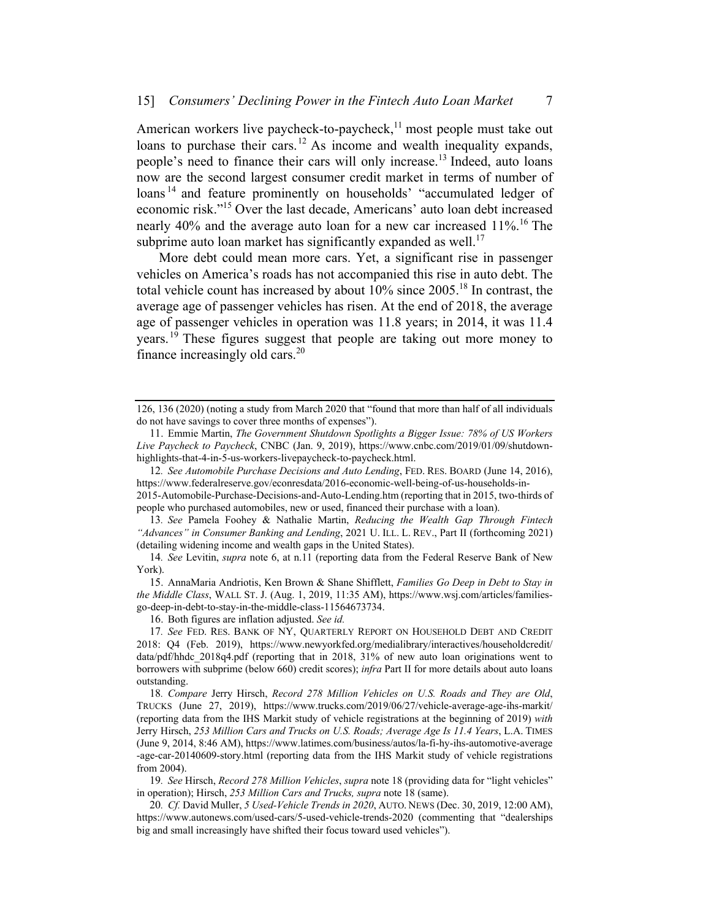American workers live paycheck-to-paycheck,[11] most people must take out loans to purchase their cars.[12] As income and wealth inequality expands, people's need to finance their cars will only increase.[13] Indeed, auto loans now are the second largest consumer credit market in terms of number of loans[14] and feature prominently on households' "accumulated ledger of economic risk."[15] Over the last decade, Americans' auto loan debt increased nearly 40% and the average auto loan for a new car increased 11%.[16] The subprime auto loan market has significantly expanded as well.[17]

More debt could mean more cars. Yet, a significant rise in passenger vehicles on America's roads has not accompanied this rise in auto debt. The total vehicle count has increased by about 10% since 2005.[18] In contrast, the average age of passenger vehicles has risen. At the end of 2018, the average age of passenger vehicles in operation was 11.8 years; in 2014, it was 11.4 years.[19] These figures suggest that people are taking out more money to finance increasingly old cars.[20]

---

126, 136 (2020) (noting a study from March 2020 that "found that more than half of all individuals do not have savings to cover three months of expenses").

11. Emmie Martin, *The Government Shutdown Spotlights a Bigger Issue: 78% of US Workers Live Paycheck to Paycheck*, CNBC (Jan. 9, 2019), https://www.cnbc.com/2019/01/09/shutdown-highlights-that-4-in-5-us-workers-livepaycheck-to-paycheck.html.

12. *See Automobile Purchase Decisions and Auto Lending*, FED. RES. BOARD (June 14, 2016), https://www.federalreserve.gov/econresdata/2016-economic-well-being-of-us-households-in-2015-Automobile-Purchase-Decisions-and-Auto-Lending.htm (reporting that in 2015, two-thirds of people who purchased automobiles, new or used, financed their purchase with a loan).

13. *See* Pamela Foohey & Nathalie Martin, *Reducing the Wealth Gap Through Fintech "Advances" in Consumer Banking and Lending*, 2021 U. ILL. L. REV., Part II (forthcoming 2021) (detailing widening income and wealth gaps in the United States).

14. *See* Levitin, *supra* note 6, at n.11 (reporting data from the Federal Reserve Bank of New York).

15. AnnaMaria Andriotis, Ken Brown & Shane Shifflett, *Families Go Deep in Debt to Stay in the Middle Class*, WALL ST. J. (Aug. 1, 2019, 11:35 AM), https://www.wsj.com/articles/families-go-deep-in-debt-to-stay-in-the-middle-class-11564673734.

16. Both figures are inflation adjusted. *See id.*

17. *See* FED. RES. BANK OF NY, QUARTERLY REPORT ON HOUSEHOLD DEBT AND CREDIT 2018: Q4 (Feb. 2019), https://www.newyorkfed.org/medialibrary/interactives/householdcredit/data/pdf/hhdc_2018q4.pdf (reporting that in 2018, 31% of new auto loan originations went to borrowers with subprime (below 660) credit scores); *infra* Part II for more details about auto loans outstanding.

18. *Compare* Jerry Hirsch, *Record 278 Million Vehicles on U.S. Roads and They are Old*, TRUCKS (June 27, 2019), https://www.trucks.com/2019/06/27/vehicle-average-age-ihs-markit/ (reporting data from the IHS Markit study of vehicle registrations at the beginning of 2019) *with* Jerry Hirsch, *253 Million Cars and Trucks on U.S. Roads; Average Age Is 11.4 Years*, L.A. TIMES (June 9, 2014, 8:46 AM), https://www.latimes.com/business/autos/la-fi-hy-ihs-automotive-average-age-car-20140609-story.html (reporting data from the IHS Markit study of vehicle registrations from 2004).

19. *See* Hirsch, *Record 278 Million Vehicles*, *supra* note 18 (providing data for "light vehicles" in operation); Hirsch, *253 Million Cars and Trucks, supra* note 18 (same).

20. *Cf.* David Muller, *5 Used-Vehicle Trends in 2020*, AUTO. NEWS (Dec. 30, 2019, 12:00 AM), https://www.autonews.com/used-cars/5-used-vehicle-trends-2020 (commenting that "dealerships big and small increasingly have shifted their focus toward used vehicles").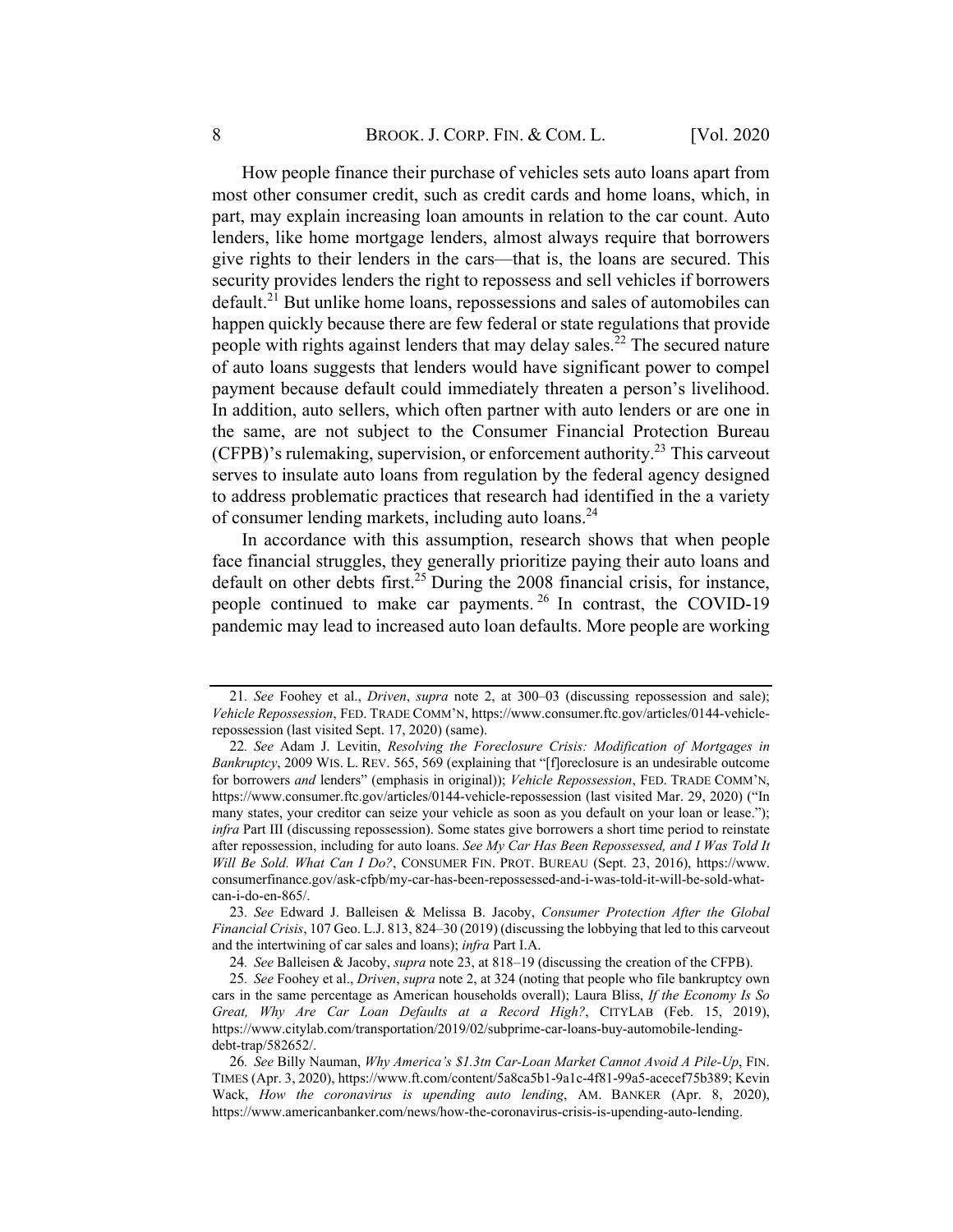How people finance their purchase of vehicles sets auto loans apart from most other consumer credit, such as credit cards and home loans, which, in part, may explain increasing loan amounts in relation to the car count. Auto lenders, like home mortgage lenders, almost always require that borrowers give rights to their lenders in the cars—that is, the loans are secured. This security provides lenders the right to repossess and sell vehicles if borrowers default.[21] But unlike home loans, repossessions and sales of automobiles can happen quickly because there are few federal or state regulations that provide people with rights against lenders that may delay sales.[22] The secured nature of auto loans suggests that lenders would have significant power to compel payment because default could immediately threaten a person's livelihood. In addition, auto sellers, which often partner with auto lenders or are one in the same, are not subject to the Consumer Financial Protection Bureau (CFPB)'s rulemaking, supervision, or enforcement authority.[23] This carveout serves to insulate auto loans from regulation by the federal agency designed to address problematic practices that research had identified in the a variety of consumer lending markets, including auto loans.[24]

In accordance with this assumption, research shows that when people face financial struggles, they generally prioritize paying their auto loans and default on other debts first.[25] During the 2008 financial crisis, for instance, people continued to make car payments.[26] In contrast, the COVID-19 pandemic may lead to increased auto loan defaults. More people are working

---

21. *See* Foohey et al., *Driven*, *supra* note 2, at 300–03 (discussing repossession and sale); *Vehicle Repossession*, FED. TRADE COMM'N, https://www.consumer.ftc.gov/articles/0144-vehicle-repossession (last visited Sept. 17, 2020) (same).

22. *See* Adam J. Levitin, *Resolving the Foreclosure Crisis: Modification of Mortgages in Bankruptcy*, 2009 WIS. L. REV. 565, 569 (explaining that "[f]oreclosure is an undesirable outcome for borrowers *and* lenders" (emphasis in original)); *Vehicle Repossession*, FED. TRADE COMM'N, https://www.consumer.ftc.gov/articles/0144-vehicle-repossession (last visited Mar. 29, 2020) ("In many states, your creditor can seize your vehicle as soon as you default on your loan or lease."); *infra* Part III (discussing repossession). Some states give borrowers a short time period to reinstate after repossession, including for auto loans. *See My Car Has Been Repossessed, and I Was Told It Will Be Sold. What Can I Do?*, CONSUMER FIN. PROT. BUREAU (Sept. 23, 2016), https://www.consumerfinance.gov/ask-cfpb/my-car-has-been-repossessed-and-i-was-told-it-will-be-sold-what-can-i-do-en-865/.

23. *See* Edward J. Balleisen & Melissa B. Jacoby, *Consumer Protection After the Global Financial Crisis*, 107 Geo. L.J. 813, 824–30 (2019) (discussing the lobbying that led to this carveout and the intertwining of car sales and loans); *infra* Part I.A.

24. *See* Balleisen & Jacoby, *supra* note 23, at 818–19 (discussing the creation of the CFPB).

25. *See* Foohey et al., *Driven*, *supra* note 2, at 324 (noting that people who file bankruptcy own cars in the same percentage as American households overall); Laura Bliss, *If the Economy Is So Great, Why Are Car Loan Defaults at a Record High?*, CITYLAB (Feb. 15, 2019), https://www.citylab.com/transportation/2019/02/subprime-car-loans-buy-automobile-lending-debt-trap/582652/.

26. *See* Billy Nauman, *Why America's $1.3tn Car-Loan Market Cannot Avoid A Pile-Up*, FIN. TIMES (Apr. 3, 2020), https://www.ft.com/content/5a8ca5b1-9a1c-4f81-99a5-acecef75b389; Kevin Wack, *How the coronavirus is upending auto lending*, AM. BANKER (Apr. 8, 2020), https://www.americanbanker.com/news/how-the-coronavirus-crisis-is-upending-auto-lending.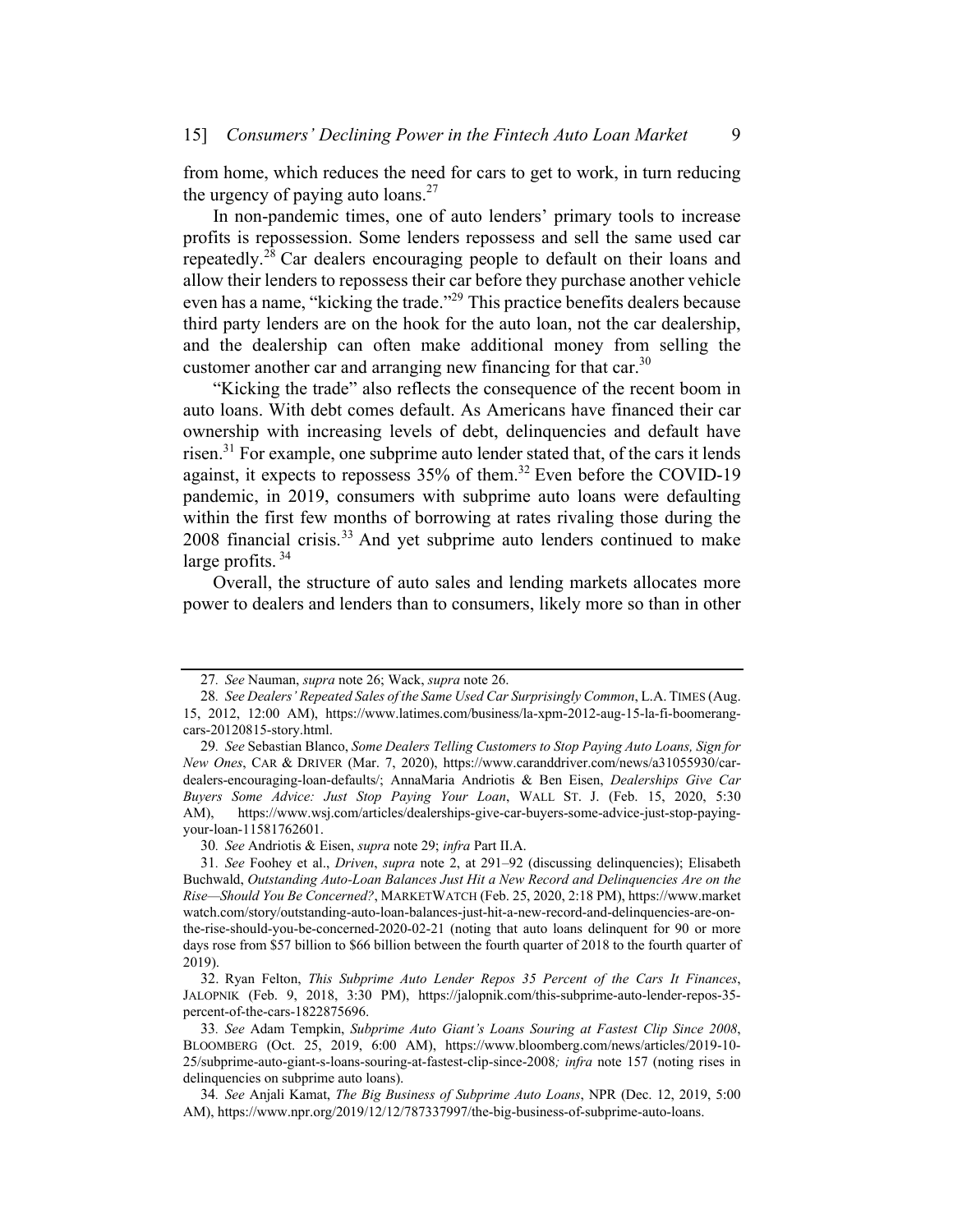from home, which reduces the need for cars to get to work, in turn reducing the urgency of paying auto loans.[27]

In non-pandemic times, one of auto lenders' primary tools to increase profits is repossession. Some lenders repossess and sell the same used car repeatedly.[28] Car dealers encouraging people to default on their loans and allow their lenders to repossess their car before they purchase another vehicle even has a name, "kicking the trade."[29] This practice benefits dealers because third party lenders are on the hook for the auto loan, not the car dealership, and the dealership can often make additional money from selling the customer another car and arranging new financing for that car.[30]

"Kicking the trade" also reflects the consequence of the recent boom in auto loans. With debt comes default. As Americans have financed their car ownership with increasing levels of debt, delinquencies and default have risen.[31] For example, one subprime auto lender stated that, of the cars it lends against, it expects to repossess 35% of them.[32] Even before the COVID-19 pandemic, in 2019, consumers with subprime auto loans were defaulting within the first few months of borrowing at rates rivaling those during the 2008 financial crisis.[33] And yet subprime auto lenders continued to make large profits.[34]

Overall, the structure of auto sales and lending markets allocates more power to dealers and lenders than to consumers, likely more so than in other

---

27. *See* Nauman, *supra* note 26; Wack, *supra* note 26.

28. *See Dealers' Repeated Sales of the Same Used Car Surprisingly Common*, L.A. TIMES (Aug. 15, 2012, 12:00 AM), https://www.latimes.com/business/la-xpm-2012-aug-15-la-fi-boomerang-cars-20120815-story.html.

29. *See* Sebastian Blanco, *Some Dealers Telling Customers to Stop Paying Auto Loans, Sign for New Ones*, CAR & DRIVER (Mar. 7, 2020), https://www.caranddriver.com/news/a31055930/car-dealers-encouraging-loan-defaults/; AnnaMaria Andriotis & Ben Eisen, *Dealerships Give Car Buyers Some Advice: Just Stop Paying Your Loan*, WALL ST. J. (Feb. 15, 2020, 5:30 AM), https://www.wsj.com/articles/dealerships-give-car-buyers-some-advice-just-stop-paying-your-loan-11581762601.

30. *See* Andriotis & Eisen, *supra* note 29; *infra* Part II.A.

31. *See* Foohey et al., *Driven*, *supra* note 2, at 291–92 (discussing delinquencies); Elisabeth Buchwald, *Outstanding Auto-Loan Balances Just Hit a New Record and Delinquencies Are on the Rise—Should You Be Concerned?*, MARKETWATCH (Feb. 25, 2020, 2:18 PM), https://www.marketwatch.com/story/outstanding-auto-loan-balances-just-hit-a-new-record-and-delinquencies-are-on-the-rise-should-you-be-concerned-2020-02-21 (noting that auto loans delinquent for 90 or more days rose from $57 billion to $66 billion between the fourth quarter of 2018 to the fourth quarter of 2019).

32. Ryan Felton, *This Subprime Auto Lender Repos 35 Percent of the Cars It Finances*, JALOPNIK (Feb. 9, 2018, 3:30 PM), https://jalopnik.com/this-subprime-auto-lender-repos-35-percent-of-the-cars-1822875696.

33. *See* Adam Tempkin, *Subprime Auto Giant's Loans Souring at Fastest Clip Since 2008*, BLOOMBERG (Oct. 25, 2019, 6:00 AM), https://www.bloomberg.com/news/articles/2019-10-25/subprime-auto-giant-s-loans-souring-at-fastest-clip-since-2008; *infra* note 157 (noting rises in delinquencies on subprime auto loans).

34. *See* Anjali Kamat, *The Big Business of Subprime Auto Loans*, NPR (Dec. 12, 2019, 5:00 AM), https://www.npr.org/2019/12/12/787337997/the-big-business-of-subprime-auto-loans.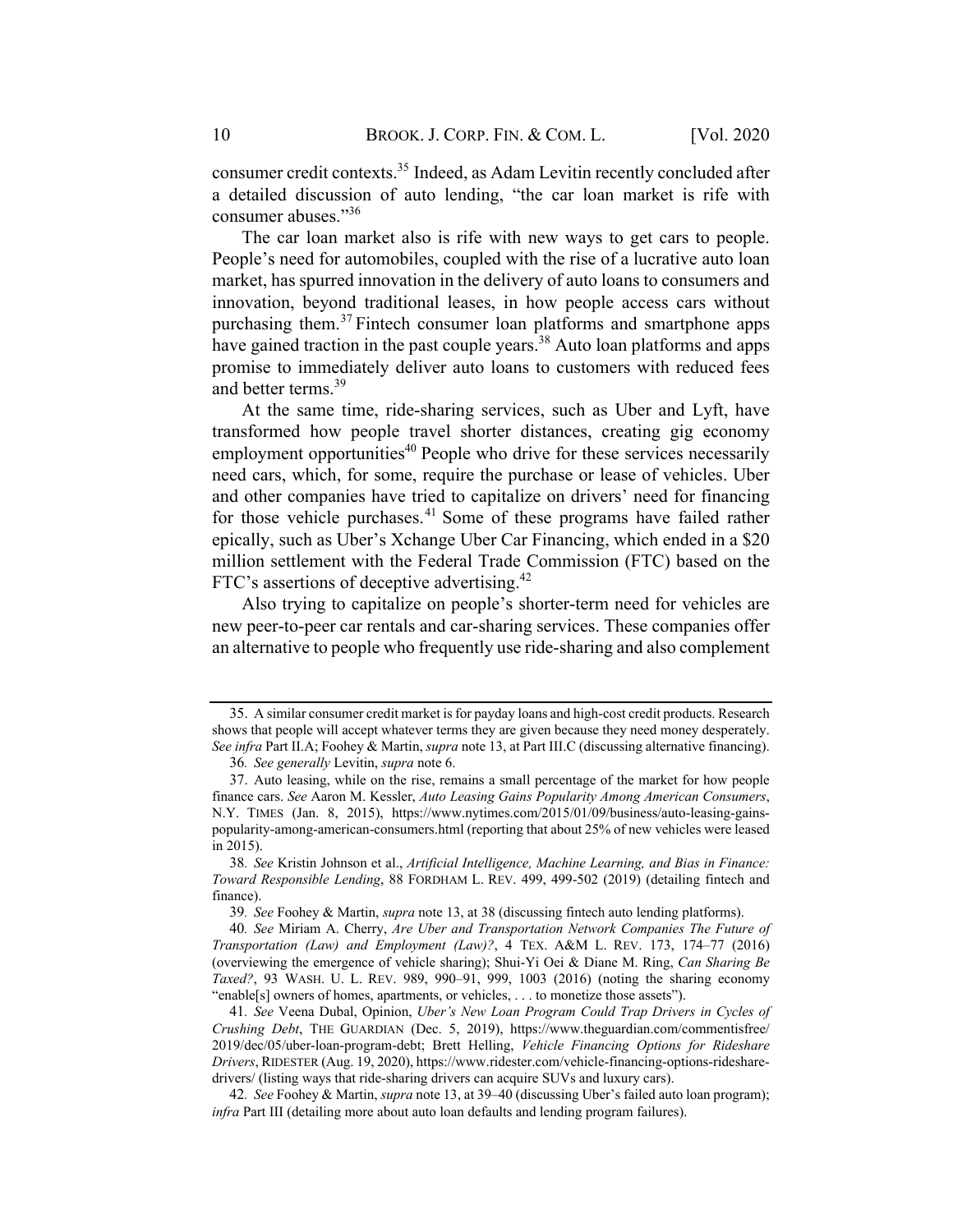consumer credit contexts.[35] Indeed, as Adam Levitin recently concluded after a detailed discussion of auto lending, "the car loan market is rife with consumer abuses."[36]

The car loan market also is rife with new ways to get cars to people. People's need for automobiles, coupled with the rise of a lucrative auto loan market, has spurred innovation in the delivery of auto loans to consumers and innovation, beyond traditional leases, in how people access cars without purchasing them.[37] Fintech consumer loan platforms and smartphone apps have gained traction in the past couple years.[38] Auto loan platforms and apps promise to immediately deliver auto loans to customers with reduced fees and better terms.[39]

At the same time, ride-sharing services, such as Uber and Lyft, have transformed how people travel shorter distances, creating gig economy employment opportunities[40] People who drive for these services necessarily need cars, which, for some, require the purchase or lease of vehicles. Uber and other companies have tried to capitalize on drivers' need for financing for those vehicle purchases.[41] Some of these programs have failed rather epically, such as Uber's Xchange Uber Car Financing, which ended in a $20 million settlement with the Federal Trade Commission (FTC) based on the FTC's assertions of deceptive advertising.[42]

Also trying to capitalize on people's shorter-term need for vehicles are new peer-to-peer car rentals and car-sharing services. These companies offer an alternative to people who frequently use ride-sharing and also complement

---

35. A similar consumer credit market is for payday loans and high-cost credit products. Research shows that people will accept whatever terms they are given because they need money desperately. *See infra* Part II.A; Foohey & Martin, *supra* note 13, at Part III.C (discussing alternative financing).

36. *See generally* Levitin, *supra* note 6.

37. Auto leasing, while on the rise, remains a small percentage of the market for how people finance cars. *See* Aaron M. Kessler, *Auto Leasing Gains Popularity Among American Consumers*, N.Y. TIMES (Jan. 8, 2015), https://www.nytimes.com/2015/01/09/business/auto-leasing-gains-popularity-among-american-consumers.html (reporting that about 25% of new vehicles were leased in 2015).

38. *See* Kristin Johnson et al., *Artificial Intelligence, Machine Learning, and Bias in Finance: Toward Responsible Lending*, 88 FORDHAM L. REV. 499, 499-502 (2019) (detailing fintech and finance).

39. *See* Foohey & Martin, *supra* note 13, at 38 (discussing fintech auto lending platforms).

40. *See* Miriam A. Cherry, *Are Uber and Transportation Network Companies The Future of Transportation (Law) and Employment (Law)?*, 4 TEX. A&M L. REV. 173, 174–77 (2016) (overviewing the emergence of vehicle sharing); Shui-Yi Oei & Diane M. Ring, *Can Sharing Be Taxed?*, 93 WASH. U. L. REV. 989, 990–91, 999, 1003 (2016) (noting the sharing economy "enable[s] owners of homes, apartments, or vehicles, . . . to monetize those assets").

41. *See* Veena Dubal, Opinion, *Uber's New Loan Program Could Trap Drivers in Cycles of Crushing Debt*, THE GUARDIAN (Dec. 5, 2019), https://www.theguardian.com/commentisfree/2019/dec/05/uber-loan-program-debt; Brett Helling, *Vehicle Financing Options for Rideshare Drivers*, RIDESTER (Aug. 19, 2020), https://www.ridester.com/vehicle-financing-options-rideshare-drivers/ (listing ways that ride-sharing drivers can acquire SUVs and luxury cars).

42. *See* Foohey & Martin, *supra* note 13, at 39–40 (discussing Uber's failed auto loan program); *infra* Part III (detailing more about auto loan defaults and lending program failures).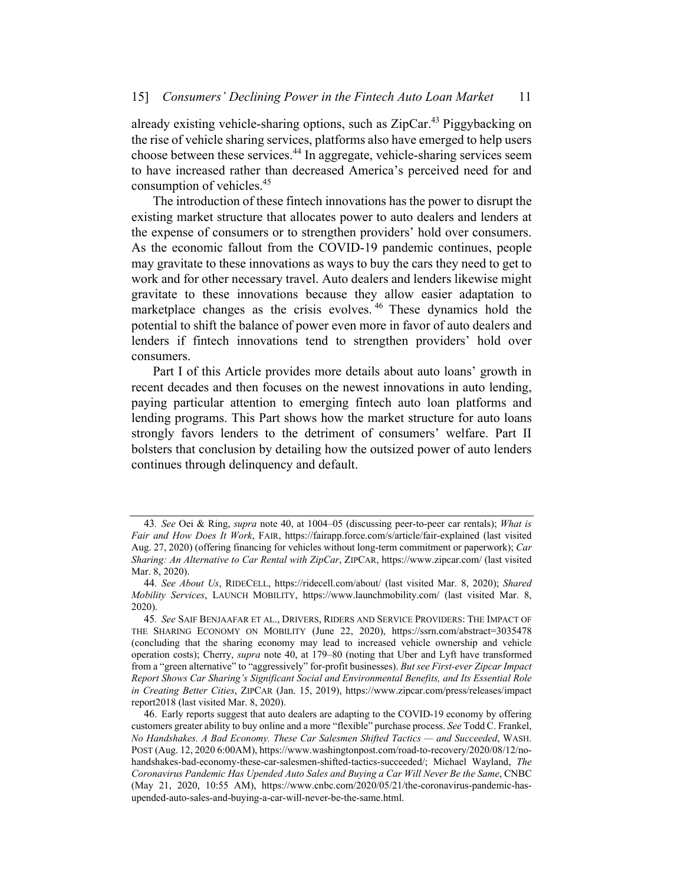already existing vehicle-sharing options, such as ZipCar.[43] Piggybacking on the rise of vehicle sharing services, platforms also have emerged to help users choose between these services.[44] In aggregate, vehicle-sharing services seem to have increased rather than decreased America's perceived need for and consumption of vehicles.[45]

The introduction of these fintech innovations has the power to disrupt the existing market structure that allocates power to auto dealers and lenders at the expense of consumers or to strengthen providers' hold over consumers. As the economic fallout from the COVID-19 pandemic continues, people may gravitate to these innovations as ways to buy the cars they need to get to work and for other necessary travel. Auto dealers and lenders likewise might gravitate to these innovations because they allow easier adaptation to marketplace changes as the crisis evolves.[46] These dynamics hold the potential to shift the balance of power even more in favor of auto dealers and lenders if fintech innovations tend to strengthen providers' hold over consumers.

Part I of this Article provides more details about auto loans' growth in recent decades and then focuses on the newest innovations in auto lending, paying particular attention to emerging fintech auto loan platforms and lending programs. This Part shows how the market structure for auto loans strongly favors lenders to the detriment of consumers' welfare. Part II bolsters that conclusion by detailing how the outsized power of auto lenders continues through delinquency and default.

---

43. *See* Oei & Ring, *supra* note 40, at 1004–05 (discussing peer-to-peer car rentals); *What is Fair and How Does It Work*, FAIR, https://fairapp.force.com/s/article/fair-explained (last visited Aug. 27, 2020) (offering financing for vehicles without long-term commitment or paperwork); *Car Sharing: An Alternative to Car Rental with ZipCar*, ZIPCAR, https://www.zipcar.com/ (last visited Mar. 8, 2020).

44. *See About Us*, RIDECELL, https://ridecell.com/about/ (last visited Mar. 8, 2020); *Shared Mobility Services*, LAUNCH MOBILITY, https://www.launchmobility.com/ (last visited Mar. 8, 2020).

45. *See* SAIF BENJAAFAR ET AL., DRIVERS, RIDERS AND SERVICE PROVIDERS: THE IMPACT OF THE SHARING ECONOMY ON MOBILITY (June 22, 2020), https://ssrn.com/abstract=3035478 (concluding that the sharing economy may lead to increased vehicle ownership and vehicle operation costs); Cherry, *supra* note 40, at 179–80 (noting that Uber and Lyft have transformed from a "green alternative" to "aggressively" for-profit businesses). *But see First-ever Zipcar Impact Report Shows Car Sharing's Significant Social and Environmental Benefits, and Its Essential Role in Creating Better Cities*, ZIPCAR (Jan. 15, 2019), https://www.zipcar.com/press/releases/impactreport2018 (last visited Mar. 8, 2020).

46. Early reports suggest that auto dealers are adapting to the COVID-19 economy by offering customers greater ability to buy online and a more "flexible" purchase process. *See* Todd C. Frankel, *No Handshakes. A Bad Economy. These Car Salesmen Shifted Tactics — and Succeeded*, WASH. POST (Aug. 12, 2020 6:00AM), https://www.washingtonpost.com/road-to-recovery/2020/08/12/no-handshakes-bad-economy-these-car-salesmen-shifted-tactics-succeeded/; Michael Wayland, *The Coronavirus Pandemic Has Upended Auto Sales and Buying a Car Will Never Be the Same*, CNBC (May 21, 2020, 10:55 AM), https://www.cnbc.com/2020/05/21/the-coronavirus-pandemic-has-upended-auto-sales-and-buying-a-car-will-never-be-the-same.html.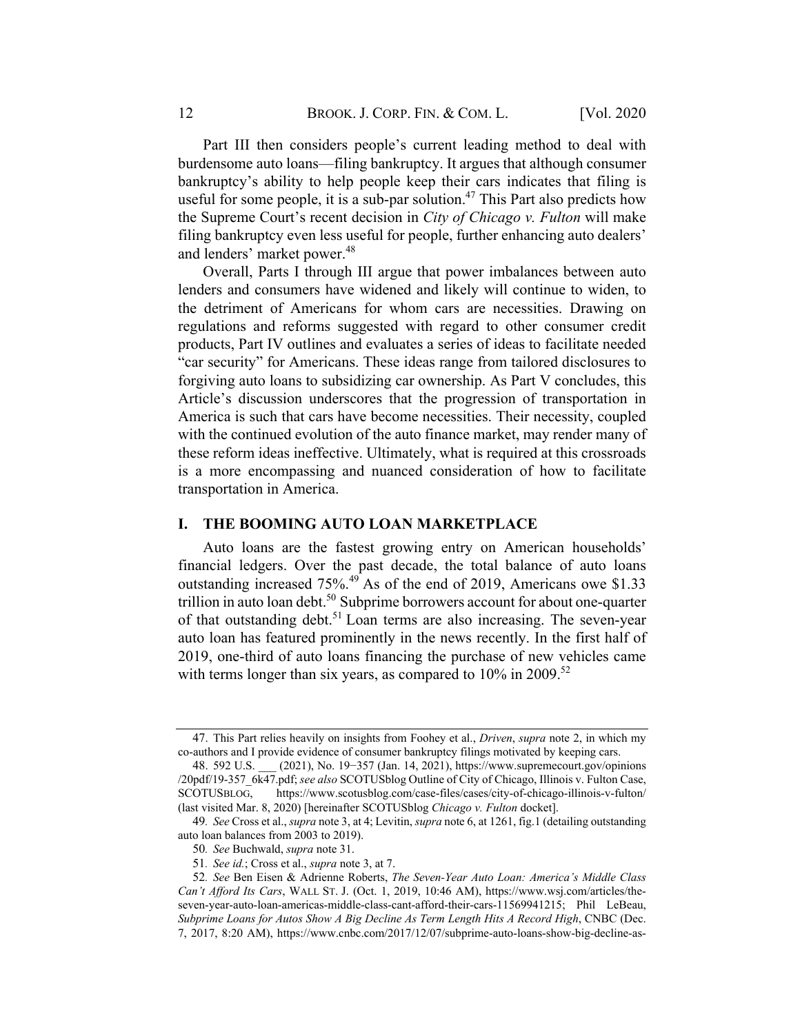Part III then considers people's current leading method to deal with burdensome auto loans—filing bankruptcy. It argues that although consumer bankruptcy's ability to help people keep their cars indicates that filing is useful for some people, it is a sub-par solution.[47] This Part also predicts how the Supreme Court's recent decision in *City of Chicago v. Fulton* will make filing bankruptcy even less useful for people, further enhancing auto dealers' and lenders' market power.[48]

Overall, Parts I through III argue that power imbalances between auto lenders and consumers have widened and likely will continue to widen, to the detriment of Americans for whom cars are necessities. Drawing on regulations and reforms suggested with regard to other consumer credit products, Part IV outlines and evaluates a series of ideas to facilitate needed "car security" for Americans. These ideas range from tailored disclosures to forgiving auto loans to subsidizing car ownership. As Part V concludes, this Article's discussion underscores that the progression of transportation in America is such that cars have become necessities. Their necessity, coupled with the continued evolution of the auto finance market, may render many of these reform ideas ineffective. Ultimately, what is required at this crossroads is a more encompassing and nuanced consideration of how to facilitate transportation in America.

## I. THE BOOMING AUTO LOAN MARKETPLACE

Auto loans are the fastest growing entry on American households' financial ledgers. Over the past decade, the total balance of auto loans outstanding increased 75%.[49] As of the end of 2019, Americans owe $1.33 trillion in auto loan debt.[50] Subprime borrowers account for about one-quarter of that outstanding debt.[51] Loan terms are also increasing. The seven-year auto loan has featured prominently in the news recently. In the first half of 2019, one-third of auto loans financing the purchase of new vehicles came with terms longer than six years, as compared to 10% in 2009.[52]

---

47. This Part relies heavily on insights from Foohey et al., *Driven*, *supra* note 2, in which my co-authors and I provide evidence of consumer bankruptcy filings motivated by keeping cars.

48. 592 U.S. ___ (2021), No. 19−357 (Jan. 14, 2021), https://www.supremecourt.gov/opinions/20pdf/19-357_6k47.pdf; *see also* SCOTUSblog Outline of City of Chicago, Illinois v. Fulton Case, SCOTUSBLOG, https://www.scotusblog.com/case-files/cases/city-of-chicago-illinois-v-fulton/ (last visited Mar. 8, 2020) [hereinafter SCOTUSblog *Chicago v. Fulton* docket].

49. *See* Cross et al., *supra* note 3, at 4; Levitin, *supra* note 6, at 1261, fig.1 (detailing outstanding auto loan balances from 2003 to 2019).

50. *See* Buchwald, *supra* note 31.

51. *See id.*; Cross et al., *supra* note 3, at 7.

52. *See* Ben Eisen & Adrienne Roberts, *The Seven-Year Auto Loan: America's Middle Class Can't Afford Its Cars*, WALL ST. J. (Oct. 1, 2019, 10:46 AM), https://www.wsj.com/articles/the-seven-year-auto-loan-americas-middle-class-cant-afford-their-cars-11569941215; Phil LeBeau, *Subprime Loans for Autos Show A Big Decline As Term Length Hits A Record High*, CNBC (Dec. 7, 2017, 8:20 AM), https://www.cnbc.com/2017/12/07/subprime-auto-loans-show-big-decline-as-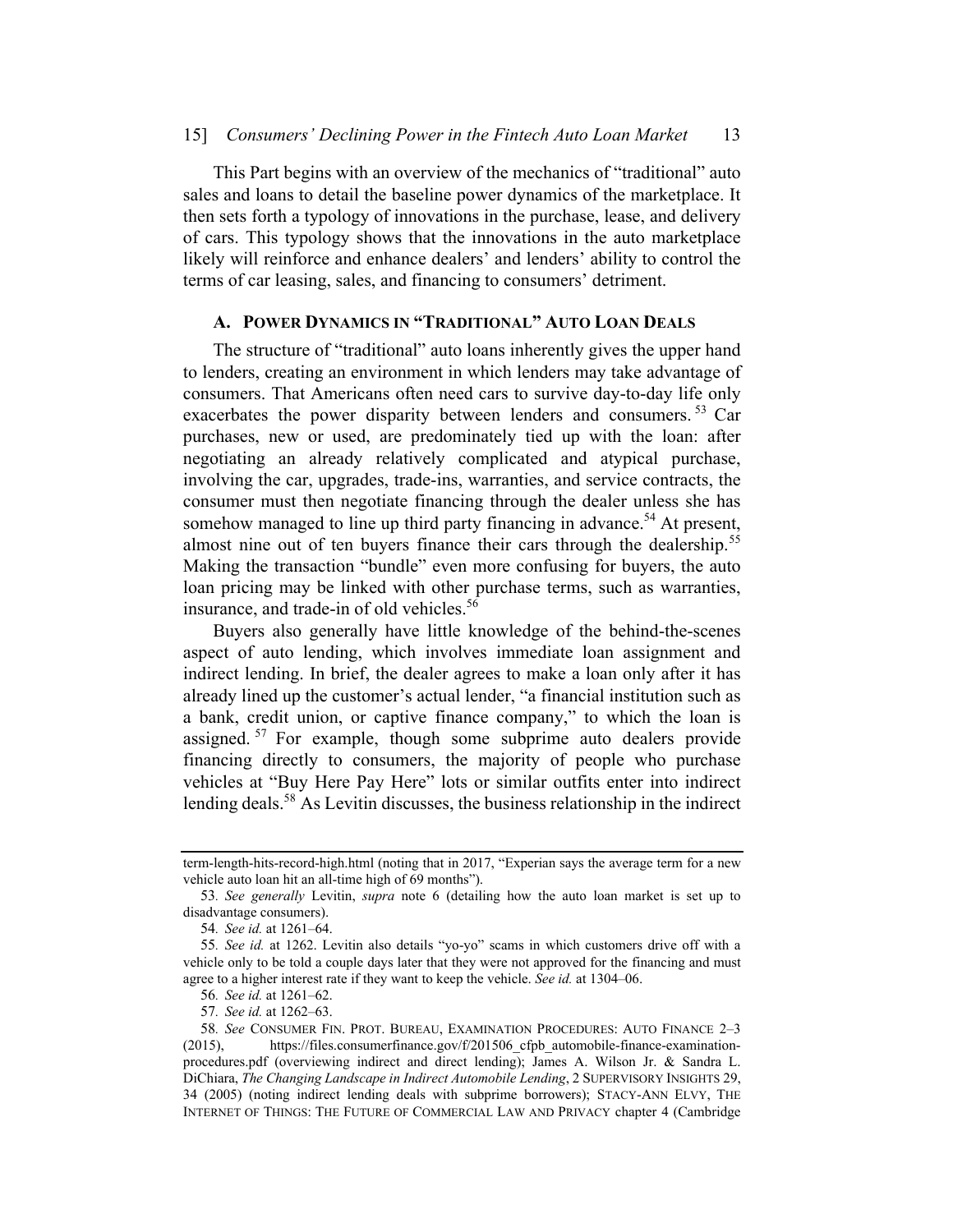This Part begins with an overview of the mechanics of "traditional" auto sales and loans to detail the baseline power dynamics of the marketplace. It then sets forth a typology of innovations in the purchase, lease, and delivery of cars. This typology shows that the innovations in the auto marketplace likely will reinforce and enhance dealers' and lenders' ability to control the terms of car leasing, sales, and financing to consumers' detriment.

### A. POWER DYNAMICS IN "TRADITIONAL" AUTO LOAN DEALS

The structure of "traditional" auto loans inherently gives the upper hand to lenders, creating an environment in which lenders may take advantage of consumers. That Americans often need cars to survive day-to-day life only exacerbates the power disparity between lenders and consumers.[53] Car purchases, new or used, are predominately tied up with the loan: after negotiating an already relatively complicated and atypical purchase, involving the car, upgrades, trade-ins, warranties, and service contracts, the consumer must then negotiate financing through the dealer unless she has somehow managed to line up third party financing in advance.[54] At present, almost nine out of ten buyers finance their cars through the dealership.[55] Making the transaction "bundle" even more confusing for buyers, the auto loan pricing may be linked with other purchase terms, such as warranties, insurance, and trade-in of old vehicles.[56]

Buyers also generally have little knowledge of the behind-the-scenes aspect of auto lending, which involves immediate loan assignment and indirect lending. In brief, the dealer agrees to make a loan only after it has already lined up the customer's actual lender, "a financial institution such as a bank, credit union, or captive finance company," to which the loan is assigned.[57] For example, though some subprime auto dealers provide financing directly to consumers, the majority of people who purchase vehicles at "Buy Here Pay Here" lots or similar outfits enter into indirect lending deals.[58] As Levitin discusses, the business relationship in the indirect

---

term-length-hits-record-high.html (noting that in 2017, "Experian says the average term for a new vehicle auto loan hit an all-time high of 69 months").

53. *See generally* Levitin, *supra* note 6 (detailing how the auto loan market is set up to disadvantage consumers).

54. *See id.* at 1261–64.

55. *See id.* at 1262. Levitin also details "yo-yo" scams in which customers drive off with a vehicle only to be told a couple days later that they were not approved for the financing and must agree to a higher interest rate if they want to keep the vehicle. *See id.* at 1304–06.

56. *See id.* at 1261–62.

57. *See id.* at 1262–63.

58. *See* CONSUMER FIN. PROT. BUREAU, EXAMINATION PROCEDURES: AUTO FINANCE 2–3 (2015), https://files.consumerfinance.gov/f/201506_cfpb_automobile-finance-examination-procedures.pdf (overviewing indirect and direct lending); James A. Wilson Jr. & Sandra L. DiChiara, *The Changing Landscape in Indirect Automobile Lending*, 2 SUPERVISORY INSIGHTS 29, 34 (2005) (noting indirect lending deals with subprime borrowers); STACY-ANN ELVY, THE INTERNET OF THINGS: THE FUTURE OF COMMERCIAL LAW AND PRIVACY chapter 4 (Cambridge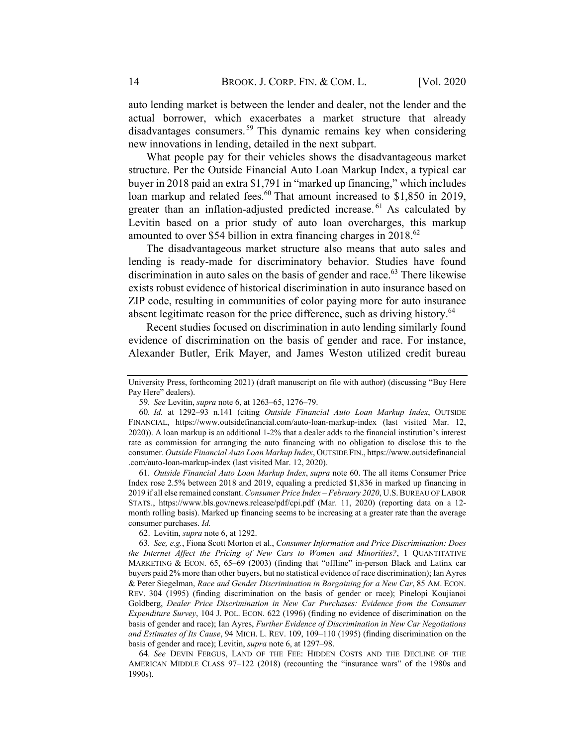auto lending market is between the lender and dealer, not the lender and the actual borrower, which exacerbates a market structure that already disadvantages consumers.[59] This dynamic remains key when considering new innovations in lending, detailed in the next subpart.

What people pay for their vehicles shows the disadvantageous market structure. Per the Outside Financial Auto Loan Markup Index, a typical car buyer in 2018 paid an extra $1,791 in "marked up financing," which includes loan markup and related fees.[60] That amount increased to $1,850 in 2019, greater than an inflation-adjusted predicted increase.[61] As calculated by Levitin based on a prior study of auto loan overcharges, this markup amounted to over $54 billion in extra financing charges in 2018.[62]

The disadvantageous market structure also means that auto sales and lending is ready-made for discriminatory behavior. Studies have found discrimination in auto sales on the basis of gender and race.[63] There likewise exists robust evidence of historical discrimination in auto insurance based on ZIP code, resulting in communities of color paying more for auto insurance absent legitimate reason for the price difference, such as driving history.[64]

Recent studies focused on discrimination in auto lending similarly found evidence of discrimination on the basis of gender and race. For instance, Alexander Butler, Erik Mayer, and James Weston utilized credit bureau

---

University Press, forthcoming 2021) (draft manuscript on file with author) (discussing "Buy Here Pay Here" dealers).

59. *See* Levitin, *supra* note 6, at 1263–65, 1276–79.

60. *Id.* at 1292–93 n.141 (citing *Outside Financial Auto Loan Markup Index*, OUTSIDE FINANCIAL, https://www.outsidefinancial.com/auto-loan-markup-index (last visited Mar. 12, 2020)). A loan markup is an additional 1-2% that a dealer adds to the financial institution's interest rate as commission for arranging the auto financing with no obligation to disclose this to the consumer. *Outside Financial Auto Loan Markup Index*, OUTSIDE FIN., https://www.outsidefinancial.com/auto-loan-markup-index (last visited Mar. 12, 2020).

61. *Outside Financial Auto Loan Markup Index*, *supra* note 60. The all items Consumer Price Index rose 2.5% between 2018 and 2019, equaling a predicted $1,836 in marked up financing in 2019 if all else remained constant. *Consumer Price Index – February 2020*, U.S. BUREAU OF LABOR STATS., https://www.bls.gov/news.release/pdf/cpi.pdf (Mar. 11, 2020) (reporting data on a 12-month rolling basis). Marked up financing seems to be increasing at a greater rate than the average consumer purchases. *Id.*

62. Levitin, *supra* note 6, at 1292.

63. *See, e.g.*, Fiona Scott Morton et al., *Consumer Information and Price Discrimination: Does the Internet Affect the Pricing of New Cars to Women and Minorities?*, 1 QUANTITATIVE MARKETING & ECON. 65, 65–69 (2003) (finding that "offline" in-person Black and Latinx car buyers paid 2% more than other buyers, but no statistical evidence of race discrimination); Ian Ayres & Peter Siegelman, *Race and Gender Discrimination in Bargaining for a New Car*, 85 AM. ECON. REV. 304 (1995) (finding discrimination on the basis of gender or race); Pinelopi Koujianoi Goldberg, *Dealer Price Discrimination in New Car Purchases: Evidence from the Consumer Expenditure Survey*, 104 J. POL. ECON. 622 (1996) (finding no evidence of discrimination on the basis of gender and race); Ian Ayres, *Further Evidence of Discrimination in New Car Negotiations and Estimates of Its Cause*, 94 MICH. L. REV. 109, 109–110 (1995) (finding discrimination on the basis of gender and race); Levitin, *supra* note 6, at 1297–98.

64. *See* DEVIN FERGUS, LAND OF THE FEE: HIDDEN COSTS AND THE DECLINE OF THE AMERICAN MIDDLE CLASS 97–122 (2018) (recounting the "insurance wars" of the 1980s and 1990s).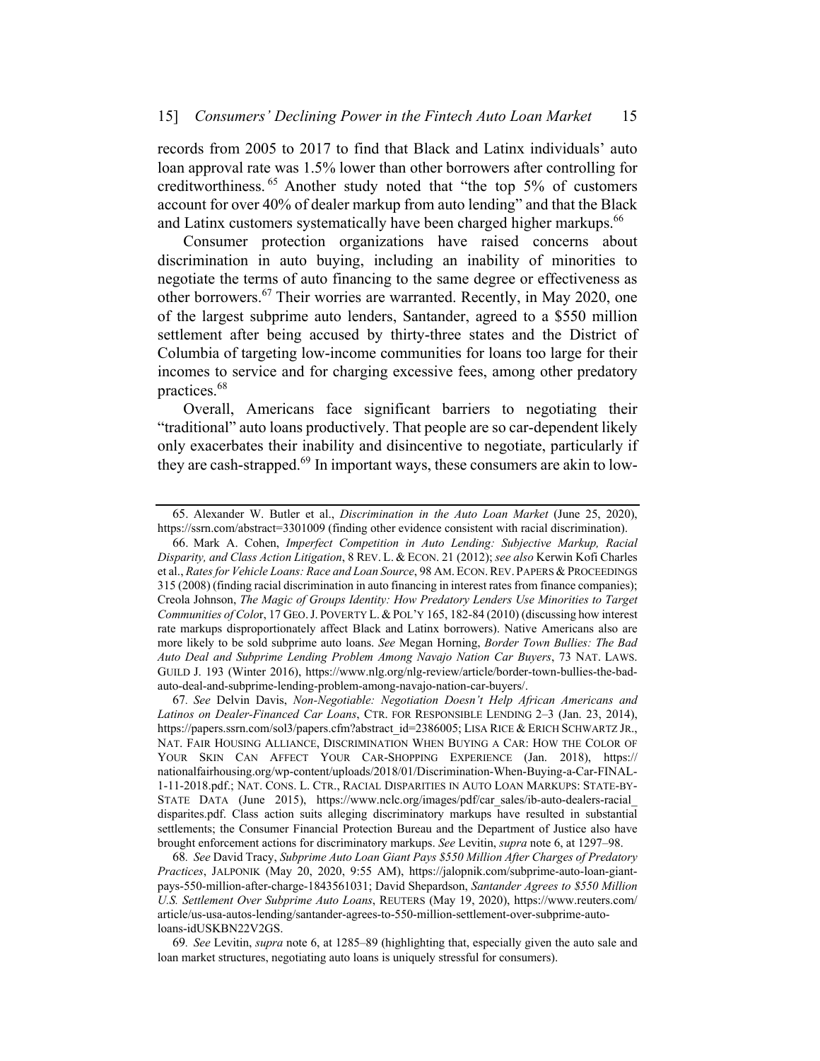records from 2005 to 2017 to find that Black and Latinx individuals' auto loan approval rate was 1.5% lower than other borrowers after controlling for creditworthiness.[65] Another study noted that "the top 5% of customers account for over 40% of dealer markup from auto lending" and that the Black and Latinx customers systematically have been charged higher markups.[66]

Consumer protection organizations have raised concerns about discrimination in auto buying, including an inability of minorities to negotiate the terms of auto financing to the same degree or effectiveness as other borrowers.[67] Their worries are warranted. Recently, in May 2020, one of the largest subprime auto lenders, Santander, agreed to a $550 million settlement after being accused by thirty-three states and the District of Columbia of targeting low-income communities for loans too large for their incomes to service and for charging excessive fees, among other predatory practices.[68]

Overall, Americans face significant barriers to negotiating their "traditional" auto loans productively. That people are so car-dependent likely only exacerbates their inability and disincentive to negotiate, particularly if they are cash-strapped.[69] In important ways, these consumers are akin to low-

---

65. Alexander W. Butler et al., *Discrimination in the Auto Loan Market* (June 25, 2020), https://ssrn.com/abstract=3301009 (finding other evidence consistent with racial discrimination).

66. Mark A. Cohen, *Imperfect Competition in Auto Lending: Subjective Markup, Racial Disparity, and Class Action Litigation*, 8 REV. L. & ECON. 21 (2012); *see also* Kerwin Kofi Charles et al., *Rates for Vehicle Loans: Race and Loan Source*, 98 AM. ECON. REV. PAPERS & PROCEEDINGS 315 (2008) (finding racial discrimination in auto financing in interest rates from finance companies); Creola Johnson, *The Magic of Groups Identity: How Predatory Lenders Use Minorities to Target Communities of Color*, 17 GEO. J. POVERTY L. & POL'Y 165, 182-84 (2010) (discussing how interest rate markups disproportionately affect Black and Latinx borrowers). Native Americans also are more likely to be sold subprime auto loans. *See* Megan Horning, *Border Town Bullies: The Bad Auto Deal and Subprime Lending Problem Among Navajo Nation Car Buyers*, 73 NAT. LAWS. GUILD J. 193 (Winter 2016), https://www.nlg.org/nlg-review/article/border-town-bullies-the-bad-auto-deal-and-subprime-lending-problem-among-navajo-nation-car-buyers/.

67. *See* Delvin Davis, *Non-Negotiable: Negotiation Doesn't Help African Americans and Latinos on Dealer-Financed Car Loans*, CTR. FOR RESPONSIBLE LENDING 2–3 (Jan. 23, 2014), https://papers.ssrn.com/sol3/papers.cfm?abstract_id=2386005; LISA RICE & ERICH SCHWARTZ JR., NAT. FAIR HOUSING ALLIANCE, DISCRIMINATION WHEN BUYING A CAR: HOW THE COLOR OF YOUR SKIN CAN AFFECT YOUR CAR-SHOPPING EXPERIENCE (Jan. 2018), https://nationalfairhousing.org/wp-content/uploads/2018/01/Discrimination-When-Buying-a-Car-FINAL-1-11-2018.pdf.; NAT. CONS. L. CTR., RACIAL DISPARITIES IN AUTO LOAN MARKUPS: STATE-BY-STATE DATA (June 2015), https://www.nclc.org/images/pdf/car_sales/ib-auto-dealers-racial_disparites.pdf. Class action suits alleging discriminatory markups have resulted in substantial settlements; the Consumer Financial Protection Bureau and the Department of Justice also have brought enforcement actions for discriminatory markups. *See* Levitin, *supra* note 6, at 1297–98.

68. *See* David Tracy, *Subprime Auto Loan Giant Pays $550 Million After Charges of Predatory Practices*, JALPONIK (May 20, 2020, 9:55 AM), https://jalopnik.com/subprime-auto-loan-giant-pays-550-million-after-charge-1843561031; David Shepardson, *Santander Agrees to $550 Million U.S. Settlement Over Subprime Auto Loans*, REUTERS (May 19, 2020), https://www.reuters.com/article/us-usa-autos-lending/santander-agrees-to-550-million-settlement-over-subprime-auto-loans-idUSKBN22V2GS.

69. *See* Levitin, *supra* note 6, at 1285–89 (highlighting that, especially given the auto sale and loan market structures, negotiating auto loans is uniquely stressful for consumers).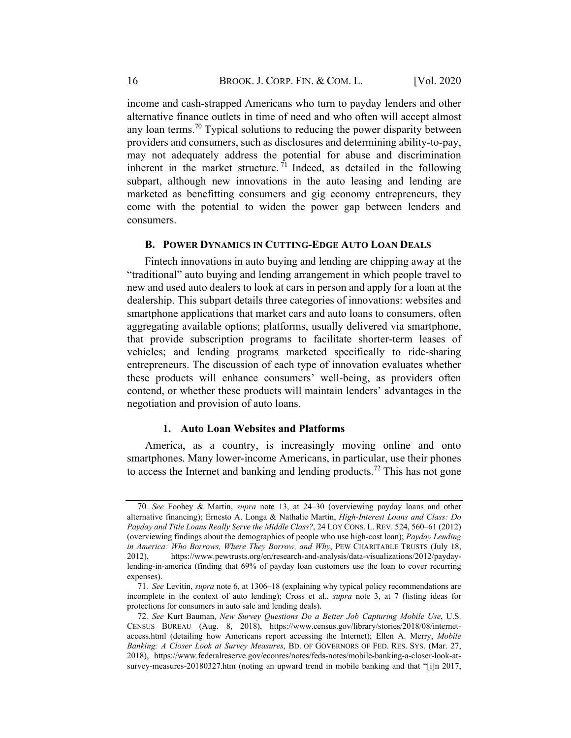income and cash-strapped Americans who turn to payday lenders and other alternative finance outlets in time of need and who often will accept almost any loan terms.[70] Typical solutions to reducing the power disparity between providers and consumers, such as disclosures and determining ability-to-pay, may not adequately address the potential for abuse and discrimination inherent in the market structure.[71] Indeed, as detailed in the following subpart, although new innovations in the auto leasing and lending are marketed as benefitting consumers and gig economy entrepreneurs, they come with the potential to widen the power gap between lenders and consumers.

### B. POWER DYNAMICS IN CUTTING-EDGE AUTO LOAN DEALS

Fintech innovations in auto buying and lending are chipping away at the "traditional" auto buying and lending arrangement in which people travel to new and used auto dealers to look at cars in person and apply for a loan at the dealership. This subpart details three categories of innovations: websites and smartphone applications that market cars and auto loans to consumers, often aggregating available options; platforms, usually delivered via smartphone, that provide subscription programs to facilitate shorter-term leases of vehicles; and lending programs marketed specifically to ride-sharing entrepreneurs. The discussion of each type of innovation evaluates whether these products will enhance consumers' well-being, as providers often contend, or whether these products will maintain lenders' advantages in the negotiation and provision of auto loans.

#### 1. Auto Loan Websites and Platforms

America, as a country, is increasingly moving online and onto smartphones. Many lower-income Americans, in particular, use their phones to access the Internet and banking and lending products.[72] This has not gone

---

70. *See* Foohey & Martin, *supra* note 13, at 24–30 (overviewing payday loans and other alternative financing); Ernesto A. Longa & Nathalie Martin, *High-Interest Loans and Class: Do Payday and Title Loans Really Serve the Middle Class?*, 24 LOY CONS. L. REV. 524, 560–61 (2012) (overviewing findings about the demographics of people who use high-cost loan); *Payday Lending in America: Who Borrows, Where They Borrow, and Why*, PEW CHARITABLE TRUSTS (July 18, 2012), https://www.pewtrusts.org/en/research-and-analysis/data-visualizations/2012/payday-lending-in-america (finding that 69% of payday loan customers use the loan to cover recurring expenses).

71. *See* Levitin, *supra* note 6, at 1306–18 (explaining why typical policy recommendations are incomplete in the context of auto lending); Cross et al., *supra* note 3, at 7 (listing ideas for protections for consumers in auto sale and lending deals).

72. *See* Kurt Bauman, *New Survey Questions Do a Better Job Capturing Mobile Use*, U.S. CENSUS BUREAU (Aug. 8, 2018), https://www.census.gov/library/stories/2018/08/internet-access.html (detailing how Americans report accessing the Internet); Ellen A. Merry, *Mobile Banking: A Closer Look at Survey Measures*, BD. OF GOVERNORS OF FED. RES. SYS. (Mar. 27, 2018), https://www.federalreserve.gov/econres/notes/feds-notes/mobile-banking-a-closer-look-at-survey-measures-20180327.htm (noting an upward trend in mobile banking and that "[i]n 2017,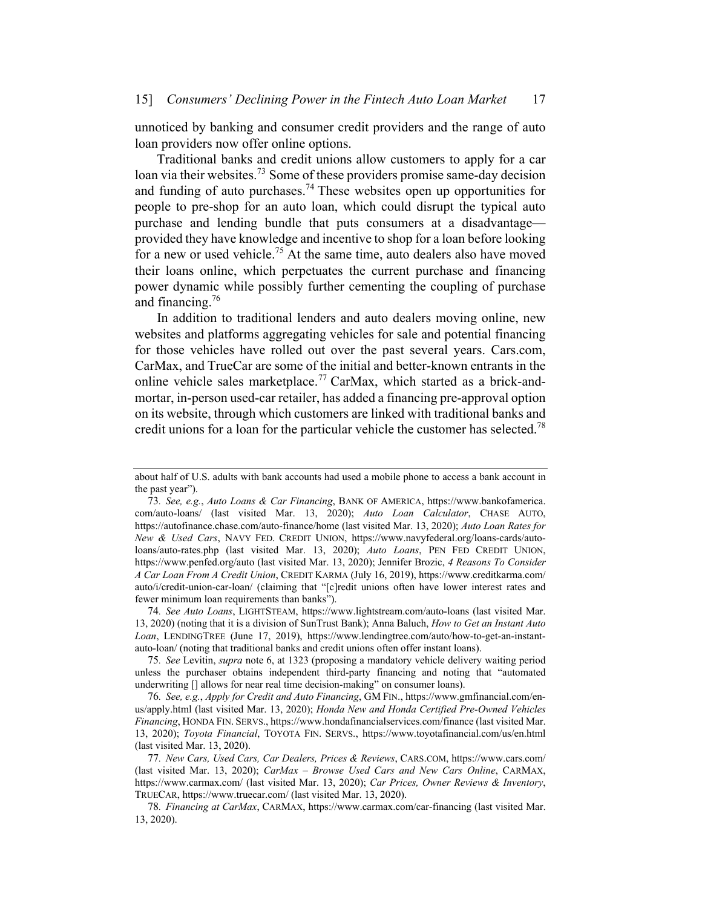unnoticed by banking and consumer credit providers and the range of auto loan providers now offer online options.

Traditional banks and credit unions allow customers to apply for a car loan via their websites.[73] Some of these providers promise same-day decision and funding of auto purchases.[74] These websites open up opportunities for people to pre-shop for an auto loan, which could disrupt the typical auto purchase and lending bundle that puts consumers at a disadvantage—provided they have knowledge and incentive to shop for a loan before looking for a new or used vehicle.[75] At the same time, auto dealers also have moved their loans online, which perpetuates the current purchase and financing power dynamic while possibly further cementing the coupling of purchase and financing.[76]

In addition to traditional lenders and auto dealers moving online, new websites and platforms aggregating vehicles for sale and potential financing for those vehicles have rolled out over the past several years. Cars.com, CarMax, and TrueCar are some of the initial and better-known entrants in the online vehicle sales marketplace.[77] CarMax, which started as a brick-and-mortar, in-person used-car retailer, has added a financing pre-approval option on its website, through which customers are linked with traditional banks and credit unions for a loan for the particular vehicle the customer has selected.[78]

---

about half of U.S. adults with bank accounts had used a mobile phone to access a bank account in the past year").

73. *See, e.g.*, *Auto Loans & Car Financing*, BANK OF AMERICA, https://www.bankofamerica.com/auto-loans/ (last visited Mar. 13, 2020); *Auto Loan Calculator*, CHASE AUTO, https://autofinance.chase.com/auto-finance/home (last visited Mar. 13, 2020); *Auto Loan Rates for New & Used Cars*, NAVY FED. CREDIT UNION, https://www.navyfederal.org/loans-cards/auto-loans/auto-rates.php (last visited Mar. 13, 2020); *Auto Loans*, PEN FED CREDIT UNION, https://www.penfed.org/auto (last visited Mar. 13, 2020); Jennifer Brozic, *4 Reasons To Consider A Car Loan From A Credit Union*, CREDIT KARMA (July 16, 2019), https://www.creditkarma.com/auto/i/credit-union-car-loan/ (claiming that "[c]redit unions often have lower interest rates and fewer minimum loan requirements than banks").

74. *See Auto Loans*, LIGHTSTEAM, https://www.lightstream.com/auto-loans (last visited Mar. 13, 2020) (noting that it is a division of SunTrust Bank); Anna Baluch, *How to Get an Instant Auto Loan*, LENDINGTREE (June 17, 2019), https://www.lendingtree.com/auto/how-to-get-an-instant-auto-loan/ (noting that traditional banks and credit unions often offer instant loans).

75. *See* Levitin, *supra* note 6, at 1323 (proposing a mandatory vehicle delivery waiting period unless the purchaser obtains independent third-party financing and noting that "automated underwriting [] allows for near real time decision-making" on consumer loans).

76. *See, e.g.*, *Apply for Credit and Auto Financing*, GM FIN., https://www.gmfinancial.com/en-us/apply.html (last visited Mar. 13, 2020); *Honda New and Honda Certified Pre-Owned Vehicles Financing*, HONDA FIN. SERVS., https://www.hondafinancialservices.com/finance (last visited Mar. 13, 2020); *Toyota Financial*, TOYOTA FIN. SERVS., https://www.toyotafinancial.com/us/en.html (last visited Mar. 13, 2020).

77. *New Cars, Used Cars, Car Dealers, Prices & Reviews*, CARS.COM, https://www.cars.com/ (last visited Mar. 13, 2020); *CarMax – Browse Used Cars and New Cars Online*, CARMAX, https://www.carmax.com/ (last visited Mar. 13, 2020); *Car Prices, Owner Reviews & Inventory*, TRUECAR, https://www.truecar.com/ (last visited Mar. 13, 2020).

78. *Financing at CarMax*, CARMAX, https://www.carmax.com/car-financing (last visited Mar. 13, 2020).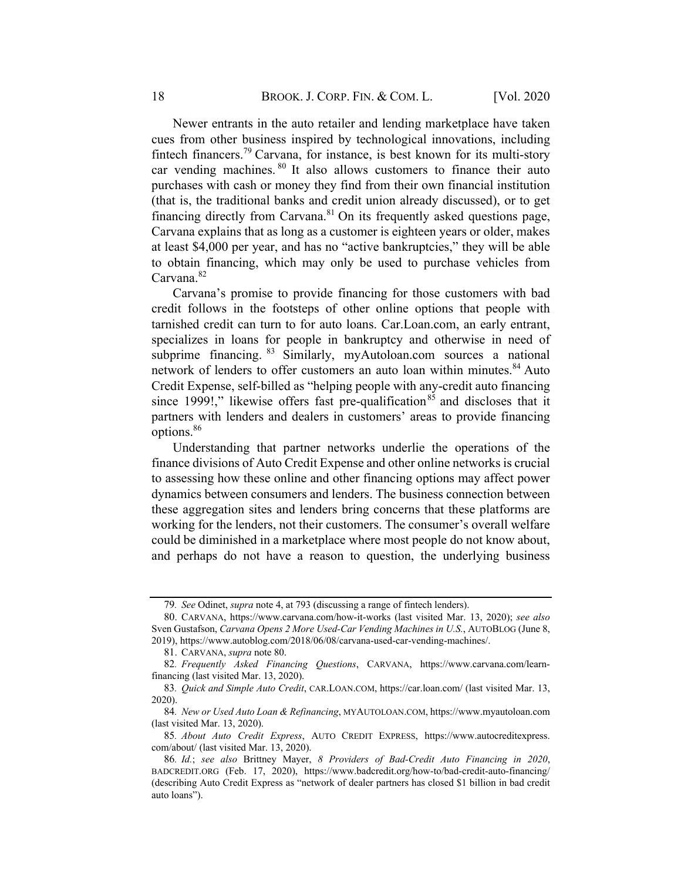Newer entrants in the auto retailer and lending marketplace have taken cues from other business inspired by technological innovations, including fintech financers.[79] Carvana, for instance, is best known for its multi-story car vending machines.[80] It also allows customers to finance their auto purchases with cash or money they find from their own financial institution (that is, the traditional banks and credit union already discussed), or to get financing directly from Carvana.[81] On its frequently asked questions page, Carvana explains that as long as a customer is eighteen years or older, makes at least $4,000 per year, and has no "active bankruptcies," they will be able to obtain financing, which may only be used to purchase vehicles from Carvana.[82]

Carvana's promise to provide financing for those customers with bad credit follows in the footsteps of other online options that people with tarnished credit can turn to for auto loans. Car.Loan.com, an early entrant, specializes in loans for people in bankruptcy and otherwise in need of subprime financing.[83] Similarly, myAutoloan.com sources a national network of lenders to offer customers an auto loan within minutes.[84] Auto Credit Expense, self-billed as "helping people with any-credit auto financing since 1999!," likewise offers fast pre-qualification[85] and discloses that it partners with lenders and dealers in customers' areas to provide financing options.[86]

Understanding that partner networks underlie the operations of the finance divisions of Auto Credit Expense and other online networks is crucial to assessing how these online and other financing options may affect power dynamics between consumers and lenders. The business connection between these aggregation sites and lenders bring concerns that these platforms are working for the lenders, not their customers. The consumer's overall welfare could be diminished in a marketplace where most people do not know about, and perhaps do not have a reason to question, the underlying business

---

79. *See* Odinet, *supra* note 4, at 793 (discussing a range of fintech lenders).

80. CARVANA, https://www.carvana.com/how-it-works (last visited Mar. 13, 2020); *see also* Sven Gustafson, *Carvana Opens 2 More Used-Car Vending Machines in U.S.*, AUTOBLOG (June 8, 2019), https://www.autoblog.com/2018/06/08/carvana-used-car-vending-machines/.

81. CARVANA, *supra* note 80.

82. *Frequently Asked Financing Questions*, CARVANA, https://www.carvana.com/learn-financing (last visited Mar. 13, 2020).

83. *Quick and Simple Auto Credit*, CAR.LOAN.COM, https://car.loan.com/ (last visited Mar. 13, 2020).

84. *New or Used Auto Loan & Refinancing*, MYAUTOLOAN.COM, https://www.myautoloan.com (last visited Mar. 13, 2020).

85. *About Auto Credit Express*, AUTO CREDIT EXPRESS, https://www.autocreditexpress.com/about/ (last visited Mar. 13, 2020).

86. *Id.*; *see also* Brittney Mayer, *8 Providers of Bad-Credit Auto Financing in 2020*, BADCREDIT.ORG (Feb. 17, 2020), https://www.badcredit.org/how-to/bad-credit-auto-financing/ (describing Auto Credit Express as "network of dealer partners has closed $1 billion in bad credit auto loans").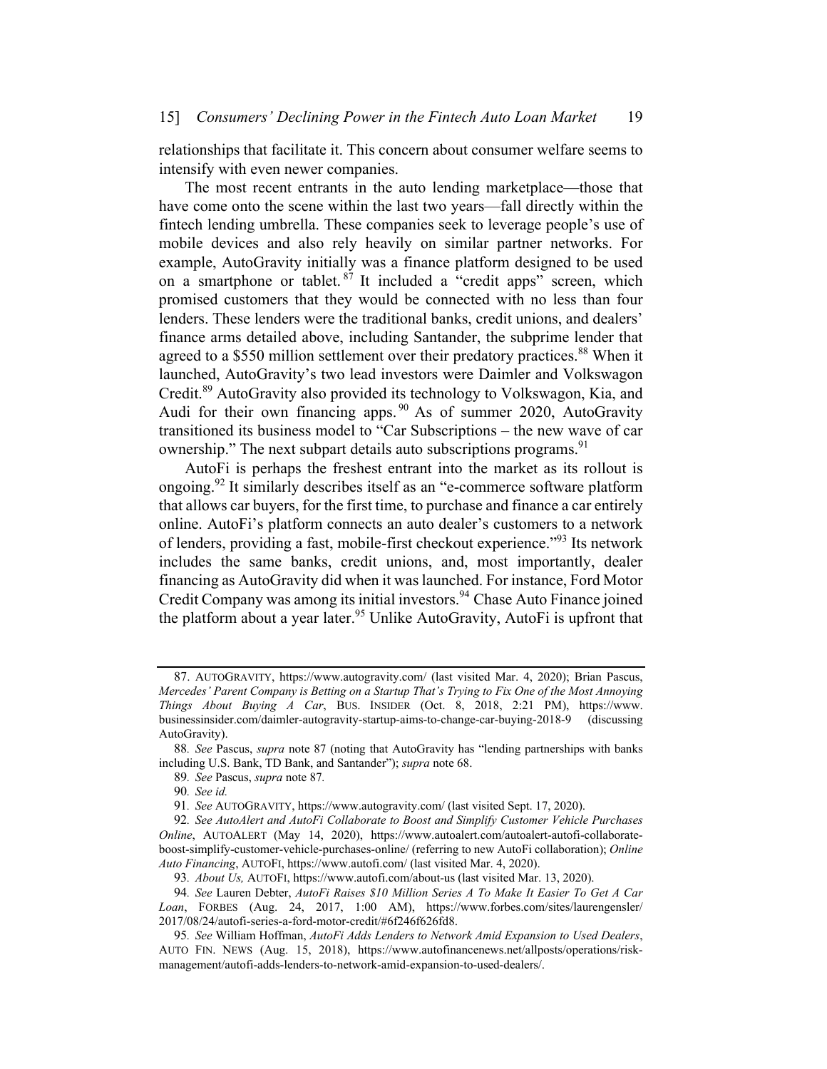relationships that facilitate it. This concern about consumer welfare seems to intensify with even newer companies.

The most recent entrants in the auto lending marketplace—those that have come onto the scene within the last two years—fall directly within the fintech lending umbrella. These companies seek to leverage people's use of mobile devices and also rely heavily on similar partner networks. For example, AutoGravity initially was a finance platform designed to be used on a smartphone or tablet.[87] It included a "credit apps" screen, which promised customers that they would be connected with no less than four lenders. These lenders were the traditional banks, credit unions, and dealers' finance arms detailed above, including Santander, the subprime lender that agreed to a $550 million settlement over their predatory practices.[88] When it launched, AutoGravity's two lead investors were Daimler and Volkswagon Credit.[89] AutoGravity also provided its technology to Volkswagon, Kia, and Audi for their own financing apps.[90] As of summer 2020, AutoGravity transitioned its business model to "Car Subscriptions – the new wave of car ownership." The next subpart details auto subscriptions programs.[91]

AutoFi is perhaps the freshest entrant into the market as its rollout is ongoing.[92] It similarly describes itself as an "e-commerce software platform that allows car buyers, for the first time, to purchase and finance a car entirely online. AutoFi's platform connects an auto dealer's customers to a network of lenders, providing a fast, mobile-first checkout experience."[93] Its network includes the same banks, credit unions, and, most importantly, dealer financing as AutoGravity did when it was launched. For instance, Ford Motor Credit Company was among its initial investors.[94] Chase Auto Finance joined the platform about a year later.[95] Unlike AutoGravity, AutoFi is upfront that

---

87. AUTOGRAVITY, https://www.autogravity.com/ (last visited Mar. 4, 2020); Brian Pascus, *Mercedes' Parent Company is Betting on a Startup That's Trying to Fix One of the Most Annoying Things About Buying A Car*, BUS. INSIDER (Oct. 8, 2018, 2:21 PM), https://www.businessinsider.com/daimler-autogravity-startup-aims-to-change-car-buying-2018-9 (discussing AutoGravity).

88. *See* Pascus, *supra* note 87 (noting that AutoGravity has "lending partnerships with banks including U.S. Bank, TD Bank, and Santander"); *supra* note 68.

89. *See* Pascus, *supra* note 87.

90. *See id.*

91. *See* AUTOGRAVITY, https://www.autogravity.com/ (last visited Sept. 17, 2020).

92. *See AutoAlert and AutoFi Collaborate to Boost and Simplify Customer Vehicle Purchases Online*, AUTOALERT (May 14, 2020), https://www.autoalert.com/autoalert-autofi-collaborate-boost-simplify-customer-vehicle-purchases-online/ (referring to new AutoFi collaboration); *Online Auto Financing*, AUTOFI, https://www.autofi.com/ (last visited Mar. 4, 2020).

93. *About Us,* AUTOFI, https://www.autofi.com/about-us (last visited Mar. 13, 2020).

94. *See* Lauren Debter, *AutoFi Raises $10 Million Series A To Make It Easier To Get A Car Loan*, FORBES (Aug. 24, 2017, 1:00 AM), https://www.forbes.com/sites/laurengensler/2017/08/24/autofi-series-a-ford-motor-credit/#6f246f626fd8.

95. *See* William Hoffman, *AutoFi Adds Lenders to Network Amid Expansion to Used Dealers*, AUTO FIN. NEWS (Aug. 15, 2018), https://www.autofinancenews.net/allposts/operations/risk-management/autofi-adds-lenders-to-network-amid-expansion-to-used-dealers/.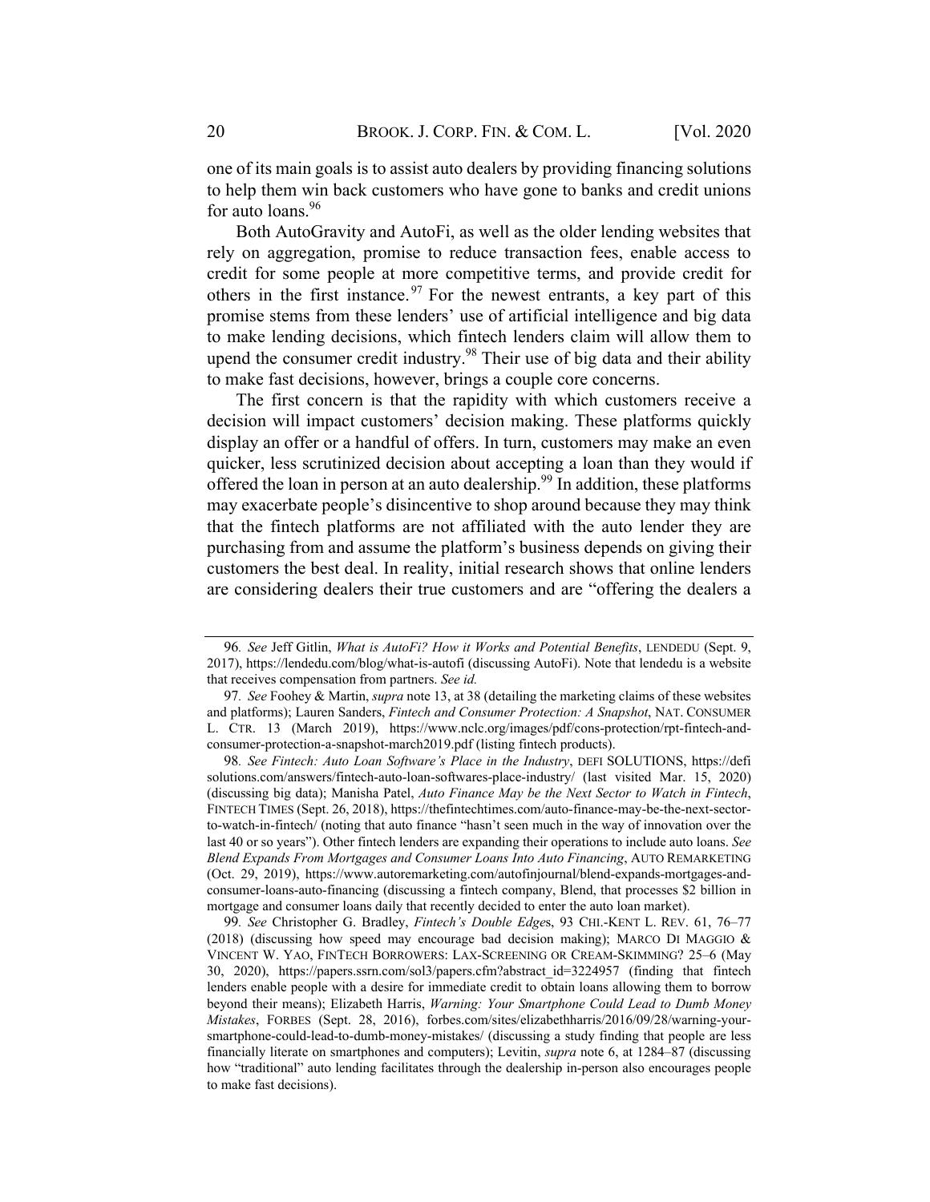one of its main goals is to assist auto dealers by providing financing solutions to help them win back customers who have gone to banks and credit unions for auto loans.[96]

Both AutoGravity and AutoFi, as well as the older lending websites that rely on aggregation, promise to reduce transaction fees, enable access to credit for some people at more competitive terms, and provide credit for others in the first instance.[97] For the newest entrants, a key part of this promise stems from these lenders' use of artificial intelligence and big data to make lending decisions, which fintech lenders claim will allow them to upend the consumer credit industry.[98] Their use of big data and their ability to make fast decisions, however, brings a couple core concerns.

The first concern is that the rapidity with which customers receive a decision will impact customers' decision making. These platforms quickly display an offer or a handful of offers. In turn, customers may make an even quicker, less scrutinized decision about accepting a loan than they would if offered the loan in person at an auto dealership.[99] In addition, these platforms may exacerbate people's disincentive to shop around because they may think that the fintech platforms are not affiliated with the auto lender they are purchasing from and assume the platform's business depends on giving their customers the best deal. In reality, initial research shows that online lenders are considering dealers their true customers and are "offering the dealers a

---

96. *See* Jeff Gitlin, *What is AutoFi? How it Works and Potential Benefits*, LENDEDU (Sept. 9, 2017), https://lendedu.com/blog/what-is-autofi (discussing AutoFi). Note that lendedu is a website that receives compensation from partners. *See id.*

97. *See* Foohey & Martin, *supra* note 13, at 38 (detailing the marketing claims of these websites and platforms); Lauren Sanders, *Fintech and Consumer Protection: A Snapshot*, NAT. CONSUMER L. CTR. 13 (March 2019), https://www.nclc.org/images/pdf/cons-protection/rpt-fintech-and-consumer-protection-a-snapshot-march2019.pdf (listing fintech products).

98. *See Fintech: Auto Loan Software's Place in the Industry*, DEFI SOLUTIONS, https://defisolutions.com/answers/fintech-auto-loan-softwares-place-industry/ (last visited Mar. 15, 2020) (discussing big data); Manisha Patel, *Auto Finance May be the Next Sector to Watch in Fintech*, FINTECH TIMES (Sept. 26, 2018), https://thefintechtimes.com/auto-finance-may-be-the-next-sector-to-watch-in-fintech/ (noting that auto finance "hasn't seen much in the way of innovation over the last 40 or so years"). Other fintech lenders are expanding their operations to include auto loans. *See Blend Expands From Mortgages and Consumer Loans Into Auto Financing*, AUTO REMARKETING (Oct. 29, 2019), https://www.autoremarketing.com/autofinjournal/blend-expands-mortgages-and-consumer-loans-auto-financing (discussing a fintech company, Blend, that processes $2 billion in mortgage and consumer loans daily that recently decided to enter the auto loan market).

99. *See* Christopher G. Bradley, *Fintech's Double Edges*, 93 CHI.-KENT L. REV. 61, 76–77 (2018) (discussing how speed may encourage bad decision making); MARCO DI MAGGIO & VINCENT W. YAO, FINTECH BORROWERS: LAX-SCREENING OR CREAM-SKIMMING? 25–6 (May 30, 2020), https://papers.ssrn.com/sol3/papers.cfm?abstract_id=3224957 (finding that fintech lenders enable people with a desire for immediate credit to obtain loans allowing them to borrow beyond their means); Elizabeth Harris, *Warning: Your Smartphone Could Lead to Dumb Money Mistakes*, FORBES (Sept. 28, 2016), forbes.com/sites/elizabethharris/2016/09/28/warning-your-smartphone-could-lead-to-dumb-money-mistakes/ (discussing a study finding that people are less financially literate on smartphones and computers); Levitin, *supra* note 6, at 1284–87 (discussing how "traditional" auto lending facilitates through the dealership in-person also encourages people to make fast decisions).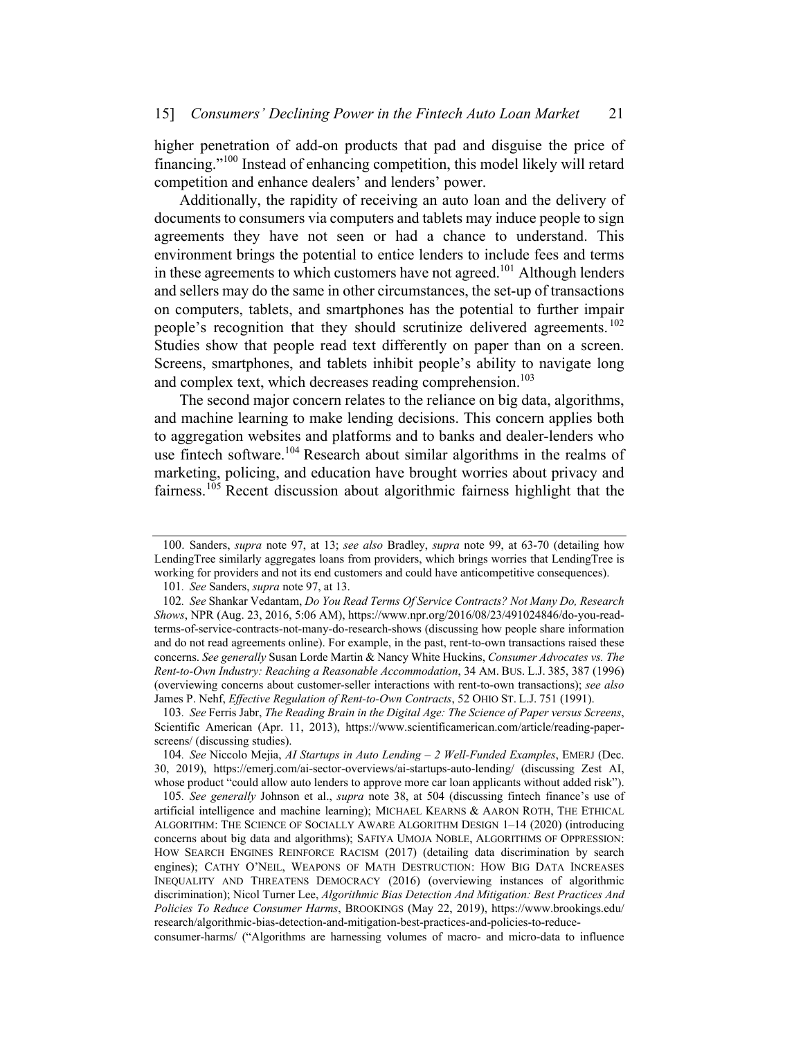higher penetration of add-on products that pad and disguise the price of financing."[100] Instead of enhancing competition, this model likely will retard competition and enhance dealers' and lenders' power.

Additionally, the rapidity of receiving an auto loan and the delivery of documents to consumers via computers and tablets may induce people to sign agreements they have not seen or had a chance to understand. This environment brings the potential to entice lenders to include fees and terms in these agreements to which customers have not agreed.[101] Although lenders and sellers may do the same in other circumstances, the set-up of transactions on computers, tablets, and smartphones has the potential to further impair people's recognition that they should scrutinize delivered agreements.[102] Studies show that people read text differently on paper than on a screen. Screens, smartphones, and tablets inhibit people's ability to navigate long and complex text, which decreases reading comprehension.[103]

The second major concern relates to the reliance on big data, algorithms, and machine learning to make lending decisions. This concern applies both to aggregation websites and platforms and to banks and dealer-lenders who use fintech software.[104] Research about similar algorithms in the realms of marketing, policing, and education have brought worries about privacy and fairness.[105] Recent discussion about algorithmic fairness highlight that the

---

100. Sanders, *supra* note 97, at 13; *see also* Bradley, *supra* note 99, at 63-70 (detailing how LendingTree similarly aggregates loans from providers, which brings worries that LendingTree is working for providers and not its end customers and could have anticompetitive consequences).

101. *See* Sanders, *supra* note 97, at 13.

102. *See* Shankar Vedantam, *Do You Read Terms Of Service Contracts? Not Many Do, Research Shows*, NPR (Aug. 23, 2016, 5:06 AM), https://www.npr.org/2016/08/23/491024846/do-you-read-terms-of-service-contracts-not-many-do-research-shows (discussing how people share information and do not read agreements online). For example, in the past, rent-to-own transactions raised these concerns. *See generally* Susan Lorde Martin & Nancy White Huckins, *Consumer Advocates vs. The Rent-to-Own Industry: Reaching a Reasonable Accommodation*, 34 AM. BUS. L.J. 385, 387 (1996) (overviewing concerns about customer-seller interactions with rent-to-own transactions); *see also* James P. Nehf, *Effective Regulation of Rent-to-Own Contracts*, 52 OHIO ST. L.J. 751 (1991).

103. *See* Ferris Jabr, *The Reading Brain in the Digital Age: The Science of Paper versus Screens*, Scientific American (Apr. 11, 2013), https://www.scientificamerican.com/article/reading-paper-screens/ (discussing studies).

104. *See* Niccolo Mejia, *AI Startups in Auto Lending – 2 Well-Funded Examples*, EMERJ (Dec. 30, 2019), https://emerj.com/ai-sector-overviews/ai-startups-auto-lending/ (discussing Zest AI, whose product "could allow auto lenders to approve more car loan applicants without added risk").

105. *See generally* Johnson et al., *supra* note 38, at 504 (discussing fintech finance's use of artificial intelligence and machine learning); MICHAEL KEARNS & AARON ROTH, THE ETHICAL ALGORITHM: THE SCIENCE OF SOCIALLY AWARE ALGORITHM DESIGN 1–14 (2020) (introducing concerns about big data and algorithms); SAFIYA UMOJA NOBLE, ALGORITHMS OF OPPRESSION: HOW SEARCH ENGINES REINFORCE RACISM (2017) (detailing data discrimination by search engines); CATHY O'NEIL, WEAPONS OF MATH DESTRUCTION: HOW BIG DATA INCREASES INEQUALITY AND THREATENS DEMOCRACY (2016) (overviewing instances of algorithmic discrimination); Nicol Turner Lee, *Algorithmic Bias Detection And Mitigation: Best Practices And Policies To Reduce Consumer Harms*, BROOKINGS (May 22, 2019), https://www.brookings.edu/research/algorithmic-bias-detection-and-mitigation-best-practices-and-policies-to-reduce-consumer-harms/ ("Algorithms are harnessing volumes of macro- and micro-data to influence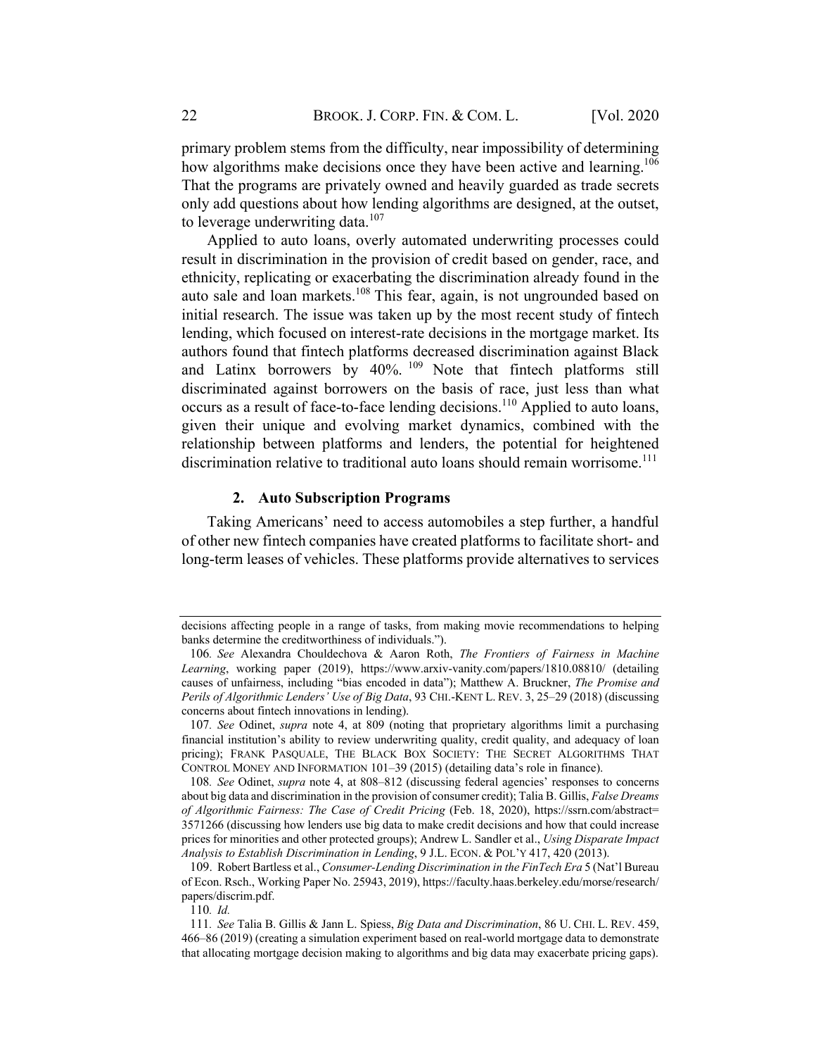primary problem stems from the difficulty, near impossibility of determining how algorithms make decisions once they have been active and learning.[106] That the programs are privately owned and heavily guarded as trade secrets only add questions about how lending algorithms are designed, at the outset, to leverage underwriting data.[107]

Applied to auto loans, overly automated underwriting processes could result in discrimination in the provision of credit based on gender, race, and ethnicity, replicating or exacerbating the discrimination already found in the auto sale and loan markets.[108] This fear, again, is not ungrounded based on initial research. The issue was taken up by the most recent study of fintech lending, which focused on interest-rate decisions in the mortgage market. Its authors found that fintech platforms decreased discrimination against Black and Latinx borrowers by 40%.[109] Note that fintech platforms still discriminated against borrowers on the basis of race, just less than what occurs as a result of face-to-face lending decisions.[110] Applied to auto loans, given their unique and evolving market dynamics, combined with the relationship between platforms and lenders, the potential for heightened discrimination relative to traditional auto loans should remain worrisome.[111]

### 2. Auto Subscription Programs

Taking Americans' need to access automobiles a step further, a handful of other new fintech companies have created platforms to facilitate short- and long-term leases of vehicles. These platforms provide alternatives to services

---

decisions affecting people in a range of tasks, from making movie recommendations to helping banks determine the creditworthiness of individuals.").

106. *See* Alexandra Chouldechova & Aaron Roth, *The Frontiers of Fairness in Machine Learning*, working paper (2019), https://www.arxiv-vanity.com/papers/1810.08810/ (detailing causes of unfairness, including "bias encoded in data"); Matthew A. Bruckner, *The Promise and Perils of Algorithmic Lenders' Use of Big Data*, 93 CHI.-KENT L. REV. 3, 25–29 (2018) (discussing concerns about fintech innovations in lending).

107. *See* Odinet, *supra* note 4, at 809 (noting that proprietary algorithms limit a purchasing financial institution's ability to review underwriting quality, credit quality, and adequacy of loan pricing); FRANK PASQUALE, THE BLACK BOX SOCIETY: THE SECRET ALGORITHMS THAT CONTROL MONEY AND INFORMATION 101–39 (2015) (detailing data's role in finance).

108. *See* Odinet, *supra* note 4, at 808–812 (discussing federal agencies' responses to concerns about big data and discrimination in the provision of consumer credit); Talia B. Gillis, *False Dreams of Algorithmic Fairness: The Case of Credit Pricing* (Feb. 18, 2020), https://ssrn.com/abstract=3571266 (discussing how lenders use big data to make credit decisions and how that could increase prices for minorities and other protected groups); Andrew L. Sandler et al., *Using Disparate Impact Analysis to Establish Discrimination in Lending*, 9 J.L. ECON. & POL'Y 417, 420 (2013).

109. Robert Bartless et al., *Consumer-Lending Discrimination in the FinTech Era* 5 (Nat'l Bureau of Econ. Rsch., Working Paper No. 25943, 2019), https://faculty.haas.berkeley.edu/morse/research/papers/discrim.pdf.

110. *Id.*

111. *See* Talia B. Gillis & Jann L. Spiess, *Big Data and Discrimination*, 86 U. CHI. L. REV. 459, 466–86 (2019) (creating a simulation experiment based on real-world mortgage data to demonstrate that allocating mortgage decision making to algorithms and big data may exacerbate pricing gaps).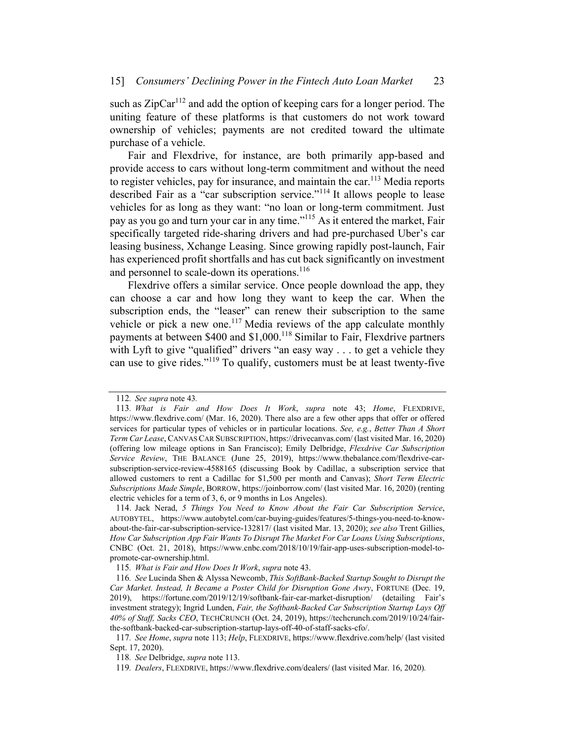such as ZipCar[112] and add the option of keeping cars for a longer period. The uniting feature of these platforms is that customers do not work toward ownership of vehicles; payments are not credited toward the ultimate purchase of a vehicle.

Fair and Flexdrive, for instance, are both primarily app-based and provide access to cars without long-term commitment and without the need to register vehicles, pay for insurance, and maintain the car.[113] Media reports described Fair as a "car subscription service."[114] It allows people to lease vehicles for as long as they want: "no loan or long-term commitment. Just pay as you go and turn your car in any time."[115] As it entered the market, Fair specifically targeted ride-sharing drivers and had pre-purchased Uber's car leasing business, Xchange Leasing. Since growing rapidly post-launch, Fair has experienced profit shortfalls and has cut back significantly on investment and personnel to scale-down its operations.[116]

Flexdrive offers a similar service. Once people download the app, they can choose a car and how long they want to keep the car. When the subscription ends, the "leaser" can renew their subscription to the same vehicle or pick a new one.[117] Media reviews of the app calculate monthly payments at between $400 and $1,000.[118] Similar to Fair, Flexdrive partners with Lyft to give "qualified" drivers "an easy way . . . to get a vehicle they can use to give rides."[119] To qualify, customers must be at least twenty-five

---

112. *See supra* note 43.

113. *What is Fair and How Does It Work*, *supra* note 43; *Home*, FLEXDRIVE, https://www.flexdrive.com/ (Mar. 16, 2020). There also are a few other apps that offer or offered services for particular types of vehicles or in particular locations. *See, e.g.*, *Better Than A Short Term Car Lease*, CANVAS CAR SUBSCRIPTION, https://drivecanvas.com/ (last visited Mar. 16, 2020) (offering low mileage options in San Francisco); Emily Delbridge, *Flexdrive Car Subscription Service Review*, THE BALANCE (June 25, 2019), https://www.thebalance.com/flexdrive-car-subscription-service-review-4588165 (discussing Book by Cadillac, a subscription service that allowed customers to rent a Cadillac for $1,500 per month and Canvas); *Short Term Electric Subscriptions Made Simple*, BORROW, https://joinborrow.com/ (last visited Mar. 16, 2020) (renting electric vehicles for a term of 3, 6, or 9 months in Los Angeles).

114. Jack Nerad, *5 Things You Need to Know About the Fair Car Subscription Service*, AUTOBYTEL, https://www.autobytel.com/car-buying-guides/features/5-things-you-need-to-know-about-the-fair-car-subscription-service-132817/ (last visited Mar. 13, 2020); *see also* Trent Gillies, *How Car Subscription App Fair Wants To Disrupt The Market For Car Loans Using Subscriptions*, CNBC (Oct. 21, 2018), https://www.cnbc.com/2018/10/19/fair-app-uses-subscription-model-to-promote-car-ownership.html.

115. *What is Fair and How Does It Work*, *supra* note 43.

116. *See* Lucinda Shen & Alyssa Newcomb, *This SoftBank-Backed Startup Sought to Disrupt the Car Market. Instead, It Became a Poster Child for Disruption Gone Awry*, FORTUNE (Dec. 19, 2019), https://fortune.com/2019/12/19/softbank-fair-car-market-disruption/ (detailing Fair's investment strategy); Ingrid Lunden, *Fair, the Softbank-Backed Car Subscription Startup Lays Off 40% of Staff, Sacks CEO*, TECHCRUNCH (Oct. 24, 2019), https://techcrunch.com/2019/10/24/fair-the-softbank-backed-car-subscription-startup-lays-off-40-of-staff-sacks-cfo/.

117. *See Home*, *supra* note 113; *Help*, FLEXDRIVE, https://www.flexdrive.com/help/ (last visited Sept. 17, 2020).

118. *See* Delbridge, *supra* note 113.

119. *Dealers*, FLEXDRIVE, https://www.flexdrive.com/dealers/ (last visited Mar. 16, 2020).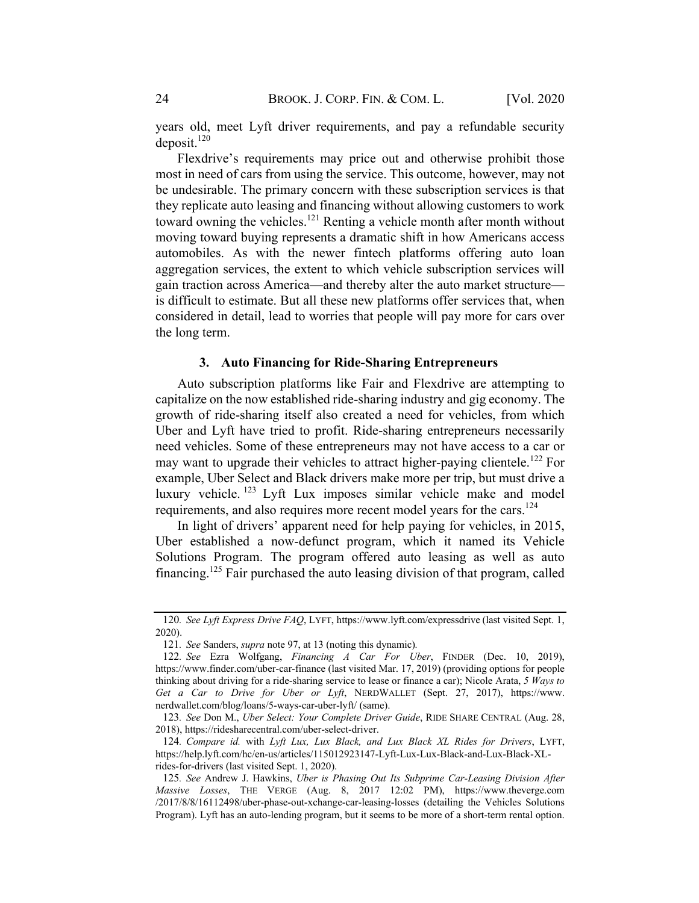years old, meet Lyft driver requirements, and pay a refundable security deposit.[120]

Flexdrive's requirements may price out and otherwise prohibit those most in need of cars from using the service. This outcome, however, may not be undesirable. The primary concern with these subscription services is that they replicate auto leasing and financing without allowing customers to work toward owning the vehicles.[121] Renting a vehicle month after month without moving toward buying represents a dramatic shift in how Americans access automobiles. As with the newer fintech platforms offering auto loan aggregation services, the extent to which vehicle subscription services will gain traction across America—and thereby alter the auto market structure—is difficult to estimate. But all these new platforms offer services that, when considered in detail, lead to worries that people will pay more for cars over the long term.

### 3. Auto Financing for Ride-Sharing Entrepreneurs

Auto subscription platforms like Fair and Flexdrive are attempting to capitalize on the now established ride-sharing industry and gig economy. The growth of ride-sharing itself also created a need for vehicles, from which Uber and Lyft have tried to profit. Ride-sharing entrepreneurs necessarily need vehicles. Some of these entrepreneurs may not have access to a car or may want to upgrade their vehicles to attract higher-paying clientele.[122] For example, Uber Select and Black drivers make more per trip, but must drive a luxury vehicle.[123] Lyft Lux imposes similar vehicle make and model requirements, and also requires more recent model years for the cars.[124]

In light of drivers' apparent need for help paying for vehicles, in 2015, Uber established a now-defunct program, which it named its Vehicle Solutions Program. The program offered auto leasing as well as auto financing.[125] Fair purchased the auto leasing division of that program, called

---

120. *See Lyft Express Drive FAQ*, LYFT, https://www.lyft.com/expressdrive (last visited Sept. 1, 2020).

121. *See* Sanders, *supra* note 97, at 13 (noting this dynamic).

122. *See* Ezra Wolfgang, *Financing A Car For Uber*, FINDER (Dec. 10, 2019), https://www.finder.com/uber-car-finance (last visited Mar. 17, 2019) (providing options for people thinking about driving for a ride-sharing service to lease or finance a car); Nicole Arata, *5 Ways to Get a Car to Drive for Uber or Lyft*, NERDWALLET (Sept. 27, 2017), https://www.nerdwallet.com/blog/loans/5-ways-car-uber-lyft/ (same).

123. *See* Don M., *Uber Select: Your Complete Driver Guide*, RIDE SHARE CENTRAL (Aug. 28, 2018), https://ridesharecentral.com/uber-select-driver.

124. *Compare id.* with *Lyft Lux, Lux Black, and Lux Black XL Rides for Drivers*, LYFT, https://help.lyft.com/hc/en-us/articles/115012923147-Lyft-Lux-Lux-Black-and-Lux-Black-XL-rides-for-drivers (last visited Sept. 1, 2020).

125. *See* Andrew J. Hawkins, *Uber is Phasing Out Its Subprime Car-Leasing Division After Massive Losses*, THE VERGE (Aug. 8, 2017 12:02 PM), https://www.theverge.com/2017/8/8/16112498/uber-phase-out-xchange-car-leasing-losses (detailing the Vehicles Solutions Program). Lyft has an auto-lending program, but it seems to be more of a short-term rental option.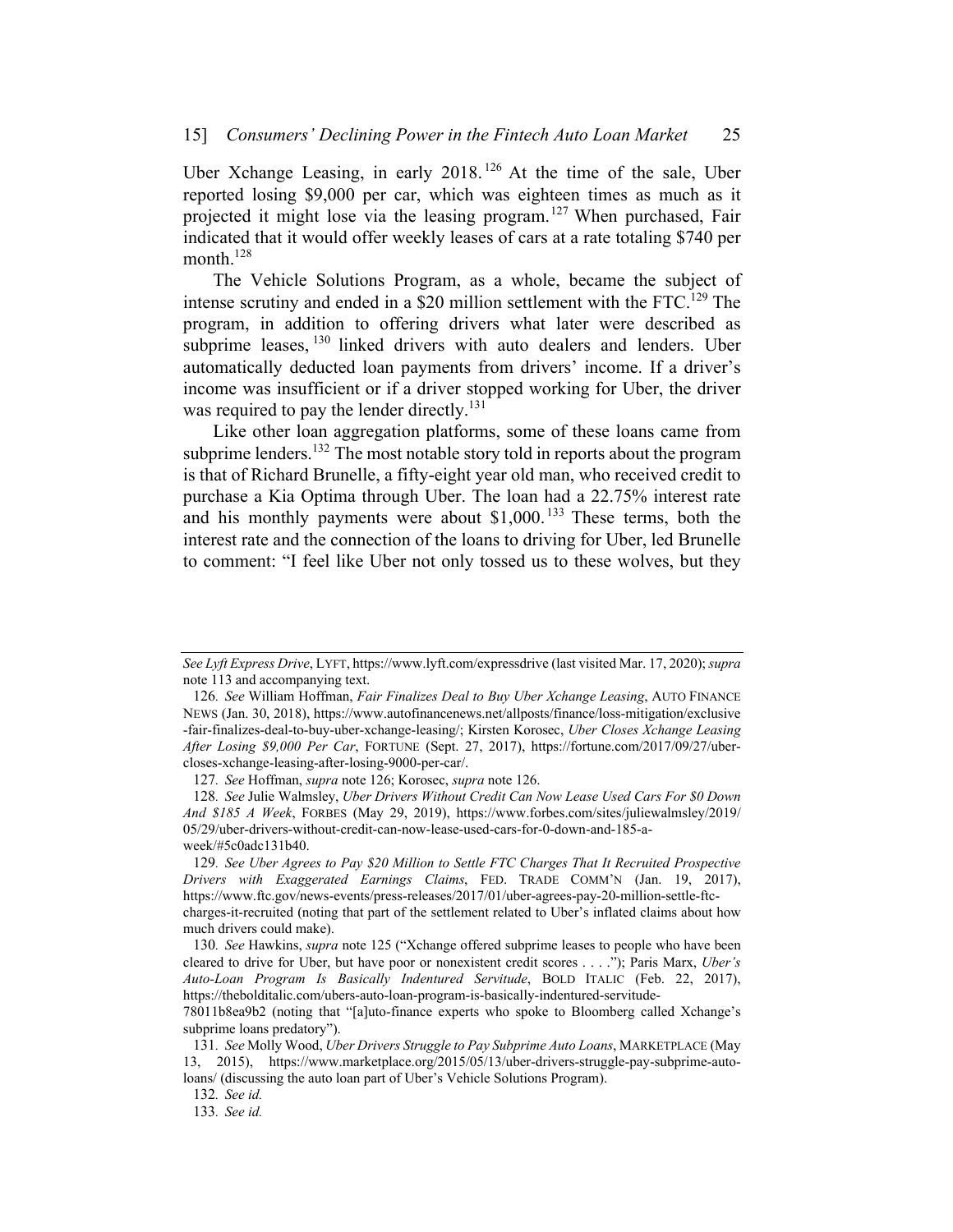Uber Xchange Leasing, in early 2018.[126] At the time of the sale, Uber reported losing $9,000 per car, which was eighteen times as much as it projected it might lose via the leasing program.[127] When purchased, Fair indicated that it would offer weekly leases of cars at a rate totaling $740 per month.[128]

The Vehicle Solutions Program, as a whole, became the subject of intense scrutiny and ended in a $20 million settlement with the FTC.[129] The program, in addition to offering drivers what later were described as subprime leases,[130] linked drivers with auto dealers and lenders. Uber automatically deducted loan payments from drivers' income. If a driver's income was insufficient or if a driver stopped working for Uber, the driver was required to pay the lender directly.[131]

Like other loan aggregation platforms, some of these loans came from subprime lenders.[132] The most notable story told in reports about the program is that of Richard Brunelle, a fifty-eight year old man, who received credit to purchase a Kia Optima through Uber. The loan had a 22.75% interest rate and his monthly payments were about $1,000.[133] These terms, both the interest rate and the connection of the loans to driving for Uber, led Brunelle to comment: "I feel like Uber not only tossed us to these wolves, but they

---

*See Lyft Express Drive*, LYFT, https://www.lyft.com/expressdrive (last visited Mar. 17, 2020); *supra* note 113 and accompanying text.

126. *See* William Hoffman, *Fair Finalizes Deal to Buy Uber Xchange Leasing*, AUTO FINANCE NEWS (Jan. 30, 2018), https://www.autofinancenews.net/allposts/finance/loss-mitigation/exclusive-fair-finalizes-deal-to-buy-uber-xchange-leasing/; Kirsten Korosec, *Uber Closes Xchange Leasing After Losing $9,000 Per Car*, FORTUNE (Sept. 27, 2017), https://fortune.com/2017/09/27/uber-closes-xchange-leasing-after-losing-9000-per-car/.

127. *See* Hoffman, *supra* note 126; Korosec, *supra* note 126.

128. *See* Julie Walmsley, *Uber Drivers Without Credit Can Now Lease Used Cars For $0 Down And $185 A Week*, FORBES (May 29, 2019), https://www.forbes.com/sites/juliewalmsley/2019/05/29/uber-drivers-without-credit-can-now-lease-used-cars-for-0-down-and-185-a-week/#5c0adc131b40.

129. *See Uber Agrees to Pay $20 Million to Settle FTC Charges That It Recruited Prospective Drivers with Exaggerated Earnings Claims*, FED. TRADE COMM'N (Jan. 19, 2017), https://www.ftc.gov/news-events/press-releases/2017/01/uber-agrees-pay-20-million-settle-ftc-charges-it-recruited (noting that part of the settlement related to Uber's inflated claims about how much drivers could make).

130. *See* Hawkins, *supra* note 125 ("Xchange offered subprime leases to people who have been cleared to drive for Uber, but have poor or nonexistent credit scores . . . ."); Paris Marx, *Uber's Auto-Loan Program Is Basically Indentured Servitude*, BOLD ITALIC (Feb. 22, 2017), https://thebolditalic.com/ubers-auto-loan-program-is-basically-indentured-servitude-78011b8ea9b2 (noting that "[a]uto-finance experts who spoke to Bloomberg called Xchange's subprime loans predatory").

131. *See* Molly Wood, *Uber Drivers Struggle to Pay Subprime Auto Loans*, MARKETPLACE (May 13, 2015), https://www.marketplace.org/2015/05/13/uber-drivers-struggle-pay-subprime-auto-loans/ (discussing the auto loan part of Uber's Vehicle Solutions Program).

132. *See id.*

133. *See id.*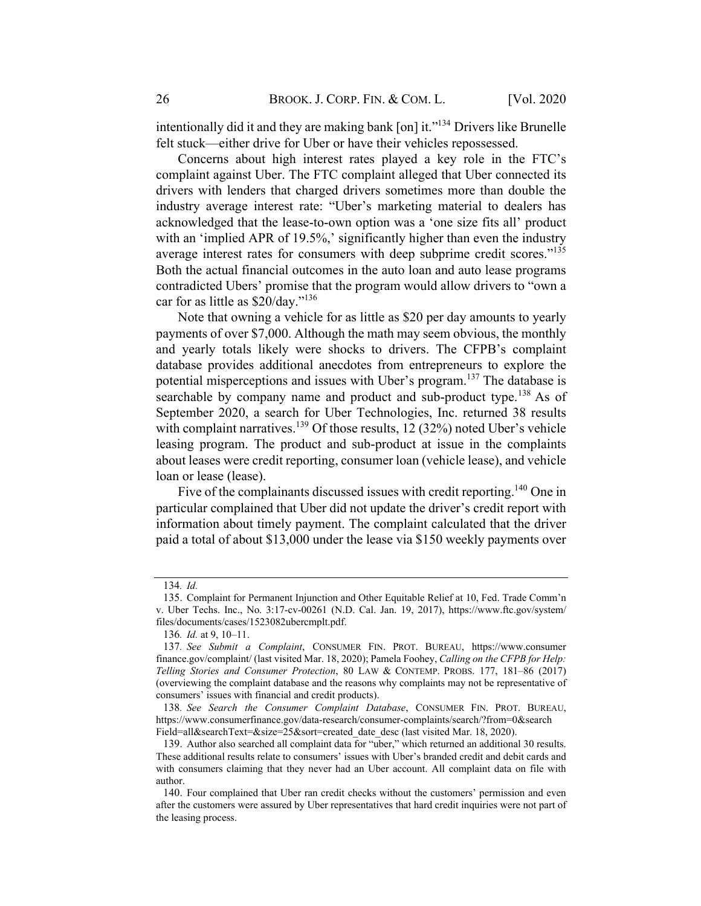intentionally did it and they are making bank [on] it."[134] Drivers like Brunelle felt stuck—either drive for Uber or have their vehicles repossessed.

Concerns about high interest rates played a key role in the FTC's complaint against Uber. The FTC complaint alleged that Uber connected its drivers with lenders that charged drivers sometimes more than double the industry average interest rate: "Uber's marketing material to dealers has acknowledged that the lease-to-own option was a 'one size fits all' product with an 'implied APR of 19.5%,' significantly higher than even the industry average interest rates for consumers with deep subprime credit scores."[135] Both the actual financial outcomes in the auto loan and auto lease programs contradicted Ubers' promise that the program would allow drivers to "own a car for as little as $20/day."[136]

Note that owning a vehicle for as little as $20 per day amounts to yearly payments of over $7,000. Although the math may seem obvious, the monthly and yearly totals likely were shocks to drivers. The CFPB's complaint database provides additional anecdotes from entrepreneurs to explore the potential misperceptions and issues with Uber's program.[137] The database is searchable by company name and product and sub-product type.[138] As of September 2020, a search for Uber Technologies, Inc. returned 38 results with complaint narratives.[139] Of those results, 12 (32%) noted Uber's vehicle leasing program. The product and sub-product at issue in the complaints about leases were credit reporting, consumer loan (vehicle lease), and vehicle loan or lease (lease).

Five of the complainants discussed issues with credit reporting.[140] One in particular complained that Uber did not update the driver's credit report with information about timely payment. The complaint calculated that the driver paid a total of about $13,000 under the lease via $150 weekly payments over

---

134. *Id.*

135. Complaint for Permanent Injunction and Other Equitable Relief at 10, Fed. Trade Comm'n v. Uber Techs. Inc., No. 3:17-cv-00261 (N.D. Cal. Jan. 19, 2017), https://www.ftc.gov/system/files/documents/cases/1523082ubercmplt.pdf.

136. *Id.* at 9, 10–11.

137. *See Submit a Complaint*, CONSUMER FIN. PROT. BUREAU, https://www.consumerfinance.gov/complaint/ (last visited Mar. 18, 2020); Pamela Foohey, *Calling on the CFPB for Help: Telling Stories and Consumer Protection*, 80 LAW & CONTEMP. PROBS. 177, 181–86 (2017) (overviewing the complaint database and the reasons why complaints may not be representative of consumers' issues with financial and credit products).

138. *See Search the Consumer Complaint Database*, CONSUMER FIN. PROT. BUREAU, https://www.consumerfinance.gov/data-research/consumer-complaints/search/?from=0&searchField=all&searchText=&size=25&sort=created_date_desc (last visited Mar. 18, 2020).

139. Author also searched all complaint data for "uber," which returned an additional 30 results. These additional results relate to consumers' issues with Uber's branded credit and debit cards and with consumers claiming that they never had an Uber account. All complaint data on file with author.

140. Four complained that Uber ran credit checks without the customers' permission and even after the customers were assured by Uber representatives that hard credit inquiries were not part of the leasing process.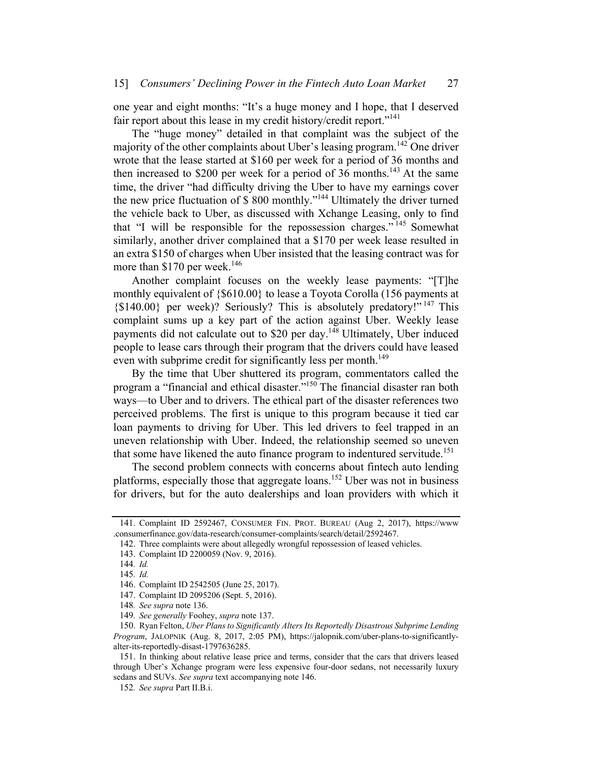one year and eight months: "It's a huge money and I hope, that I deserved fair report about this lease in my credit history/credit report."[141]

The "huge money" detailed in that complaint was the subject of the majority of the other complaints about Uber's leasing program.[142] One driver wrote that the lease started at $160 per week for a period of 36 months and then increased to $200 per week for a period of 36 months.[143] At the same time, the driver "had difficulty driving the Uber to have my earnings cover the new price fluctuation of $ 800 monthly."[144] Ultimately the driver turned the vehicle back to Uber, as discussed with Xchange Leasing, only to find that "I will be responsible for the repossession charges."[145] Somewhat similarly, another driver complained that a $170 per week lease resulted in an extra $150 of charges when Uber insisted that the leasing contract was for more than $170 per week.[146]

Another complaint focuses on the weekly lease payments: "[T]he monthly equivalent of {$610.00} to lease a Toyota Corolla (156 payments at {$140.00} per week)? Seriously? This is absolutely predatory!"[147] This complaint sums up a key part of the action against Uber. Weekly lease payments did not calculate out to $20 per day.[148] Ultimately, Uber induced people to lease cars through their program that the drivers could have leased even with subprime credit for significantly less per month.[149]

By the time that Uber shuttered its program, commentators called the program a "financial and ethical disaster."[150] The financial disaster ran both ways—to Uber and to drivers. The ethical part of the disaster references two perceived problems. The first is unique to this program because it tied car loan payments to driving for Uber. This led drivers to feel trapped in an uneven relationship with Uber. Indeed, the relationship seemed so uneven that some have likened the auto finance program to indentured servitude.[151]

The second problem connects with concerns about fintech auto lending platforms, especially those that aggregate loans.[152] Uber was not in business for drivers, but for the auto dealerships and loan providers with which it

---

141. Complaint ID 2592467, CONSUMER FIN. PROT. BUREAU (Aug 2, 2017), https://www.consumerfinance.gov/data-research/consumer-complaints/search/detail/2592467.

142. Three complaints were about allegedly wrongful repossession of leased vehicles.

143. Complaint ID 2200059 (Nov. 9, 2016).

144. *Id.*

145. *Id.*

146. Complaint ID 2542505 (June 25, 2017).

147. Complaint ID 2095206 (Sept. 5, 2016).

148. *See supra* note 136.

149. *See generally* Foohey, *supra* note 137.

150. Ryan Felton, *Uber Plans to Significantly Alters Its Reportedly Disastrous Subprime Lending Program*, JALOPNIK (Aug. 8, 2017, 2:05 PM), https://jalopnik.com/uber-plans-to-significantly-alter-its-reportedly-disast-1797636285.

151. In thinking about relative lease price and terms, consider that the cars that drivers leased through Uber's Xchange program were less expensive four-door sedans, not necessarily luxury sedans and SUVs. *See supra* text accompanying note 146.

152. *See supra* Part II.B.i.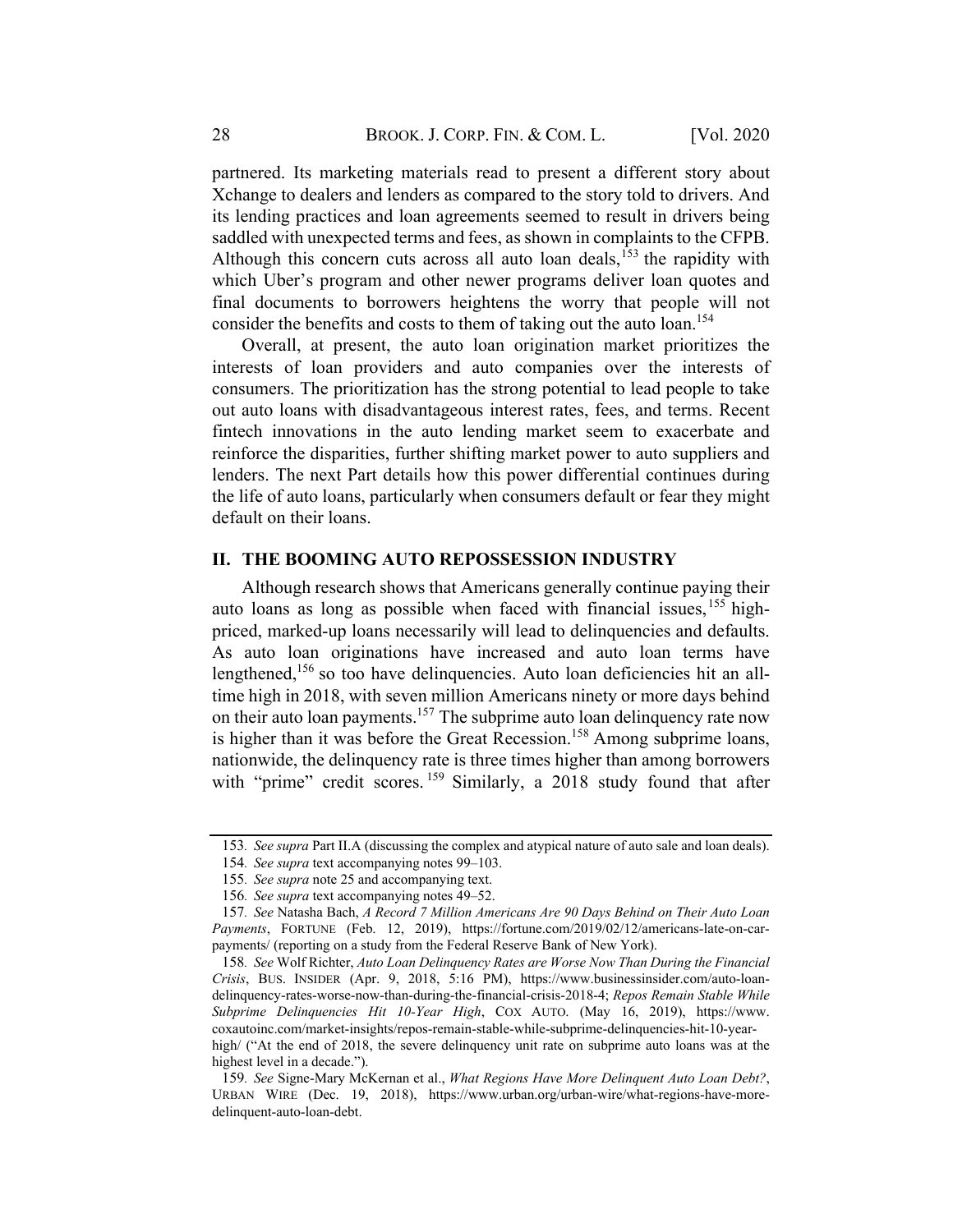partnered. Its marketing materials read to present a different story about Xchange to dealers and lenders as compared to the story told to drivers. And its lending practices and loan agreements seemed to result in drivers being saddled with unexpected terms and fees, as shown in complaints to the CFPB. Although this concern cuts across all auto loan deals,[153] the rapidity with which Uber's program and other newer programs deliver loan quotes and final documents to borrowers heightens the worry that people will not consider the benefits and costs to them of taking out the auto loan.[154]

Overall, at present, the auto loan origination market prioritizes the interests of loan providers and auto companies over the interests of consumers. The prioritization has the strong potential to lead people to take out auto loans with disadvantageous interest rates, fees, and terms. Recent fintech innovations in the auto lending market seem to exacerbate and reinforce the disparities, further shifting market power to auto suppliers and lenders. The next Part details how this power differential continues during the life of auto loans, particularly when consumers default or fear they might default on their loans.

## II. THE BOOMING AUTO REPOSSESSION INDUSTRY

Although research shows that Americans generally continue paying their auto loans as long as possible when faced with financial issues,[155] high-priced, marked-up loans necessarily will lead to delinquencies and defaults. As auto loan originations have increased and auto loan terms have lengthened,[156] so too have delinquencies. Auto loan deficiencies hit an all-time high in 2018, with seven million Americans ninety or more days behind on their auto loan payments.[157] The subprime auto loan delinquency rate now is higher than it was before the Great Recession.[158] Among subprime loans, nationwide, the delinquency rate is three times higher than among borrowers with "prime" credit scores.[159] Similarly, a 2018 study found that after

---

153. *See supra* Part II.A (discussing the complex and atypical nature of auto sale and loan deals).

154. *See supra* text accompanying notes 99–103.

155. *See supra* note 25 and accompanying text.

156. *See supra* text accompanying notes 49–52.

157. *See* Natasha Bach, *A Record 7 Million Americans Are 90 Days Behind on Their Auto Loan Payments*, FORTUNE (Feb. 12, 2019), https://fortune.com/2019/02/12/americans-late-on-car-payments/ (reporting on a study from the Federal Reserve Bank of New York).

158. *See* Wolf Richter, *Auto Loan Delinquency Rates are Worse Now Than During the Financial Crisis*, BUS. INSIDER (Apr. 9, 2018, 5:16 PM), https://www.businessinsider.com/auto-loan-delinquency-rates-worse-now-than-during-the-financial-crisis-2018-4; *Repos Remain Stable While Subprime Delinquencies Hit 10-Year High*, COX AUTO. (May 16, 2019), https://www.coxautoinc.com/market-insights/repos-remain-stable-while-subprime-delinquencies-hit-10-year-high/ ("At the end of 2018, the severe delinquency unit rate on subprime auto loans was at the highest level in a decade.").

159. *See* Signe-Mary McKernan et al., *What Regions Have More Delinquent Auto Loan Debt?*, URBAN WIRE (Dec. 19, 2018), https://www.urban.org/urban-wire/what-regions-have-more-delinquent-auto-loan-debt.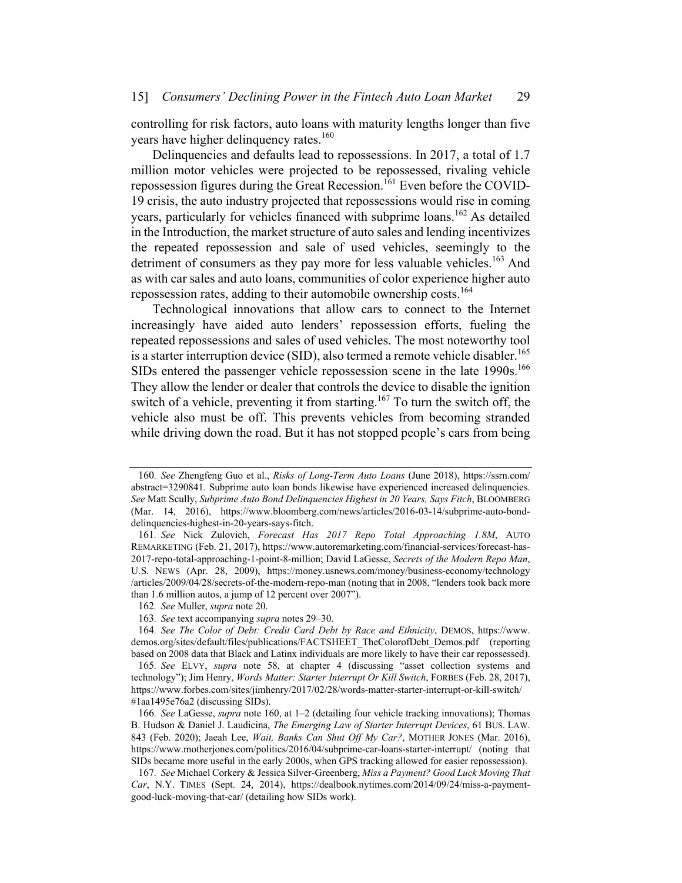controlling for risk factors, auto loans with maturity lengths longer than five years have higher delinquency rates.[160]

Delinquencies and defaults lead to repossessions. In 2017, a total of 1.7 million motor vehicles were projected to be repossessed, rivaling vehicle repossession figures during the Great Recession.[161] Even before the COVID-19 crisis, the auto industry projected that repossessions would rise in coming years, particularly for vehicles financed with subprime loans.[162] As detailed in the Introduction, the market structure of auto sales and lending incentivizes the repeated repossession and sale of used vehicles, seemingly to the detriment of consumers as they pay more for less valuable vehicles.[163] And as with car sales and auto loans, communities of color experience higher auto repossession rates, adding to their automobile ownership costs.[164]

Technological innovations that allow cars to connect to the Internet increasingly have aided auto lenders' repossession efforts, fueling the repeated repossessions and sales of used vehicles. The most noteworthy tool is a starter interruption device (SID), also termed a remote vehicle disabler.[165] SIDs entered the passenger vehicle repossession scene in the late 1990s.[166] They allow the lender or dealer that controls the device to disable the ignition switch of a vehicle, preventing it from starting.[167] To turn the switch off, the vehicle also must be off. This prevents vehicles from becoming stranded while driving down the road. But it has not stopped people's cars from being

---

160. *See* Zhengfeng Guo et al., *Risks of Long-Term Auto Loans* (June 2018), https://ssrn.com/abstract=3290841. Subprime auto loan bonds likewise have experienced increased delinquencies. *See* Matt Scully, *Subprime Auto Bond Delinquencies Highest in 20 Years, Says Fitch*, BLOOMBERG (Mar. 14, 2016), https://www.bloomberg.com/news/articles/2016-03-14/subprime-auto-bond-delinquencies-highest-in-20-years-says-fitch.

161. *See* Nick Zulovich, *Forecast Has 2017 Repo Total Approaching 1.8M*, AUTO REMARKETING (Feb. 21, 2017), https://www.autoremarketing.com/financial-services/forecast-has-2017-repo-total-approaching-1-point-8-million; David LaGesse, *Secrets of the Modern Repo Man*, U.S. NEWS (Apr. 28, 2009), https://money.usnews.com/money/business-economy/technology/articles/2009/04/28/secrets-of-the-modern-repo-man (noting that in 2008, "lenders took back more than 1.6 million autos, a jump of 12 percent over 2007").

162. *See* Muller, *supra* note 20.

163. *See* text accompanying *supra* notes 29–30.

164. *See The Color of Debt: Credit Card Debt by Race and Ethnicity*, DEMOS, https://www.demos.org/sites/default/files/publications/FACTSHEET_TheColorofDebt_Demos.pdf (reporting based on 2008 data that Black and Latinx individuals are more likely to have their car repossessed).

165. *See* ELVY, *supra* note 58, at chapter 4 (discussing "asset collection systems and technology"); Jim Henry, *Words Matter: Starter Interrupt Or Kill Switch*, FORBES (Feb. 28, 2017), https://www.forbes.com/sites/jimhenry/2017/02/28/words-matter-starter-interrupt-or-kill-switch/#1aa1495e76a2 (discussing SIDs).

166. *See* LaGesse, *supra* note 160, at 1–2 (detailing four vehicle tracking innovations); Thomas B. Hudson & Daniel J. Laudicina, *The Emerging Law of Starter Interrupt Devices*, 61 BUS. LAW. 843 (Feb. 2020); Jaeah Lee, *Wait, Banks Can Shut Off My Car?*, MOTHER JONES (Mar. 2016), https://www.motherjones.com/politics/2016/04/subprime-car-loans-starter-interrupt/ (noting that SIDs became more useful in the early 2000s, when GPS tracking allowed for easier repossession).

167. *See* Michael Corkery & Jessica Silver-Greenberg, *Miss a Payment? Good Luck Moving That Car*, N.Y. TIMES (Sept. 24, 2014), https://dealbook.nytimes.com/2014/09/24/miss-a-payment-good-luck-moving-that-car/ (detailing how SIDs work).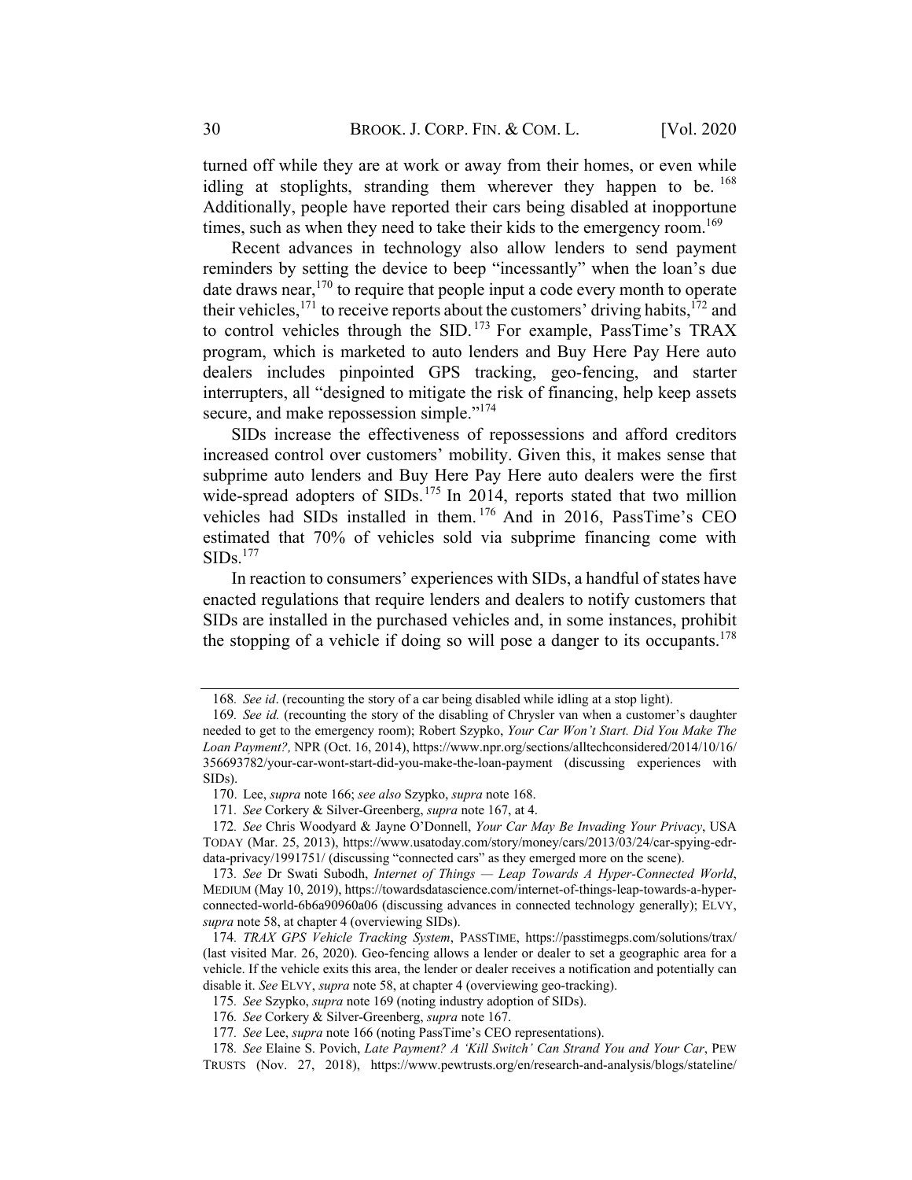turned off while they are at work or away from their homes, or even while idling at stoplights, stranding them wherever they happen to be.[168] Additionally, people have reported their cars being disabled at inopportune times, such as when they need to take their kids to the emergency room.[169]

Recent advances in technology also allow lenders to send payment reminders by setting the device to beep "incessantly" when the loan's due date draws near,[170] to require that people input a code every month to operate their vehicles,[171] to receive reports about the customers' driving habits,[172] and to control vehicles through the SID.[173] For example, PassTime's TRAX program, which is marketed to auto lenders and Buy Here Pay Here auto dealers includes pinpointed GPS tracking, geo-fencing, and starter interrupters, all "designed to mitigate the risk of financing, help keep assets secure, and make repossession simple."[174]

SIDs increase the effectiveness of repossessions and afford creditors increased control over customers' mobility. Given this, it makes sense that subprime auto lenders and Buy Here Pay Here auto dealers were the first wide-spread adopters of SIDs.[175] In 2014, reports stated that two million vehicles had SIDs installed in them.[176] And in 2016, PassTime's CEO estimated that 70% of vehicles sold via subprime financing come with SIDs.[177]

In reaction to consumers' experiences with SIDs, a handful of states have enacted regulations that require lenders and dealers to notify customers that SIDs are installed in the purchased vehicles and, in some instances, prohibit the stopping of a vehicle if doing so will pose a danger to its occupants.[178]

---

168. *See id*. (recounting the story of a car being disabled while idling at a stop light).

169. *See id.* (recounting the story of the disabling of Chrysler van when a customer's daughter needed to get to the emergency room); Robert Szypko, *Your Car Won't Start. Did You Make The Loan Payment?,* NPR (Oct. 16, 2014), https://www.npr.org/sections/alltechconsidered/2014/10/16/356693782/your-car-wont-start-did-you-make-the-loan-payment (discussing experiences with SIDs).

170. Lee, *supra* note 166; *see also* Szypko, *supra* note 168.

171. *See* Corkery & Silver-Greenberg, *supra* note 167, at 4.

172. *See* Chris Woodyard & Jayne O'Donnell, *Your Car May Be Invading Your Privacy*, USA TODAY (Mar. 25, 2013), https://www.usatoday.com/story/money/cars/2013/03/24/car-spying-edr-data-privacy/1991751/ (discussing "connected cars" as they emerged more on the scene).

173. *See* Dr Swati Subodh, *Internet of Things — Leap Towards A Hyper-Connected World*, MEDIUM (May 10, 2019), https://towardsdatascience.com/internet-of-things-leap-towards-a-hyper-connected-world-6b6a90960a06 (discussing advances in connected technology generally); ELVY, *supra* note 58, at chapter 4 (overviewing SIDs).

174. *TRAX GPS Vehicle Tracking System*, PASSTIME, https://passtimegps.com/solutions/trax/ (last visited Mar. 26, 2020). Geo-fencing allows a lender or dealer to set a geographic area for a vehicle. If the vehicle exits this area, the lender or dealer receives a notification and potentially can disable it. *See* ELVY, *supra* note 58, at chapter 4 (overviewing geo-tracking).

175. *See* Szypko, *supra* note 169 (noting industry adoption of SIDs).

176. *See* Corkery & Silver-Greenberg, *supra* note 167.

177. *See* Lee, *supra* note 166 (noting PassTime's CEO representations).

178. *See* Elaine S. Povich, *Late Payment? A 'Kill Switch' Can Strand You and Your Car*, PEW TRUSTS (Nov. 27, 2018), https://www.pewtrusts.org/en/research-and-analysis/blogs/stateline/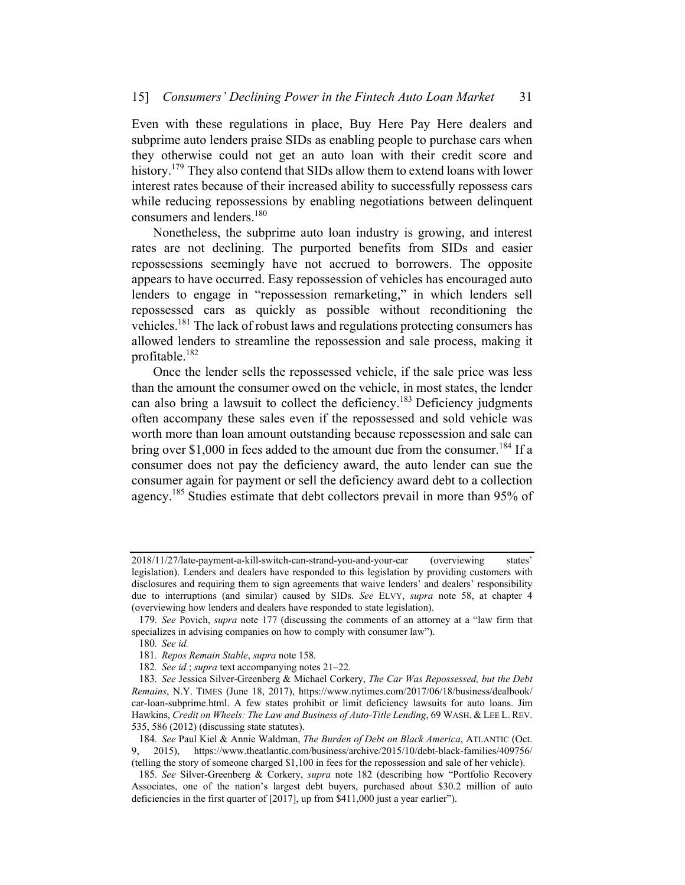Even with these regulations in place, Buy Here Pay Here dealers and subprime auto lenders praise SIDs as enabling people to purchase cars when they otherwise could not get an auto loan with their credit score and history.[179] They also contend that SIDs allow them to extend loans with lower interest rates because of their increased ability to successfully repossess cars while reducing repossessions by enabling negotiations between delinquent consumers and lenders.[180]

Nonetheless, the subprime auto loan industry is growing, and interest rates are not declining. The purported benefits from SIDs and easier repossessions seemingly have not accrued to borrowers. The opposite appears to have occurred. Easy repossession of vehicles has encouraged auto lenders to engage in "repossession remarketing," in which lenders sell repossessed cars as quickly as possible without reconditioning the vehicles.[181] The lack of robust laws and regulations protecting consumers has allowed lenders to streamline the repossession and sale process, making it profitable.[182]

Once the lender sells the repossessed vehicle, if the sale price was less than the amount the consumer owed on the vehicle, in most states, the lender can also bring a lawsuit to collect the deficiency.[183] Deficiency judgments often accompany these sales even if the repossessed and sold vehicle was worth more than loan amount outstanding because repossession and sale can bring over $1,000 in fees added to the amount due from the consumer.[184] If a consumer does not pay the deficiency award, the auto lender can sue the consumer again for payment or sell the deficiency award debt to a collection agency.[185] Studies estimate that debt collectors prevail in more than 95% of

---

2018/11/27/late-payment-a-kill-switch-can-strand-you-and-your-car (overviewing states' legislation). Lenders and dealers have responded to this legislation by providing customers with disclosures and requiring them to sign agreements that waive lenders' and dealers' responsibility due to interruptions (and similar) caused by SIDs. *See* ELVY, *supra* note 58, at chapter 4 (overviewing how lenders and dealers have responded to state legislation).

179. *See* Povich, *supra* note 177 (discussing the comments of an attorney at a "law firm that specializes in advising companies on how to comply with consumer law").

180. *See id.*

181. *Repos Remain Stable*, *supra* note 158.

182. *See id.*; *supra* text accompanying notes 21–22.

183. *See* Jessica Silver-Greenberg & Michael Corkery, *The Car Was Repossessed, but the Debt Remains*, N.Y. TIMES (June 18, 2017), https://www.nytimes.com/2017/06/18/business/dealbook/car-loan-subprime.html. A few states prohibit or limit deficiency lawsuits for auto loans. Jim Hawkins, *Credit on Wheels: The Law and Business of Auto-Title Lending*, 69 WASH. & LEE L. REV. 535, 586 (2012) (discussing state statutes).

184. *See* Paul Kiel & Annie Waldman, *The Burden of Debt on Black America*, ATLANTIC (Oct. 9, 2015), https://www.theatlantic.com/business/archive/2015/10/debt-black-families/409756/ (telling the story of someone charged $1,100 in fees for the repossession and sale of her vehicle).

185. *See* Silver-Greenberg & Corkery, *supra* note 182 (describing how "Portfolio Recovery Associates, one of the nation's largest debt buyers, purchased about $30.2 million of auto deficiencies in the first quarter of [2017], up from $411,000 just a year earlier").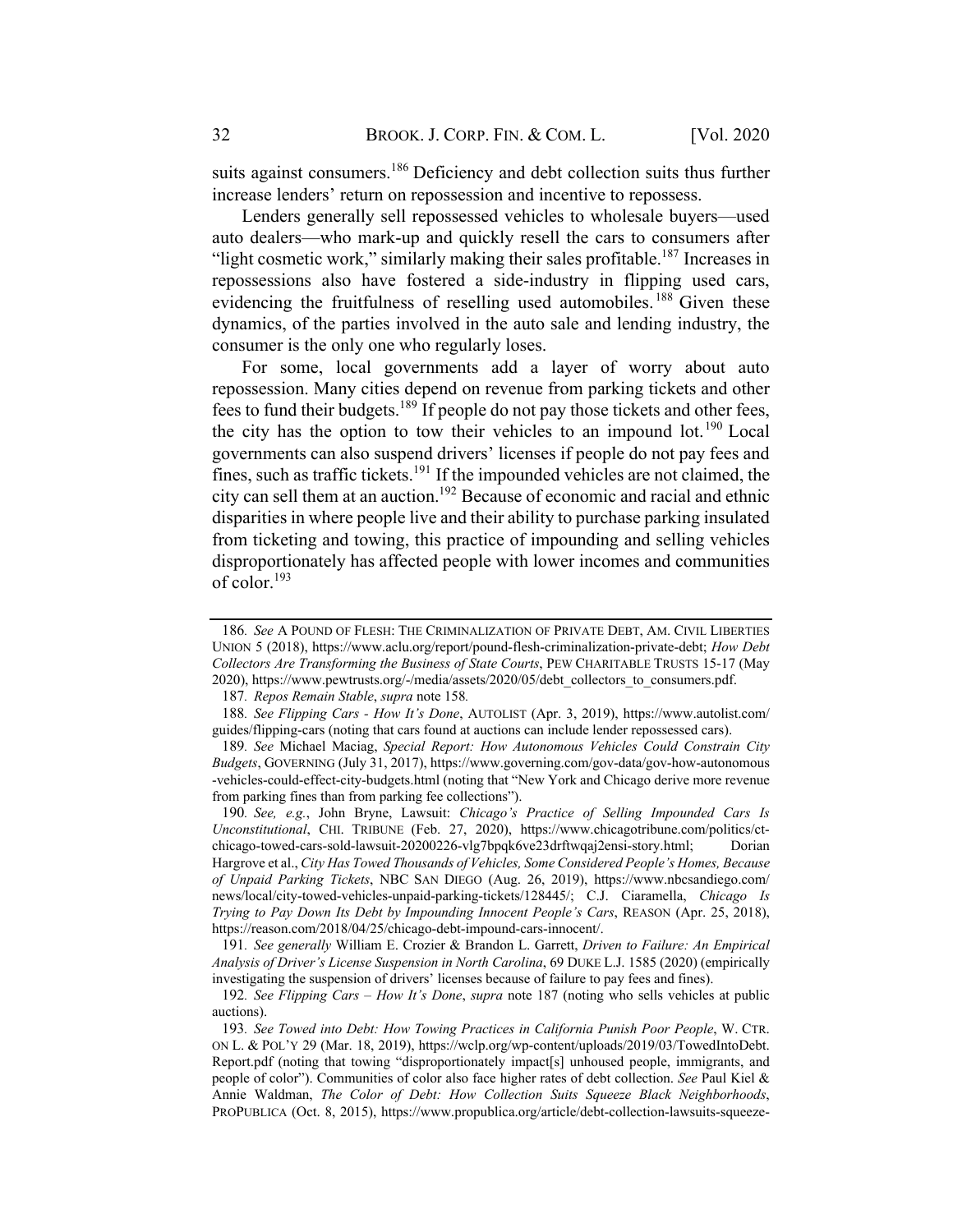suits against consumers.[186] Deficiency and debt collection suits thus further increase lenders' return on repossession and incentive to repossess.

Lenders generally sell repossessed vehicles to wholesale buyers—used auto dealers—who mark-up and quickly resell the cars to consumers after "light cosmetic work," similarly making their sales profitable.[187] Increases in repossessions also have fostered a side-industry in flipping used cars, evidencing the fruitfulness of reselling used automobiles.[188] Given these dynamics, of the parties involved in the auto sale and lending industry, the consumer is the only one who regularly loses.

For some, local governments add a layer of worry about auto repossession. Many cities depend on revenue from parking tickets and other fees to fund their budgets.[189] If people do not pay those tickets and other fees, the city has the option to tow their vehicles to an impound lot.[190] Local governments can also suspend drivers' licenses if people do not pay fees and fines, such as traffic tickets.[191] If the impounded vehicles are not claimed, the city can sell them at an auction.[192] Because of economic and racial and ethnic disparities in where people live and their ability to purchase parking insulated from ticketing and towing, this practice of impounding and selling vehicles disproportionately has affected people with lower incomes and communities of color.[193]

---

186. *See* A POUND OF FLESH: THE CRIMINALIZATION OF PRIVATE DEBT, AM. CIVIL LIBERTIES UNION 5 (2018), https://www.aclu.org/report/pound-flesh-criminalization-private-debt; *How Debt Collectors Are Transforming the Business of State Courts*, PEW CHARITABLE TRUSTS 15-17 (May 2020), https://www.pewtrusts.org/-/media/assets/2020/05/debt_collectors_to_consumers.pdf.

187. *Repos Remain Stable*, *supra* note 158.

188. *See Flipping Cars - How It's Done*, AUTOLIST (Apr. 3, 2019), https://www.autolist.com/guides/flipping-cars (noting that cars found at auctions can include lender repossessed cars).

189. *See* Michael Maciag, *Special Report: How Autonomous Vehicles Could Constrain City Budgets*, GOVERNING (July 31, 2017), https://www.governing.com/gov-data/gov-how-autonomous-vehicles-could-effect-city-budgets.html (noting that "New York and Chicago derive more revenue from parking fines than from parking fee collections").

190. *See, e.g.*, John Bryne, Lawsuit: *Chicago's Practice of Selling Impounded Cars Is Unconstitutional*, CHI. TRIBUNE (Feb. 27, 2020), https://www.chicagotribune.com/politics/ct-chicago-towed-cars-sold-lawsuit-20200226-vlg7bpqk6ve23drftwqaj2ensi-story.html; Dorian Hargrove et al., *City Has Towed Thousands of Vehicles, Some Considered People's Homes, Because of Unpaid Parking Tickets*, NBC SAN DIEGO (Aug. 26, 2019), https://www.nbcsandiego.com/news/local/city-towed-vehicles-unpaid-parking-tickets/128445/; C.J. Ciaramella, *Chicago Is Trying to Pay Down Its Debt by Impounding Innocent People's Cars*, REASON (Apr. 25, 2018), https://reason.com/2018/04/25/chicago-debt-impound-cars-innocent/.

191. *See generally* William E. Crozier & Brandon L. Garrett, *Driven to Failure: An Empirical Analysis of Driver's License Suspension in North Carolina*, 69 DUKE L.J. 1585 (2020) (empirically investigating the suspension of drivers' licenses because of failure to pay fees and fines).

192. *See Flipping Cars – How It's Done*, *supra* note 187 (noting who sells vehicles at public auctions).

193. *See Towed into Debt: How Towing Practices in California Punish Poor People*, W. CTR. ON L. & POL'Y 29 (Mar. 18, 2019), https://wclp.org/wp-content/uploads/2019/03/TowedIntoDebt.Report.pdf (noting that towing "disproportionately impact[s] unhoused people, immigrants, and people of color"). Communities of color also face higher rates of debt collection. *See* Paul Kiel & Annie Waldman, *The Color of Debt: How Collection Suits Squeeze Black Neighborhoods*, PROPUBLICA (Oct. 8, 2015), https://www.propublica.org/article/debt-collection-lawsuits-squeeze-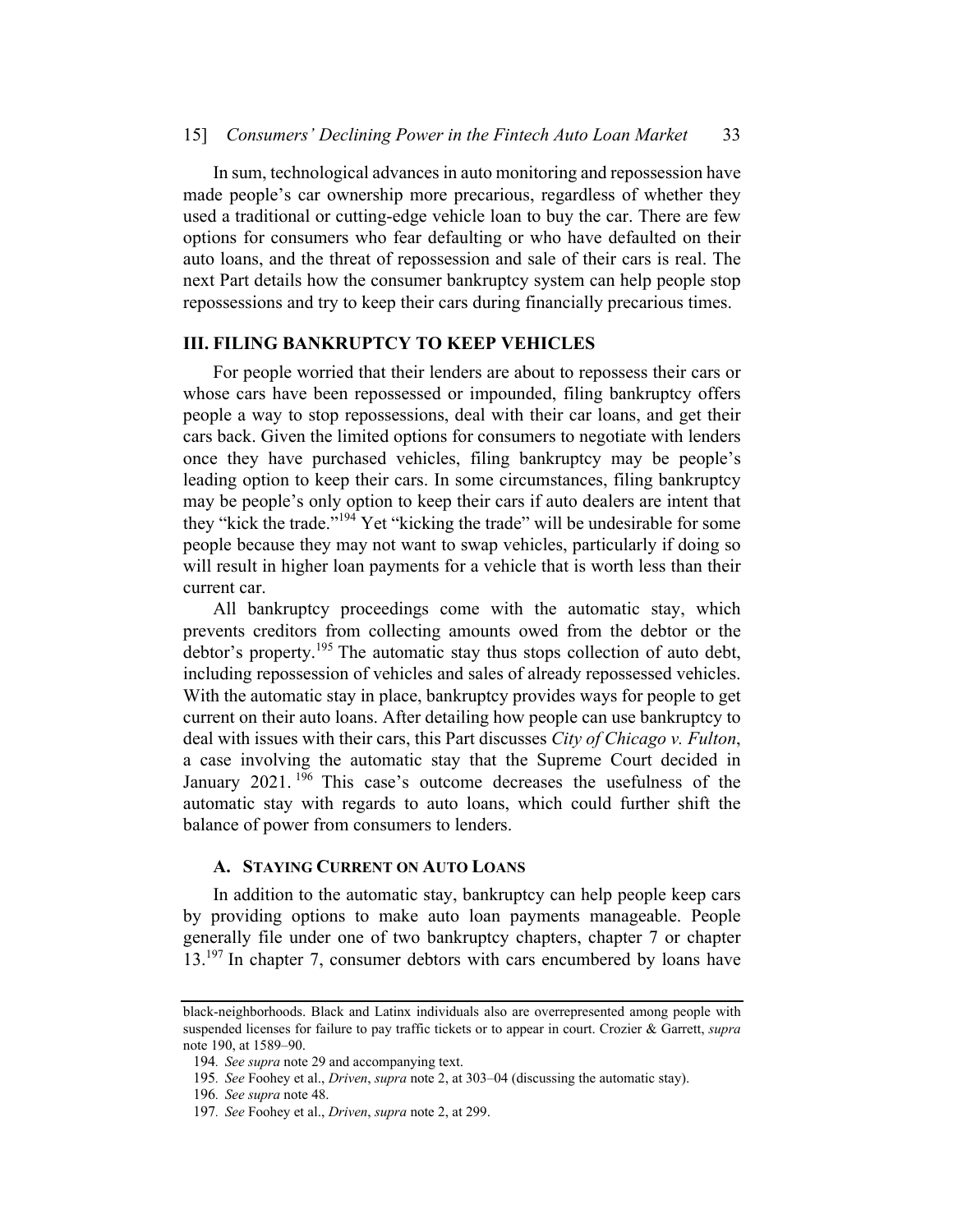In sum, technological advances in auto monitoring and repossession have made people's car ownership more precarious, regardless of whether they used a traditional or cutting-edge vehicle loan to buy the car. There are few options for consumers who fear defaulting or who have defaulted on their auto loans, and the threat of repossession and sale of their cars is real. The next Part details how the consumer bankruptcy system can help people stop repossessions and try to keep their cars during financially precarious times.

## III. FILING BANKRUPTCY TO KEEP VEHICLES

For people worried that their lenders are about to repossess their cars or whose cars have been repossessed or impounded, filing bankruptcy offers people a way to stop repossessions, deal with their car loans, and get their cars back. Given the limited options for consumers to negotiate with lenders once they have purchased vehicles, filing bankruptcy may be people's leading option to keep their cars. In some circumstances, filing bankruptcy may be people's only option to keep their cars if auto dealers are intent that they "kick the trade."[194] Yet "kicking the trade" will be undesirable for some people because they may not want to swap vehicles, particularly if doing so will result in higher loan payments for a vehicle that is worth less than their current car.

All bankruptcy proceedings come with the automatic stay, which prevents creditors from collecting amounts owed from the debtor or the debtor's property.[195] The automatic stay thus stops collection of auto debt, including repossession of vehicles and sales of already repossessed vehicles. With the automatic stay in place, bankruptcy provides ways for people to get current on their auto loans. After detailing how people can use bankruptcy to deal with issues with their cars, this Part discusses *City of Chicago v. Fulton*, a case involving the automatic stay that the Supreme Court decided in January 2021.[196] This case's outcome decreases the usefulness of the automatic stay with regards to auto loans, which could further shift the balance of power from consumers to lenders.

### A. STAYING CURRENT ON AUTO LOANS

In addition to the automatic stay, bankruptcy can help people keep cars by providing options to make auto loan payments manageable. People generally file under one of two bankruptcy chapters, chapter 7 or chapter 13.[197] In chapter 7, consumer debtors with cars encumbered by loans have

---

black-neighborhoods. Black and Latinx individuals also are overrepresented among people with suspended licenses for failure to pay traffic tickets or to appear in court. Crozier & Garrett, *supra* note 190, at 1589–90.

194. *See supra* note 29 and accompanying text.

195. *See* Foohey et al., *Driven*, *supra* note 2, at 303–04 (discussing the automatic stay).

196. *See supra* note 48.

197. *See* Foohey et al., *Driven*, *supra* note 2, at 299.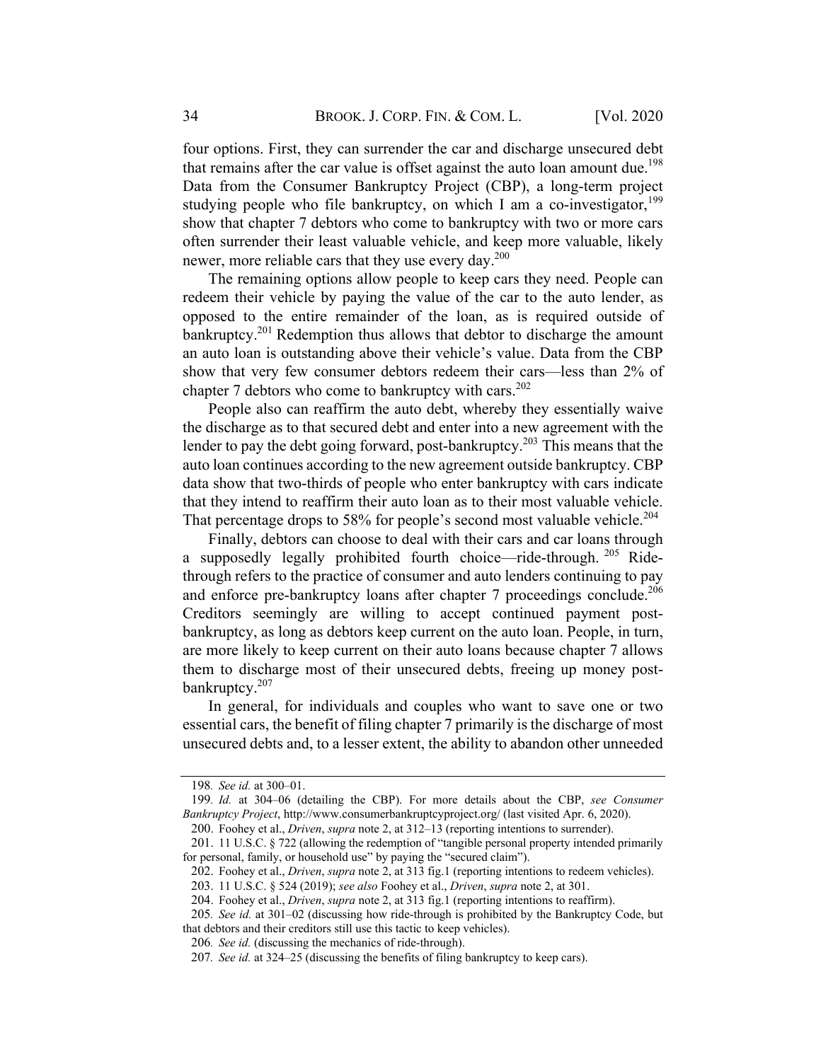four options. First, they can surrender the car and discharge unsecured debt that remains after the car value is offset against the auto loan amount due.[198] Data from the Consumer Bankruptcy Project (CBP), a long-term project studying people who file bankruptcy, on which I am a co-investigator,[199] show that chapter 7 debtors who come to bankruptcy with two or more cars often surrender their least valuable vehicle, and keep more valuable, likely newer, more reliable cars that they use every day.[200]

The remaining options allow people to keep cars they need. People can redeem their vehicle by paying the value of the car to the auto lender, as opposed to the entire remainder of the loan, as is required outside of bankruptcy.[201] Redemption thus allows that debtor to discharge the amount an auto loan is outstanding above their vehicle's value. Data from the CBP show that very few consumer debtors redeem their cars—less than 2% of chapter 7 debtors who come to bankruptcy with cars.[202]

People also can reaffirm the auto debt, whereby they essentially waive the discharge as to that secured debt and enter into a new agreement with the lender to pay the debt going forward, post-bankruptcy.[203] This means that the auto loan continues according to the new agreement outside bankruptcy. CBP data show that two-thirds of people who enter bankruptcy with cars indicate that they intend to reaffirm their auto loan as to their most valuable vehicle. That percentage drops to 58% for people's second most valuable vehicle.[204]

Finally, debtors can choose to deal with their cars and car loans through a supposedly legally prohibited fourth choice—ride-through.[205] Ride-through refers to the practice of consumer and auto lenders continuing to pay and enforce pre-bankruptcy loans after chapter 7 proceedings conclude.[206] Creditors seemingly are willing to accept continued payment post-bankruptcy, as long as debtors keep current on the auto loan. People, in turn, are more likely to keep current on their auto loans because chapter 7 allows them to discharge most of their unsecured debts, freeing up money post-bankruptcy.[207]

In general, for individuals and couples who want to save one or two essential cars, the benefit of filing chapter 7 primarily is the discharge of most unsecured debts and, to a lesser extent, the ability to abandon other unneeded

---

198. *See id.* at 300–01.

199. *Id.* at 304–06 (detailing the CBP). For more details about the CBP, *see Consumer Bankruptcy Project*, http://www.consumerbankruptcyproject.org/ (last visited Apr. 6, 2020).

200. Foohey et al., *Driven*, *supra* note 2, at 312–13 (reporting intentions to surrender).

201. 11 U.S.C. § 722 (allowing the redemption of "tangible personal property intended primarily for personal, family, or household use" by paying the "secured claim").

202. Foohey et al., *Driven*, *supra* note 2, at 313 fig.1 (reporting intentions to redeem vehicles).

203. 11 U.S.C. § 524 (2019); *see also* Foohey et al., *Driven*, *supra* note 2, at 301.

204. Foohey et al., *Driven*, *supra* note 2, at 313 fig.1 (reporting intentions to reaffirm).

205. *See id.* at 301–02 (discussing how ride-through is prohibited by the Bankruptcy Code, but that debtors and their creditors still use this tactic to keep vehicles).

206. *See id.* (discussing the mechanics of ride-through).

207. *See id.* at 324–25 (discussing the benefits of filing bankruptcy to keep cars).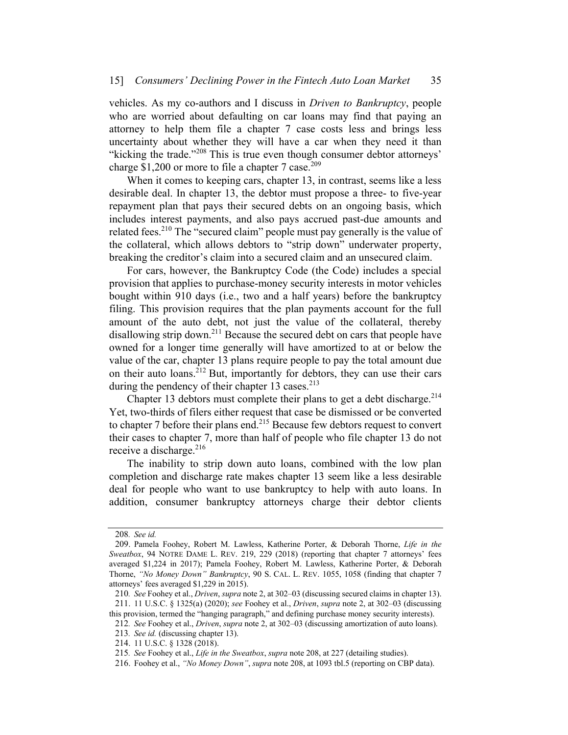vehicles. As my co-authors and I discuss in *Driven to Bankruptcy*, people who are worried about defaulting on car loans may find that paying an attorney to help them file a chapter 7 case costs less and brings less uncertainty about whether they will have a car when they need it than "kicking the trade."[208] This is true even though consumer debtor attorneys' charge $1,200 or more to file a chapter 7 case.[209]

When it comes to keeping cars, chapter 13, in contrast, seems like a less desirable deal. In chapter 13, the debtor must propose a three- to five-year repayment plan that pays their secured debts on an ongoing basis, which includes interest payments, and also pays accrued past-due amounts and related fees.[210] The "secured claim" people must pay generally is the value of the collateral, which allows debtors to "strip down" underwater property, breaking the creditor's claim into a secured claim and an unsecured claim.

For cars, however, the Bankruptcy Code (the Code) includes a special provision that applies to purchase-money security interests in motor vehicles bought within 910 days (i.e., two and a half years) before the bankruptcy filing. This provision requires that the plan payments account for the full amount of the auto debt, not just the value of the collateral, thereby disallowing strip down.[211] Because the secured debt on cars that people have owned for a longer time generally will have amortized to at or below the value of the car, chapter 13 plans require people to pay the total amount due on their auto loans.[212] But, importantly for debtors, they can use their cars during the pendency of their chapter 13 cases.[213]

Chapter 13 debtors must complete their plans to get a debt discharge.[214] Yet, two-thirds of filers either request that case be dismissed or be converted to chapter 7 before their plans end.[215] Because few debtors request to convert their cases to chapter 7, more than half of people who file chapter 13 do not receive a discharge.[216]

The inability to strip down auto loans, combined with the low plan completion and discharge rate makes chapter 13 seem like a less desirable deal for people who want to use bankruptcy to help with auto loans. In addition, consumer bankruptcy attorneys charge their debtor clients

---

208. *See id.*

209. Pamela Foohey, Robert M. Lawless, Katherine Porter, & Deborah Thorne, *Life in the Sweatbox*, 94 NOTRE DAME L. REV. 219, 229 (2018) (reporting that chapter 7 attorneys' fees averaged $1,224 in 2017); Pamela Foohey, Robert M. Lawless, Katherine Porter, & Deborah Thorne, *"No Money Down" Bankruptcy*, 90 S. CAL. L. REV. 1055, 1058 (finding that chapter 7 attorneys' fees averaged $1,229 in 2015).

210. *See* Foohey et al., *Driven*, *supra* note 2, at 302–03 (discussing secured claims in chapter 13).

211. 11 U.S.C. § 1325(a) (2020); *see* Foohey et al., *Driven*, *supra* note 2, at 302–03 (discussing this provision, termed the "hanging paragraph," and defining purchase money security interests).

212. *See* Foohey et al., *Driven*, *supra* note 2, at 302–03 (discussing amortization of auto loans).

213. *See id.* (discussing chapter 13).

214. 11 U.S.C. § 1328 (2018).

215. *See* Foohey et al., *Life in the Sweatbox*, *supra* note 208, at 227 (detailing studies).

216. Foohey et al., *"No Money Down"*, *supra* note 208, at 1093 tbl.5 (reporting on CBP data).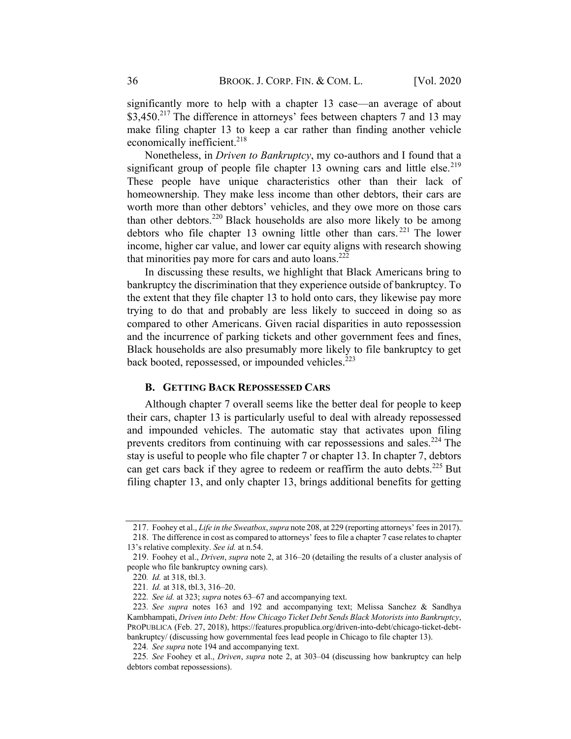significantly more to help with a chapter 13 case—an average of about $3,450.[217] The difference in attorneys' fees between chapters 7 and 13 may make filing chapter 13 to keep a car rather than finding another vehicle economically inefficient.[218]

Nonetheless, in *Driven to Bankruptcy*, my co-authors and I found that a significant group of people file chapter 13 owning cars and little else.[219] These people have unique characteristics other than their lack of homeownership. They make less income than other debtors, their cars are worth more than other debtors' vehicles, and they owe more on those cars than other debtors.[220] Black households are also more likely to be among debtors who file chapter 13 owning little other than cars.[221] The lower income, higher car value, and lower car equity aligns with research showing that minorities pay more for cars and auto loans.[222]

In discussing these results, we highlight that Black Americans bring to bankruptcy the discrimination that they experience outside of bankruptcy. To the extent that they file chapter 13 to hold onto cars, they likewise pay more trying to do that and probably are less likely to succeed in doing so as compared to other Americans. Given racial disparities in auto repossession and the incurrence of parking tickets and other government fees and fines, Black households are also presumably more likely to file bankruptcy to get back booted, repossessed, or impounded vehicles.[223]

### B. Getting Back Repossessed Cars

Although chapter 7 overall seems like the better deal for people to keep their cars, chapter 13 is particularly useful to deal with already repossessed and impounded vehicles. The automatic stay that activates upon filing prevents creditors from continuing with car repossessions and sales.[224] The stay is useful to people who file chapter 7 or chapter 13. In chapter 7, debtors can get cars back if they agree to redeem or reaffirm the auto debts.[225] But filing chapter 13, and only chapter 13, brings additional benefits for getting

---

217. Foohey et al., *Life in the Sweatbox*, *supra* note 208, at 229 (reporting attorneys' fees in 2017).

218. The difference in cost as compared to attorneys' fees to file a chapter 7 case relates to chapter 13's relative complexity. *See id.* at n.54.

219. Foohey et al., *Driven*, *supra* note 2, at 316–20 (detailing the results of a cluster analysis of people who file bankruptcy owning cars).

220. *Id.* at 318, tbl.3.

221. *Id.* at 318, tbl.3, 316–20.

222. *See id.* at 323; *supra* notes 63–67 and accompanying text.

223. *See supra* notes 163 and 192 and accompanying text; Melissa Sanchez & Sandhya Kambhampati, *Driven into Debt: How Chicago Ticket Debt Sends Black Motorists into Bankruptcy*, ProPublica (Feb. 27, 2018), https://features.propublica.org/driven-into-debt/chicago-ticket-debt-bankruptcy/ (discussing how governmental fees lead people in Chicago to file chapter 13).

224. *See supra* note 194 and accompanying text.

225. *See* Foohey et al., *Driven*, *supra* note 2, at 303–04 (discussing how bankruptcy can help debtors combat repossessions).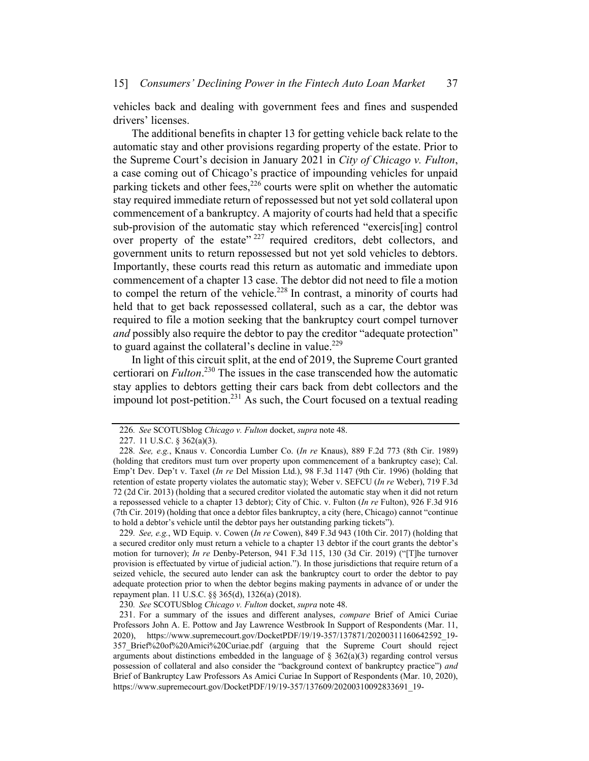vehicles back and dealing with government fees and fines and suspended drivers' licenses.

The additional benefits in chapter 13 for getting vehicle back relate to the automatic stay and other provisions regarding property of the estate. Prior to the Supreme Court's decision in January 2021 in *City of Chicago v. Fulton*, a case coming out of Chicago's practice of impounding vehicles for unpaid parking tickets and other fees,[226] courts were split on whether the automatic stay required immediate return of repossessed but not yet sold collateral upon commencement of a bankruptcy. A majority of courts had held that a specific sub-provision of the automatic stay which referenced "exercis[ing] control over property of the estate"[227] required creditors, debt collectors, and government units to return repossessed but not yet sold vehicles to debtors. Importantly, these courts read this return as automatic and immediate upon commencement of a chapter 13 case. The debtor did not need to file a motion to compel the return of the vehicle.[228] In contrast, a minority of courts had held that to get back repossessed collateral, such as a car, the debtor was required to file a motion seeking that the bankruptcy court compel turnover *and* possibly also require the debtor to pay the creditor "adequate protection" to guard against the collateral's decline in value.[229]

In light of this circuit split, at the end of 2019, the Supreme Court granted certiorari on *Fulton*.[230] The issues in the case transcended how the automatic stay applies to debtors getting their cars back from debt collectors and the impound lot post-petition.[231] As such, the Court focused on a textual reading

---

226. *See* SCOTUSblog *Chicago v. Fulton* docket, *supra* note 48.

227. 11 U.S.C. § 362(a)(3).

228. *See, e.g.*, Knaus v. Concordia Lumber Co. (*In re* Knaus), 889 F.2d 773 (8th Cir. 1989) (holding that creditors must turn over property upon commencement of a bankruptcy case); Cal. Emp't Dev. Dep't v. Taxel (*In re* Del Mission Ltd.), 98 F.3d 1147 (9th Cir. 1996) (holding that retention of estate property violates the automatic stay); Weber v. SEFCU (*In re* Weber), 719 F.3d 72 (2d Cir. 2013) (holding that a secured creditor violated the automatic stay when it did not return a repossessed vehicle to a chapter 13 debtor); City of Chic. v. Fulton (*In re* Fulton), 926 F.3d 916 (7th Cir. 2019) (holding that once a debtor files bankruptcy, a city (here, Chicago) cannot "continue to hold a debtor's vehicle until the debtor pays her outstanding parking tickets").

229. *See, e.g.*, WD Equip. v. Cowen (*In re* Cowen), 849 F.3d 943 (10th Cir. 2017) (holding that a secured creditor only must return a vehicle to a chapter 13 debtor if the court grants the debtor's motion for turnover); *In re* Denby-Peterson, 941 F.3d 115, 130 (3d Cir. 2019) ("[T]he turnover provision is effectuated by virtue of judicial action."). In those jurisdictions that require return of a seized vehicle, the secured auto lender can ask the bankruptcy court to order the debtor to pay adequate protection prior to when the debtor begins making payments in advance of or under the repayment plan. 11 U.S.C. §§ 365(d), 1326(a) (2018).

230. *See* SCOTUSblog *Chicago v. Fulton* docket, *supra* note 48.

231. For a summary of the issues and different analyses, *compare* Brief of Amici Curiae Professors John A. E. Pottow and Jay Lawrence Westbrook In Support of Respondents (Mar. 11, 2020), https://www.supremecourt.gov/DocketPDF/19/19-357/137871/20200311160642592_19-357_Brief%20of%20Amici%20Curiae.pdf (arguing that the Supreme Court should reject arguments about distinctions embedded in the language of § 362(a)(3) regarding control versus possession of collateral and also consider the "background context of bankruptcy practice") *and* Brief of Bankruptcy Law Professors As Amici Curiae In Support of Respondents (Mar. 10, 2020), https://www.supremecourt.gov/DocketPDF/19/19-357/137609/20200310092833691_19-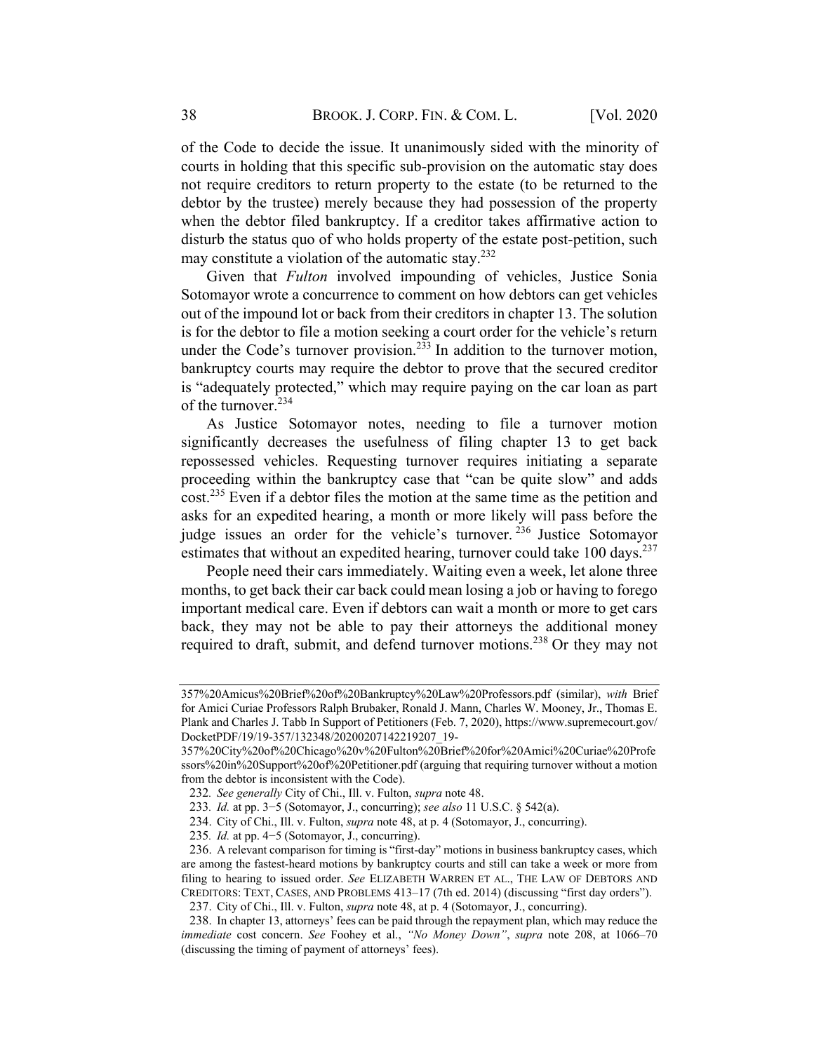of the Code to decide the issue. It unanimously sided with the minority of courts in holding that this specific sub-provision on the automatic stay does not require creditors to return property to the estate (to be returned to the debtor by the trustee) merely because they had possession of the property when the debtor filed bankruptcy. If a creditor takes affirmative action to disturb the status quo of who holds property of the estate post-petition, such may constitute a violation of the automatic stay.[232]

Given that *Fulton* involved impounding of vehicles, Justice Sonia Sotomayor wrote a concurrence to comment on how debtors can get vehicles out of the impound lot or back from their creditors in chapter 13. The solution is for the debtor to file a motion seeking a court order for the vehicle's return under the Code's turnover provision.[233] In addition to the turnover motion, bankruptcy courts may require the debtor to prove that the secured creditor is "adequately protected," which may require paying on the car loan as part of the turnover.[234]

As Justice Sotomayor notes, needing to file a turnover motion significantly decreases the usefulness of filing chapter 13 to get back repossessed vehicles. Requesting turnover requires initiating a separate proceeding within the bankruptcy case that "can be quite slow" and adds cost.[235] Even if a debtor files the motion at the same time as the petition and asks for an expedited hearing, a month or more likely will pass before the judge issues an order for the vehicle's turnover.[236] Justice Sotomayor estimates that without an expedited hearing, turnover could take 100 days.[237]

People need their cars immediately. Waiting even a week, let alone three months, to get back their car back could mean losing a job or having to forego important medical care. Even if debtors can wait a month or more to get cars back, they may not be able to pay their attorneys the additional money required to draft, submit, and defend turnover motions.[238] Or they may not

---

357%20Amicus%20Brief%20of%20Bankruptcy%20Law%20Professors.pdf (similar), *with* Brief for Amici Curiae Professors Ralph Brubaker, Ronald J. Mann, Charles W. Mooney, Jr., Thomas E. Plank and Charles J. Tabb In Support of Petitioners (Feb. 7, 2020), https://www.supremecourt.gov/DocketPDF/19/19-357/132348/20200207142219207_19-357%20City%20of%20Chicago%20v%20Fulton%20Brief%20for%20Amici%20Curiae%20Professors%20in%20Support%20of%20Petitioner.pdf (arguing that requiring turnover without a motion from the debtor is inconsistent with the Code).

232. *See generally* City of Chi., Ill. v. Fulton, *supra* note 48.

233. *Id.* at pp. 3−5 (Sotomayor, J., concurring); *see also* 11 U.S.C. § 542(a).

234. City of Chi., Ill. v. Fulton, *supra* note 48, at p. 4 (Sotomayor, J., concurring).

235. *Id.* at pp. 4−5 (Sotomayor, J., concurring).

236. A relevant comparison for timing is "first-day" motions in business bankruptcy cases, which are among the fastest-heard motions by bankruptcy courts and still can take a week or more from filing to hearing to issued order. *See* ELIZABETH WARREN ET AL., THE LAW OF DEBTORS AND CREDITORS: TEXT, CASES, AND PROBLEMS 413–17 (7th ed. 2014) (discussing "first day orders").

237. City of Chi., Ill. v. Fulton, *supra* note 48, at p. 4 (Sotomayor, J., concurring).

238. In chapter 13, attorneys' fees can be paid through the repayment plan, which may reduce the *immediate* cost concern. *See* Foohey et al., *"No Money Down"*, *supra* note 208, at 1066–70 (discussing the timing of payment of attorneys' fees).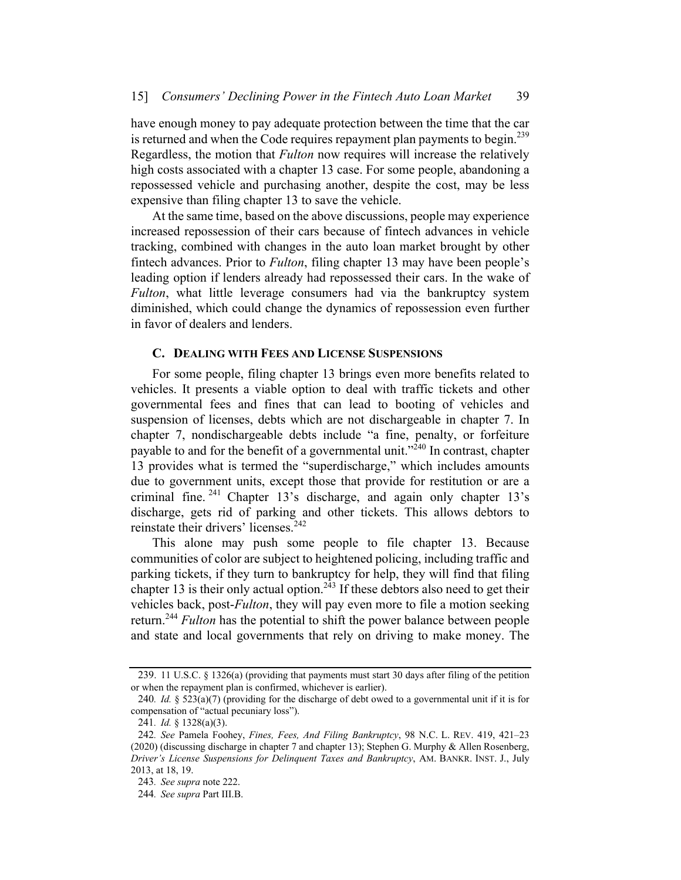have enough money to pay adequate protection between the time that the car is returned and when the Code requires repayment plan payments to begin.[239] Regardless, the motion that *Fulton* now requires will increase the relatively high costs associated with a chapter 13 case. For some people, abandoning a repossessed vehicle and purchasing another, despite the cost, may be less expensive than filing chapter 13 to save the vehicle.

At the same time, based on the above discussions, people may experience increased repossession of their cars because of fintech advances in vehicle tracking, combined with changes in the auto loan market brought by other fintech advances. Prior to *Fulton*, filing chapter 13 may have been people's leading option if lenders already had repossessed their cars. In the wake of *Fulton*, what little leverage consumers had via the bankruptcy system diminished, which could change the dynamics of repossession even further in favor of dealers and lenders.

### C. Dealing with Fees and License Suspensions

For some people, filing chapter 13 brings even more benefits related to vehicles. It presents a viable option to deal with traffic tickets and other governmental fees and fines that can lead to booting of vehicles and suspension of licenses, debts which are not dischargeable in chapter 7. In chapter 7, nondischargeable debts include "a fine, penalty, or forfeiture payable to and for the benefit of a governmental unit."[240] In contrast, chapter 13 provides what is termed the "superdischarge," which includes amounts due to government units, except those that provide for restitution or are a criminal fine.[241] Chapter 13's discharge, and again only chapter 13's discharge, gets rid of parking and other tickets. This allows debtors to reinstate their drivers' licenses.[242]

This alone may push some people to file chapter 13. Because communities of color are subject to heightened policing, including traffic and parking tickets, if they turn to bankruptcy for help, they will find that filing chapter 13 is their only actual option.[243] If these debtors also need to get their vehicles back, post-*Fulton*, they will pay even more to file a motion seeking return.[244] *Fulton* has the potential to shift the power balance between people and state and local governments that rely on driving to make money. The

---

239. 11 U.S.C. § 1326(a) (providing that payments must start 30 days after filing of the petition or when the repayment plan is confirmed, whichever is earlier).

240. *Id.* § 523(a)(7) (providing for the discharge of debt owed to a governmental unit if it is for compensation of "actual pecuniary loss").

241. *Id.* § 1328(a)(3).

242. *See* Pamela Foohey, *Fines, Fees, And Filing Bankruptcy*, 98 N.C. L. REV. 419, 421–23 (2020) (discussing discharge in chapter 7 and chapter 13); Stephen G. Murphy & Allen Rosenberg, *Driver's License Suspensions for Delinquent Taxes and Bankruptcy*, AM. BANKR. INST. J., July 2013, at 18, 19.

243. *See supra* note 222.

244. *See supra* Part III.B.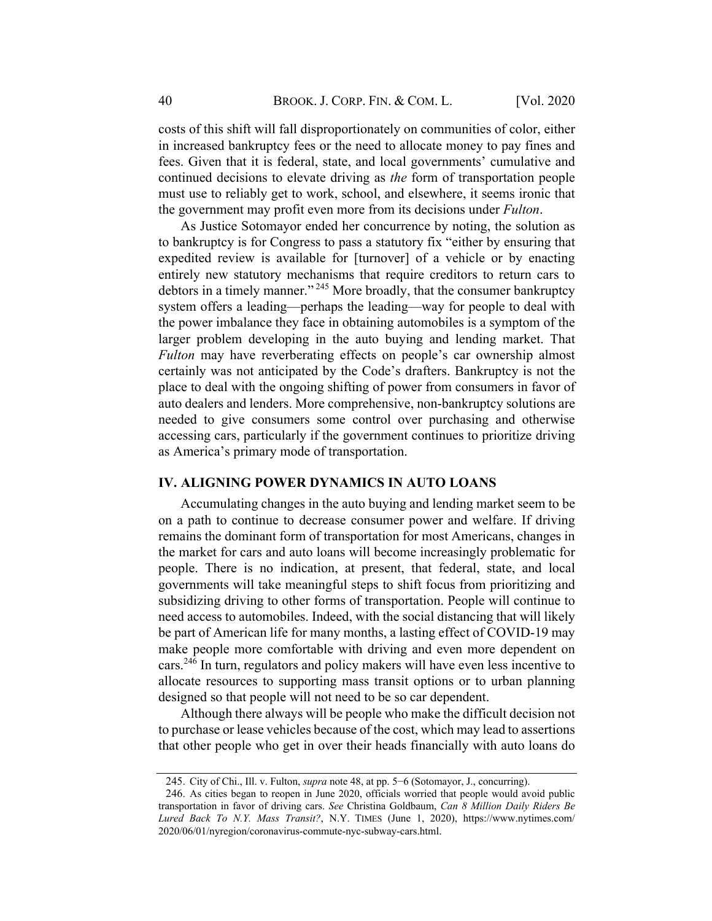costs of this shift will fall disproportionately on communities of color, either in increased bankruptcy fees or the need to allocate money to pay fines and fees. Given that it is federal, state, and local governments' cumulative and continued decisions to elevate driving as *the* form of transportation people must use to reliably get to work, school, and elsewhere, it seems ironic that the government may profit even more from its decisions under *Fulton*.

As Justice Sotomayor ended her concurrence by noting, the solution as to bankruptcy is for Congress to pass a statutory fix "either by ensuring that expedited review is available for [turnover] of a vehicle or by enacting entirely new statutory mechanisms that require creditors to return cars to debtors in a timely manner."[245] More broadly, that the consumer bankruptcy system offers a leading—perhaps the leading—way for people to deal with the power imbalance they face in obtaining automobiles is a symptom of the larger problem developing in the auto buying and lending market. That *Fulton* may have reverberating effects on people's car ownership almost certainly was not anticipated by the Code's drafters. Bankruptcy is not the place to deal with the ongoing shifting of power from consumers in favor of auto dealers and lenders. More comprehensive, non-bankruptcy solutions are needed to give consumers some control over purchasing and otherwise accessing cars, particularly if the government continues to prioritize driving as America's primary mode of transportation.

## IV. ALIGNING POWER DYNAMICS IN AUTO LOANS

Accumulating changes in the auto buying and lending market seem to be on a path to continue to decrease consumer power and welfare. If driving remains the dominant form of transportation for most Americans, changes in the market for cars and auto loans will become increasingly problematic for people. There is no indication, at present, that federal, state, and local governments will take meaningful steps to shift focus from prioritizing and subsidizing driving to other forms of transportation. People will continue to need access to automobiles. Indeed, with the social distancing that will likely be part of American life for many months, a lasting effect of COVID-19 may make people more comfortable with driving and even more dependent on cars.[246] In turn, regulators and policy makers will have even less incentive to allocate resources to supporting mass transit options or to urban planning designed so that people will not need to be so car dependent.

Although there always will be people who make the difficult decision not to purchase or lease vehicles because of the cost, which may lead to assertions that other people who get in over their heads financially with auto loans do

245. City of Chi., Ill. v. Fulton, *supra* note 48, at pp. 5−6 (Sotomayor, J., concurring).

246. As cities began to reopen in June 2020, officials worried that people would avoid public transportation in favor of driving cars. *See* Christina Goldbaum, *Can 8 Million Daily Riders Be Lured Back To N.Y. Mass Transit?*, N.Y. TIMES (June 1, 2020), https://www.nytimes.com/2020/06/01/nyregion/coronavirus-commute-nyc-subway-cars.html.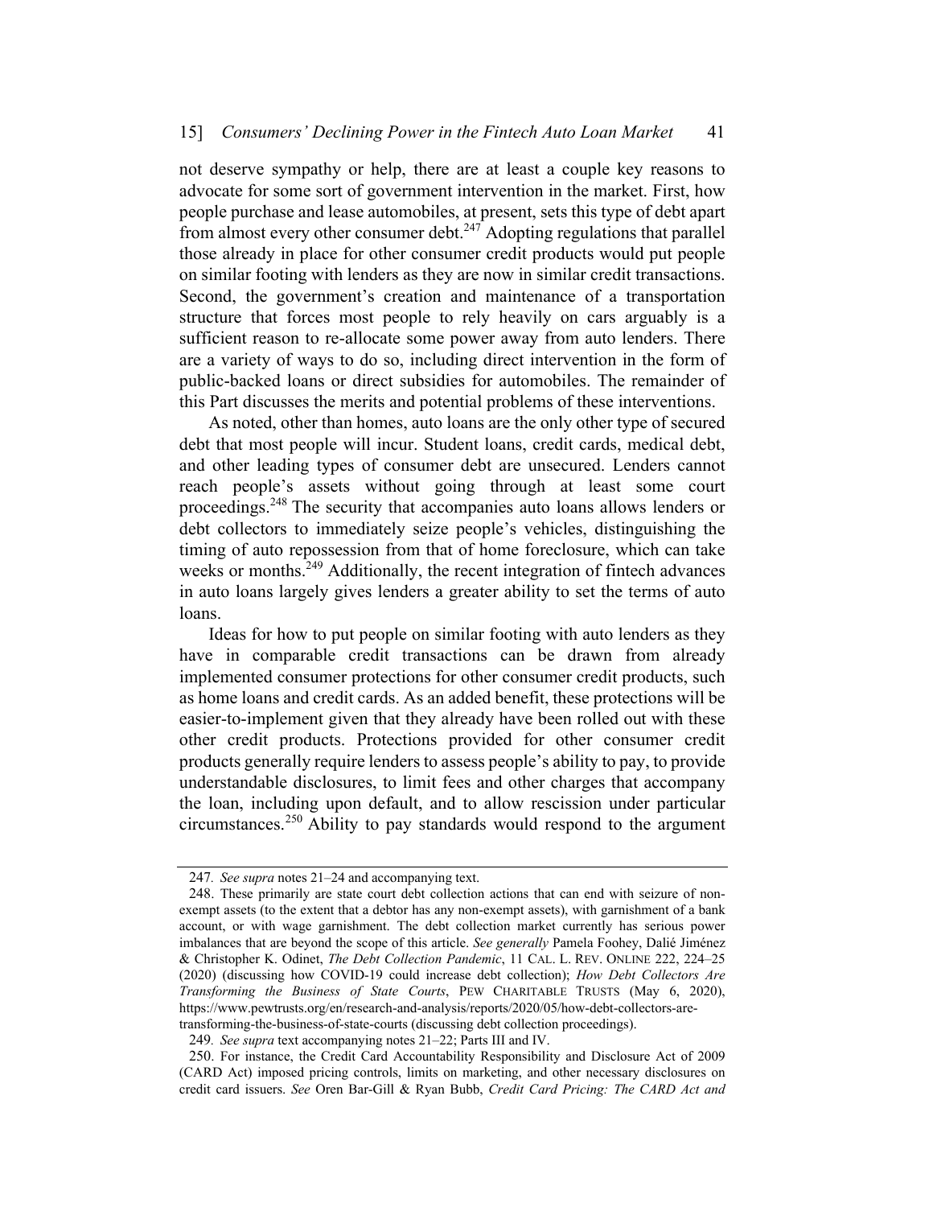not deserve sympathy or help, there are at least a couple key reasons to advocate for some sort of government intervention in the market. First, how people purchase and lease automobiles, at present, sets this type of debt apart from almost every other consumer debt.[247] Adopting regulations that parallel those already in place for other consumer credit products would put people on similar footing with lenders as they are now in similar credit transactions. Second, the government's creation and maintenance of a transportation structure that forces most people to rely heavily on cars arguably is a sufficient reason to re-allocate some power away from auto lenders. There are a variety of ways to do so, including direct intervention in the form of public-backed loans or direct subsidies for automobiles. The remainder of this Part discusses the merits and potential problems of these interventions.

As noted, other than homes, auto loans are the only other type of secured debt that most people will incur. Student loans, credit cards, medical debt, and other leading types of consumer debt are unsecured. Lenders cannot reach people's assets without going through at least some court proceedings.[248] The security that accompanies auto loans allows lenders or debt collectors to immediately seize people's vehicles, distinguishing the timing of auto repossession from that of home foreclosure, which can take weeks or months.[249] Additionally, the recent integration of fintech advances in auto loans largely gives lenders a greater ability to set the terms of auto loans.

Ideas for how to put people on similar footing with auto lenders as they have in comparable credit transactions can be drawn from already implemented consumer protections for other consumer credit products, such as home loans and credit cards. As an added benefit, these protections will be easier-to-implement given that they already have been rolled out with these other credit products. Protections provided for other consumer credit products generally require lenders to assess people's ability to pay, to provide understandable disclosures, to limit fees and other charges that accompany the loan, including upon default, and to allow rescission under particular circumstances.[250] Ability to pay standards would respond to the argument

---

247. *See supra* notes 21–24 and accompanying text.

248. These primarily are state court debt collection actions that can end with seizure of non-exempt assets (to the extent that a debtor has any non-exempt assets), with garnishment of a bank account, or with wage garnishment. The debt collection market currently has serious power imbalances that are beyond the scope of this article. *See generally* Pamela Foohey, Dalié Jiménez & Christopher K. Odinet, *The Debt Collection Pandemic*, 11 CAL. L. REV. ONLINE 222, 224–25 (2020) (discussing how COVID-19 could increase debt collection); *How Debt Collectors Are Transforming the Business of State Courts*, PEW CHARITABLE TRUSTS (May 6, 2020), https://www.pewtrusts.org/en/research-and-analysis/reports/2020/05/how-debt-collectors-are-transforming-the-business-of-state-courts (discussing debt collection proceedings).

249. *See supra* text accompanying notes 21–22; Parts III and IV.

250. For instance, the Credit Card Accountability Responsibility and Disclosure Act of 2009 (CARD Act) imposed pricing controls, limits on marketing, and other necessary disclosures on credit card issuers. *See* Oren Bar-Gill & Ryan Bubb, *Credit Card Pricing: The CARD Act and*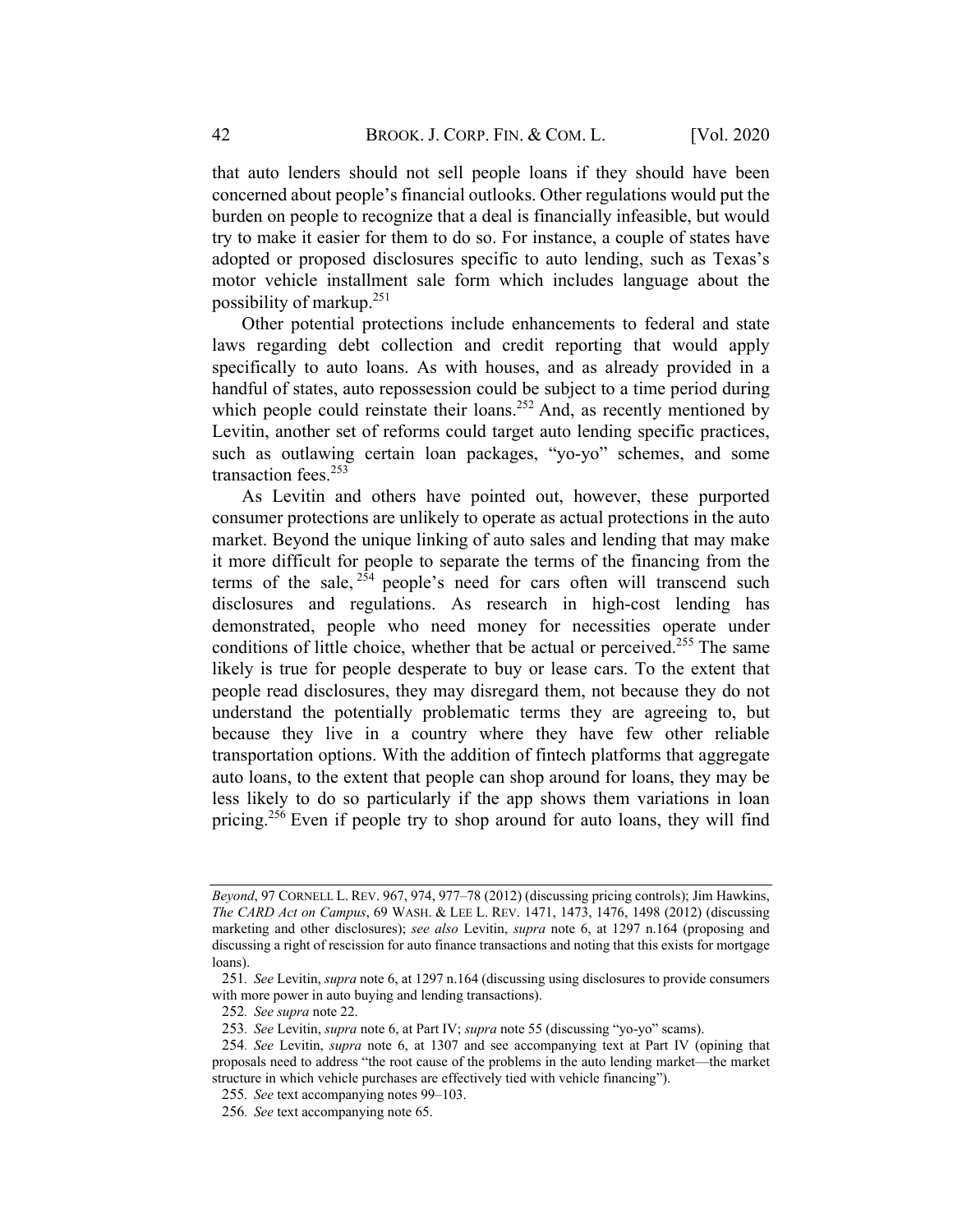that auto lenders should not sell people loans if they should have been concerned about people's financial outlooks. Other regulations would put the burden on people to recognize that a deal is financially infeasible, but would try to make it easier for them to do so. For instance, a couple of states have adopted or proposed disclosures specific to auto lending, such as Texas's motor vehicle installment sale form which includes language about the possibility of markup.[251]

Other potential protections include enhancements to federal and state laws regarding debt collection and credit reporting that would apply specifically to auto loans. As with houses, and as already provided in a handful of states, auto repossession could be subject to a time period during which people could reinstate their loans.[252] And, as recently mentioned by Levitin, another set of reforms could target auto lending specific practices, such as outlawing certain loan packages, "yo-yo" schemes, and some transaction fees.[253]

As Levitin and others have pointed out, however, these purported consumer protections are unlikely to operate as actual protections in the auto market. Beyond the unique linking of auto sales and lending that may make it more difficult for people to separate the terms of the financing from the terms of the sale,[254] people's need for cars often will transcend such disclosures and regulations. As research in high-cost lending has demonstrated, people who need money for necessities operate under conditions of little choice, whether that be actual or perceived.[255] The same likely is true for people desperate to buy or lease cars. To the extent that people read disclosures, they may disregard them, not because they do not understand the potentially problematic terms they are agreeing to, but because they live in a country where they have few other reliable transportation options. With the addition of fintech platforms that aggregate auto loans, to the extent that people can shop around for loans, they may be less likely to do so particularly if the app shows them variations in loan pricing.[256] Even if people try to shop around for auto loans, they will find

---

*Beyond*, 97 CORNELL L. REV. 967, 974, 977–78 (2012) (discussing pricing controls); Jim Hawkins, *The CARD Act on Campus*, 69 WASH. & LEE L. REV. 1471, 1473, 1476, 1498 (2012) (discussing marketing and other disclosures); *see also* Levitin, *supra* note 6, at 1297 n.164 (proposing and discussing a right of rescission for auto finance transactions and noting that this exists for mortgage loans).

251. *See* Levitin, *supra* note 6, at 1297 n.164 (discussing using disclosures to provide consumers with more power in auto buying and lending transactions).

252. *See supra* note 22.

253. *See* Levitin, *supra* note 6, at Part IV; *supra* note 55 (discussing "yo-yo" scams).

254. *See* Levitin, *supra* note 6, at 1307 and see accompanying text at Part IV (opining that proposals need to address "the root cause of the problems in the auto lending market—the market structure in which vehicle purchases are effectively tied with vehicle financing").

255. *See* text accompanying notes 99–103.

256. *See* text accompanying note 65.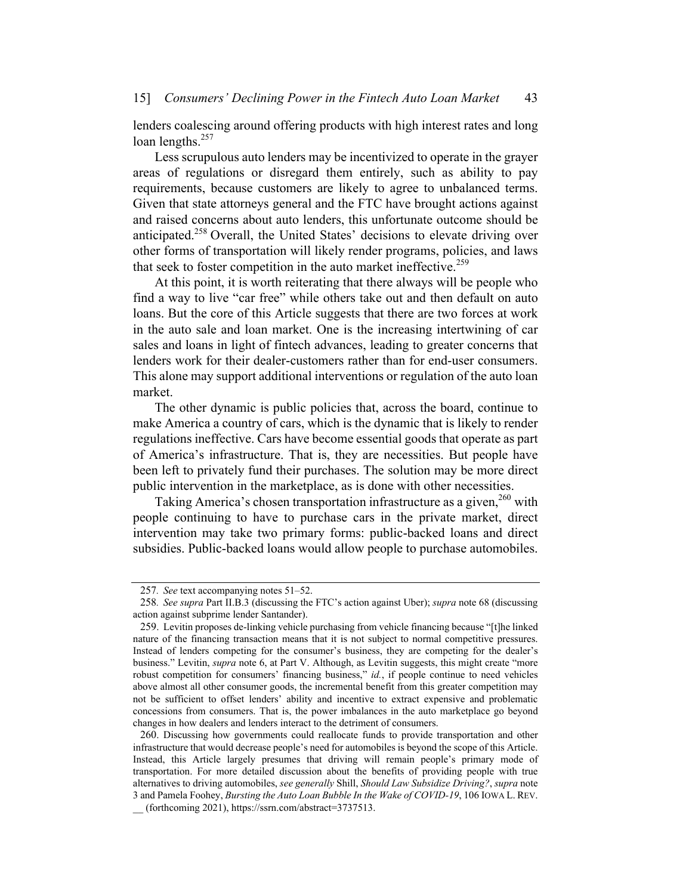lenders coalescing around offering products with high interest rates and long loan lengths.[257]

Less scrupulous auto lenders may be incentivized to operate in the grayer areas of regulations or disregard them entirely, such as ability to pay requirements, because customers are likely to agree to unbalanced terms. Given that state attorneys general and the FTC have brought actions against and raised concerns about auto lenders, this unfortunate outcome should be anticipated.[258] Overall, the United States' decisions to elevate driving over other forms of transportation will likely render programs, policies, and laws that seek to foster competition in the auto market ineffective.[259]

At this point, it is worth reiterating that there always will be people who find a way to live "car free" while others take out and then default on auto loans. But the core of this Article suggests that there are two forces at work in the auto sale and loan market. One is the increasing intertwining of car sales and loans in light of fintech advances, leading to greater concerns that lenders work for their dealer-customers rather than for end-user consumers. This alone may support additional interventions or regulation of the auto loan market.

The other dynamic is public policies that, across the board, continue to make America a country of cars, which is the dynamic that is likely to render regulations ineffective. Cars have become essential goods that operate as part of America's infrastructure. That is, they are necessities. But people have been left to privately fund their purchases. The solution may be more direct public intervention in the marketplace, as is done with other necessities.

Taking America's chosen transportation infrastructure as a given,[260] with people continuing to have to purchase cars in the private market, direct intervention may take two primary forms: public-backed loans and direct subsidies. Public-backed loans would allow people to purchase automobiles.

---

257. *See* text accompanying notes 51–52.

258. *See supra* Part II.B.3 (discussing the FTC's action against Uber); *supra* note 68 (discussing action against subprime lender Santander).

259. Levitin proposes de-linking vehicle purchasing from vehicle financing because "[t]he linked nature of the financing transaction means that it is not subject to normal competitive pressures. Instead of lenders competing for the consumer's business, they are competing for the dealer's business." Levitin, *supra* note 6, at Part V. Although, as Levitin suggests, this might create "more robust competition for consumers' financing business," *id.*, if people continue to need vehicles above almost all other consumer goods, the incremental benefit from this greater competition may not be sufficient to offset lenders' ability and incentive to extract expensive and problematic concessions from consumers. That is, the power imbalances in the auto marketplace go beyond changes in how dealers and lenders interact to the detriment of consumers.

260. Discussing how governments could reallocate funds to provide transportation and other infrastructure that would decrease people's need for automobiles is beyond the scope of this Article. Instead, this Article largely presumes that driving will remain people's primary mode of transportation. For more detailed discussion about the benefits of providing people with true alternatives to driving automobiles, *see generally* Shill, *Should Law Subsidize Driving?*, *supra* note 3 and Pamela Foohey, *Bursting the Auto Loan Bubble In the Wake of COVID-19*, 106 IOWA L. REV. __ (forthcoming 2021), https://ssrn.com/abstract=3737513.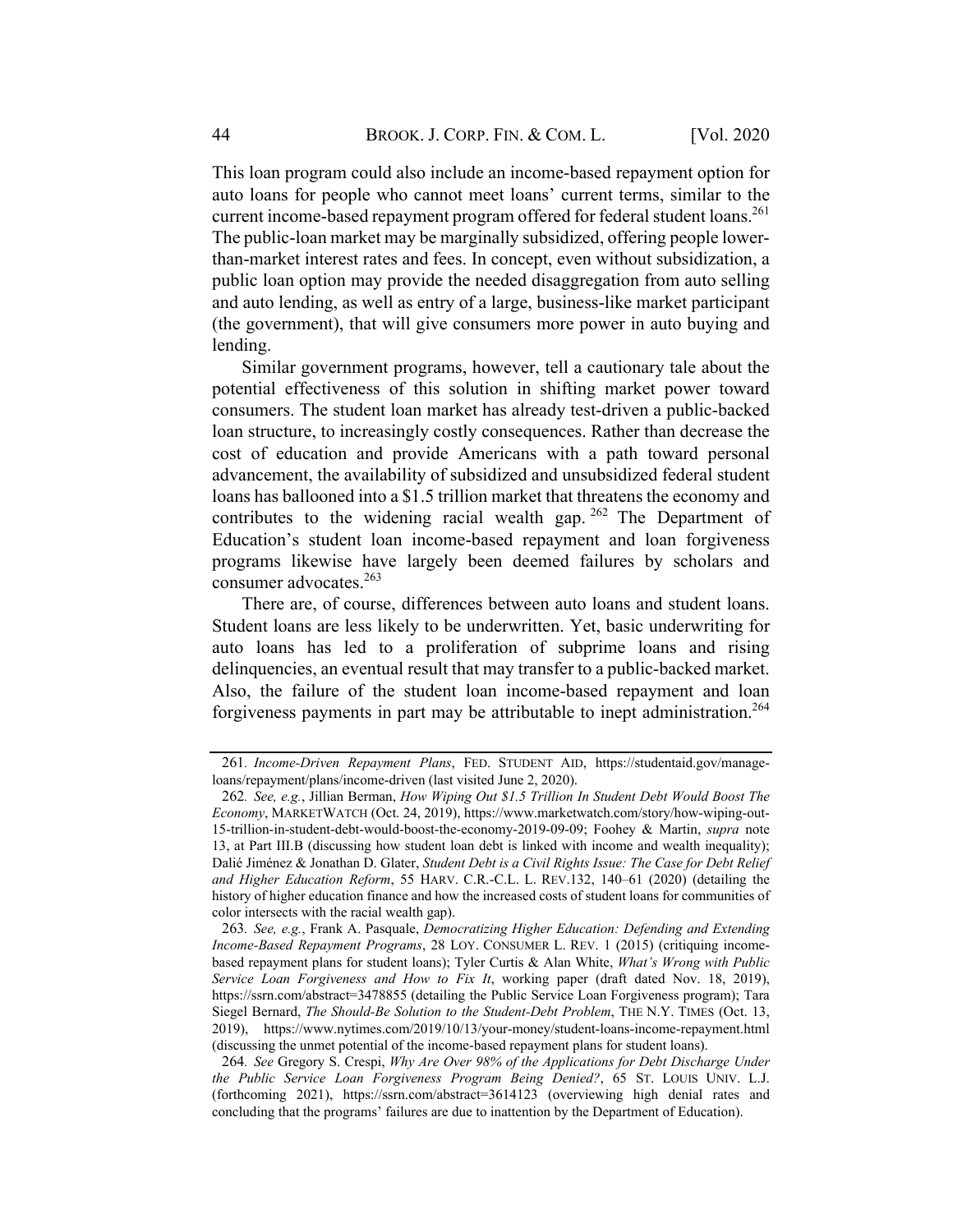This loan program could also include an income-based repayment option for auto loans for people who cannot meet loans' current terms, similar to the current income-based repayment program offered for federal student loans.[261] The public-loan market may be marginally subsidized, offering people lower-than-market interest rates and fees. In concept, even without subsidization, a public loan option may provide the needed disaggregation from auto selling and auto lending, as well as entry of a large, business-like market participant (the government), that will give consumers more power in auto buying and lending.

Similar government programs, however, tell a cautionary tale about the potential effectiveness of this solution in shifting market power toward consumers. The student loan market has already test-driven a public-backed loan structure, to increasingly costly consequences. Rather than decrease the cost of education and provide Americans with a path toward personal advancement, the availability of subsidized and unsubsidized federal student loans has ballooned into a $1.5 trillion market that threatens the economy and contributes to the widening racial wealth gap.[262] The Department of Education's student loan income-based repayment and loan forgiveness programs likewise have largely been deemed failures by scholars and consumer advocates.[263]

There are, of course, differences between auto loans and student loans. Student loans are less likely to be underwritten. Yet, basic underwriting for auto loans has led to a proliferation of subprime loans and rising delinquencies, an eventual result that may transfer to a public-backed market. Also, the failure of the student loan income-based repayment and loan forgiveness payments in part may be attributable to inept administration.[264]

---

261. *Income-Driven Repayment Plans*, FED. STUDENT AID, https://studentaid.gov/manage-loans/repayment/plans/income-driven (last visited June 2, 2020).

262. *See, e.g.*, Jillian Berman, *How Wiping Out $1.5 Trillion In Student Debt Would Boost The Economy*, MARKETWATCH (Oct. 24, 2019), https://www.marketwatch.com/story/how-wiping-out-15-trillion-in-student-debt-would-boost-the-economy-2019-09-09; Foohey & Martin, *supra* note 13, at Part III.B (discussing how student loan debt is linked with income and wealth inequality); Dalié Jiménez & Jonathan D. Glater, *Student Debt is a Civil Rights Issue: The Case for Debt Relief and Higher Education Reform*, 55 HARV. C.R.-C.L. L. REV.132, 140–61 (2020) (detailing the history of higher education finance and how the increased costs of student loans for communities of color intersects with the racial wealth gap).

263. *See, e.g.*, Frank A. Pasquale, *Democratizing Higher Education: Defending and Extending Income-Based Repayment Programs*, 28 LOY. CONSUMER L. REV. 1 (2015) (critiquing income-based repayment plans for student loans); Tyler Curtis & Alan White, *What's Wrong with Public Service Loan Forgiveness and How to Fix It*, working paper (draft dated Nov. 18, 2019), https://ssrn.com/abstract=3478855 (detailing the Public Service Loan Forgiveness program); Tara Siegel Bernard, *The Should-Be Solution to the Student-Debt Problem*, THE N.Y. TIMES (Oct. 13, 2019), https://www.nytimes.com/2019/10/13/your-money/student-loans-income-repayment.html (discussing the unmet potential of the income-based repayment plans for student loans).

264. *See* Gregory S. Crespi, *Why Are Over 98% of the Applications for Debt Discharge Under the Public Service Loan Forgiveness Program Being Denied?*, 65 ST. LOUIS UNIV. L.J. (forthcoming 2021), https://ssrn.com/abstract=3614123 (overviewing high denial rates and concluding that the programs' failures are due to inattention by the Department of Education).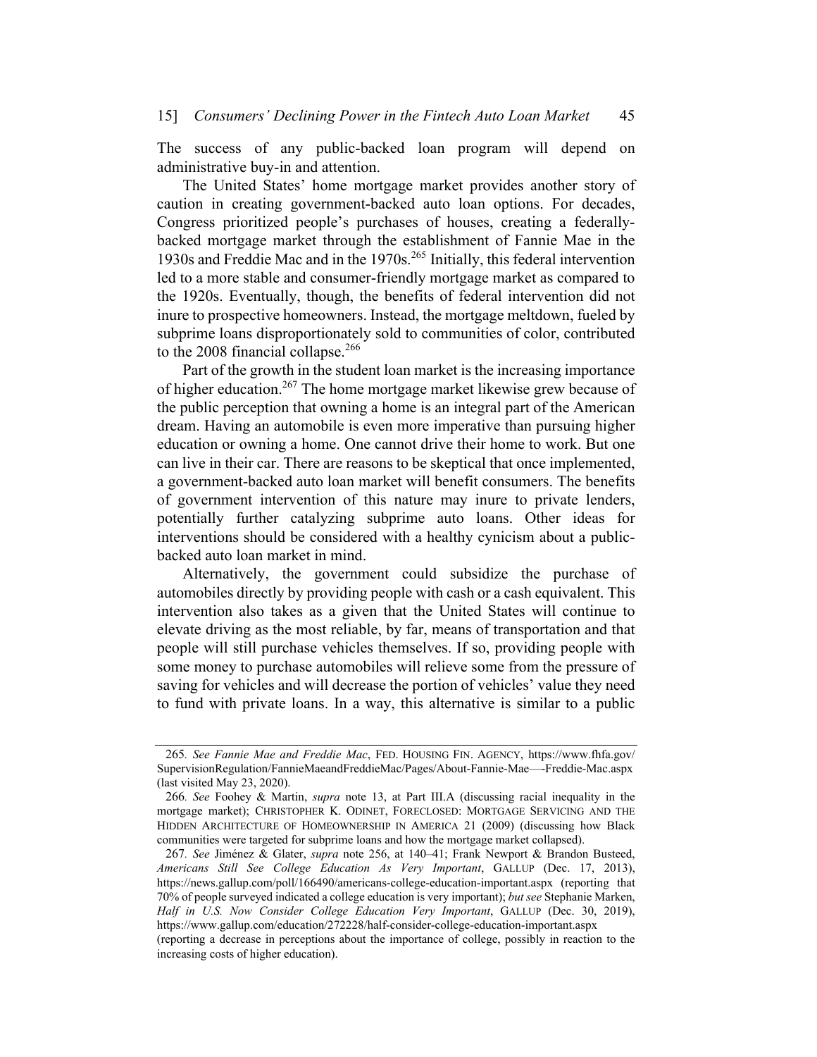The success of any public-backed loan program will depend on administrative buy-in and attention.

The United States' home mortgage market provides another story of caution in creating government-backed auto loan options. For decades, Congress prioritized people's purchases of houses, creating a federally-backed mortgage market through the establishment of Fannie Mae in the 1930s and Freddie Mac and in the 1970s.[265] Initially, this federal intervention led to a more stable and consumer-friendly mortgage market as compared to the 1920s. Eventually, though, the benefits of federal intervention did not inure to prospective homeowners. Instead, the mortgage meltdown, fueled by subprime loans disproportionately sold to communities of color, contributed to the 2008 financial collapse.[266]

Part of the growth in the student loan market is the increasing importance of higher education.[267] The home mortgage market likewise grew because of the public perception that owning a home is an integral part of the American dream. Having an automobile is even more imperative than pursuing higher education or owning a home. One cannot drive their home to work. But one can live in their car. There are reasons to be skeptical that once implemented, a government-backed auto loan market will benefit consumers. The benefits of government intervention of this nature may inure to private lenders, potentially further catalyzing subprime auto loans. Other ideas for interventions should be considered with a healthy cynicism about a public-backed auto loan market in mind.

Alternatively, the government could subsidize the purchase of automobiles directly by providing people with cash or a cash equivalent. This intervention also takes as a given that the United States will continue to elevate driving as the most reliable, by far, means of transportation and that people will still purchase vehicles themselves. If so, providing people with some money to purchase automobiles will relieve some from the pressure of saving for vehicles and will decrease the portion of vehicles' value they need to fund with private loans. In a way, this alternative is similar to a public

---

265. *See Fannie Mae and Freddie Mac*, FED. HOUSING FIN. AGENCY, https://www.fhfa.gov/SupervisionRegulation/FannieMaeandFreddieMac/Pages/About-Fannie-Mae—-Freddie-Mac.aspx (last visited May 23, 2020).

266. *See* Foohey & Martin, *supra* note 13, at Part III.A (discussing racial inequality in the mortgage market); CHRISTOPHER K. ODINET, FORECLOSED: MORTGAGE SERVICING AND THE HIDDEN ARCHITECTURE OF HOMEOWNERSHIP IN AMERICA 21 (2009) (discussing how Black communities were targeted for subprime loans and how the mortgage market collapsed).

267. *See* Jiménez & Glater, *supra* note 256, at 140–41; Frank Newport & Brandon Busteed, *Americans Still See College Education As Very Important*, GALLUP (Dec. 17, 2013), https://news.gallup.com/poll/166490/americans-college-education-important.aspx (reporting that 70% of people surveyed indicated a college education is very important); *but see* Stephanie Marken, *Half in U.S. Now Consider College Education Very Important*, GALLUP (Dec. 30, 2019), https://www.gallup.com/education/272228/half-consider-college-education-important.aspx (reporting a decrease in perceptions about the importance of college, possibly in reaction to the increasing costs of higher education).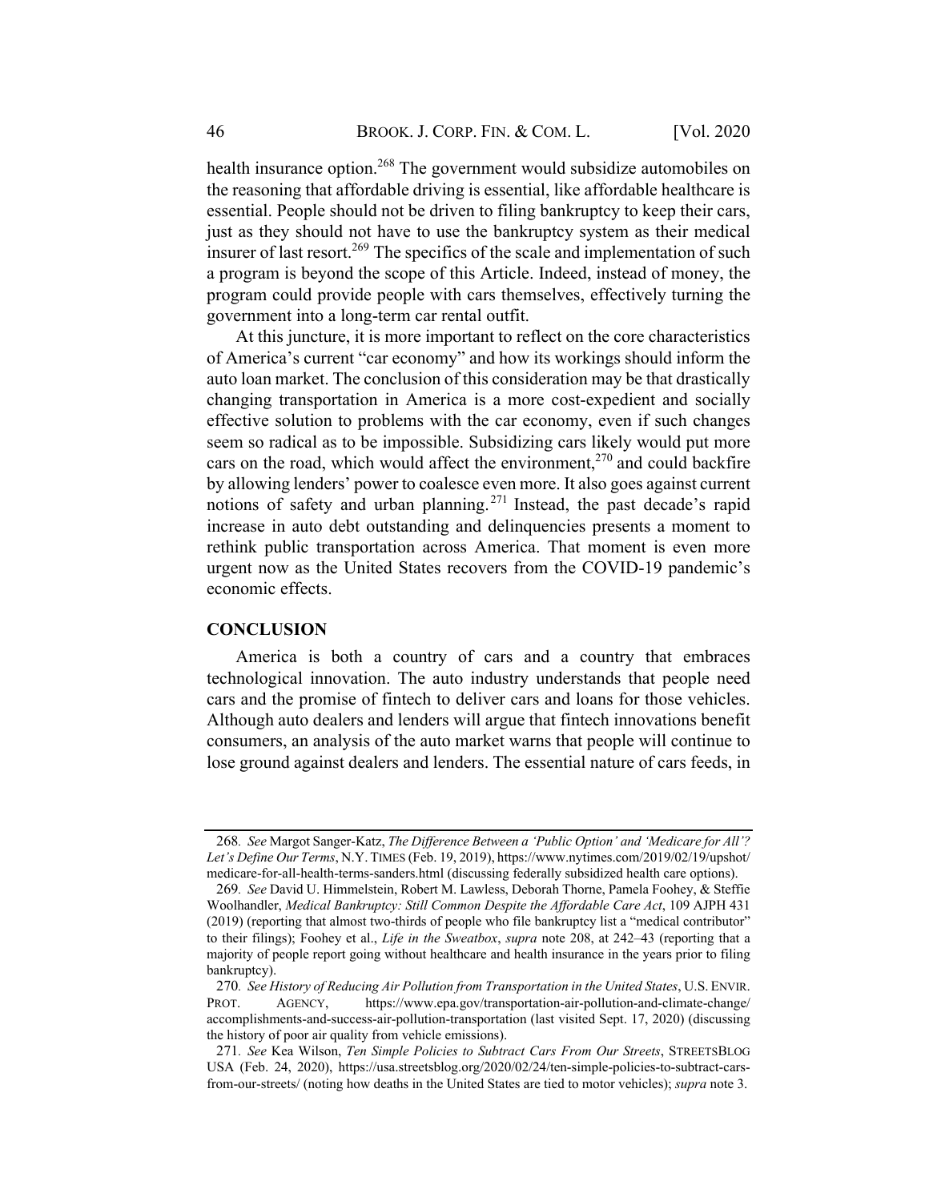health insurance option.[268] The government would subsidize automobiles on the reasoning that affordable driving is essential, like affordable healthcare is essential. People should not be driven to filing bankruptcy to keep their cars, just as they should not have to use the bankruptcy system as their medical insurer of last resort.[269] The specifics of the scale and implementation of such a program is beyond the scope of this Article. Indeed, instead of money, the program could provide people with cars themselves, effectively turning the government into a long-term car rental outfit.

At this juncture, it is more important to reflect on the core characteristics of America's current "car economy" and how its workings should inform the auto loan market. The conclusion of this consideration may be that drastically changing transportation in America is a more cost-expedient and socially effective solution to problems with the car economy, even if such changes seem so radical as to be impossible. Subsidizing cars likely would put more cars on the road, which would affect the environment,[270] and could backfire by allowing lenders' power to coalesce even more. It also goes against current notions of safety and urban planning.[271] Instead, the past decade's rapid increase in auto debt outstanding and delinquencies presents a moment to rethink public transportation across America. That moment is even more urgent now as the United States recovers from the COVID-19 pandemic's economic effects.

## CONCLUSION

America is both a country of cars and a country that embraces technological innovation. The auto industry understands that people need cars and the promise of fintech to deliver cars and loans for those vehicles. Although auto dealers and lenders will argue that fintech innovations benefit consumers, an analysis of the auto market warns that people will continue to lose ground against dealers and lenders. The essential nature of cars feeds, in

---

268. *See* Margot Sanger-Katz, *The Difference Between a 'Public Option' and 'Medicare for All'? Let's Define Our Terms*, N.Y. TIMES (Feb. 19, 2019), https://www.nytimes.com/2019/02/19/upshot/medicare-for-all-health-terms-sanders.html (discussing federally subsidized health care options).

269. *See* David U. Himmelstein, Robert M. Lawless, Deborah Thorne, Pamela Foohey, & Steffie Woolhandler, *Medical Bankruptcy: Still Common Despite the Affordable Care Act*, 109 AJPH 431 (2019) (reporting that almost two-thirds of people who file bankruptcy list a "medical contributor" to their filings); Foohey et al., *Life in the Sweatbox*, *supra* note 208, at 242–43 (reporting that a majority of people report going without healthcare and health insurance in the years prior to filing bankruptcy).

270. *See History of Reducing Air Pollution from Transportation in the United States*, U.S. ENVIR. PROT. AGENCY, https://www.epa.gov/transportation-air-pollution-and-climate-change/accomplishments-and-success-air-pollution-transportation (last visited Sept. 17, 2020) (discussing the history of poor air quality from vehicle emissions).

271. *See* Kea Wilson, *Ten Simple Policies to Subtract Cars From Our Streets*, STREETSBLOG USA (Feb. 24, 2020), https://usa.streetsblog.org/2020/02/24/ten-simple-policies-to-subtract-cars-from-our-streets/ (noting how deaths in the United States are tied to motor vehicles); *supra* note 3.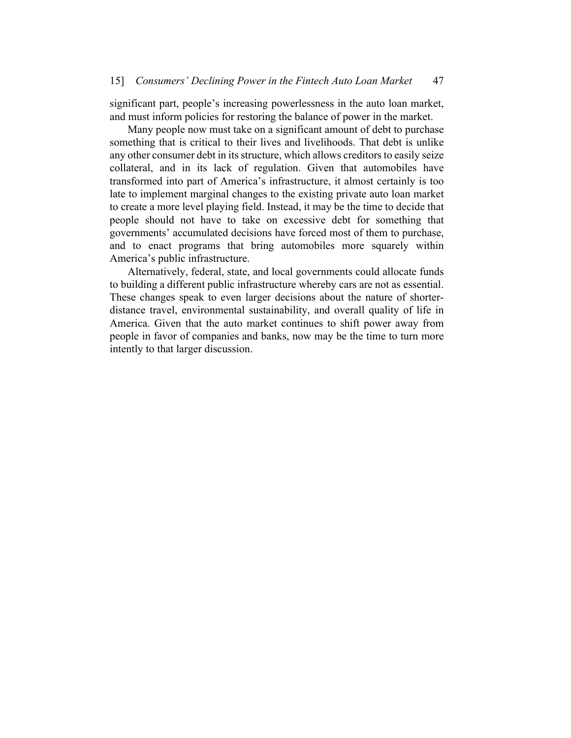significant part, people's increasing powerlessness in the auto loan market, and must inform policies for restoring the balance of power in the market.

Many people now must take on a significant amount of debt to purchase something that is critical to their lives and livelihoods. That debt is unlike any other consumer debt in its structure, which allows creditors to easily seize collateral, and in its lack of regulation. Given that automobiles have transformed into part of America's infrastructure, it almost certainly is too late to implement marginal changes to the existing private auto loan market to create a more level playing field. Instead, it may be the time to decide that people should not have to take on excessive debt for something that governments' accumulated decisions have forced most of them to purchase, and to enact programs that bring automobiles more squarely within America's public infrastructure.

Alternatively, federal, state, and local governments could allocate funds to building a different public infrastructure whereby cars are not as essential. These changes speak to even larger decisions about the nature of shorter-distance travel, environmental sustainability, and overall quality of life in America. Given that the auto market continues to shift power away from people in favor of companies and banks, now may be the time to turn more intently to that larger discussion.